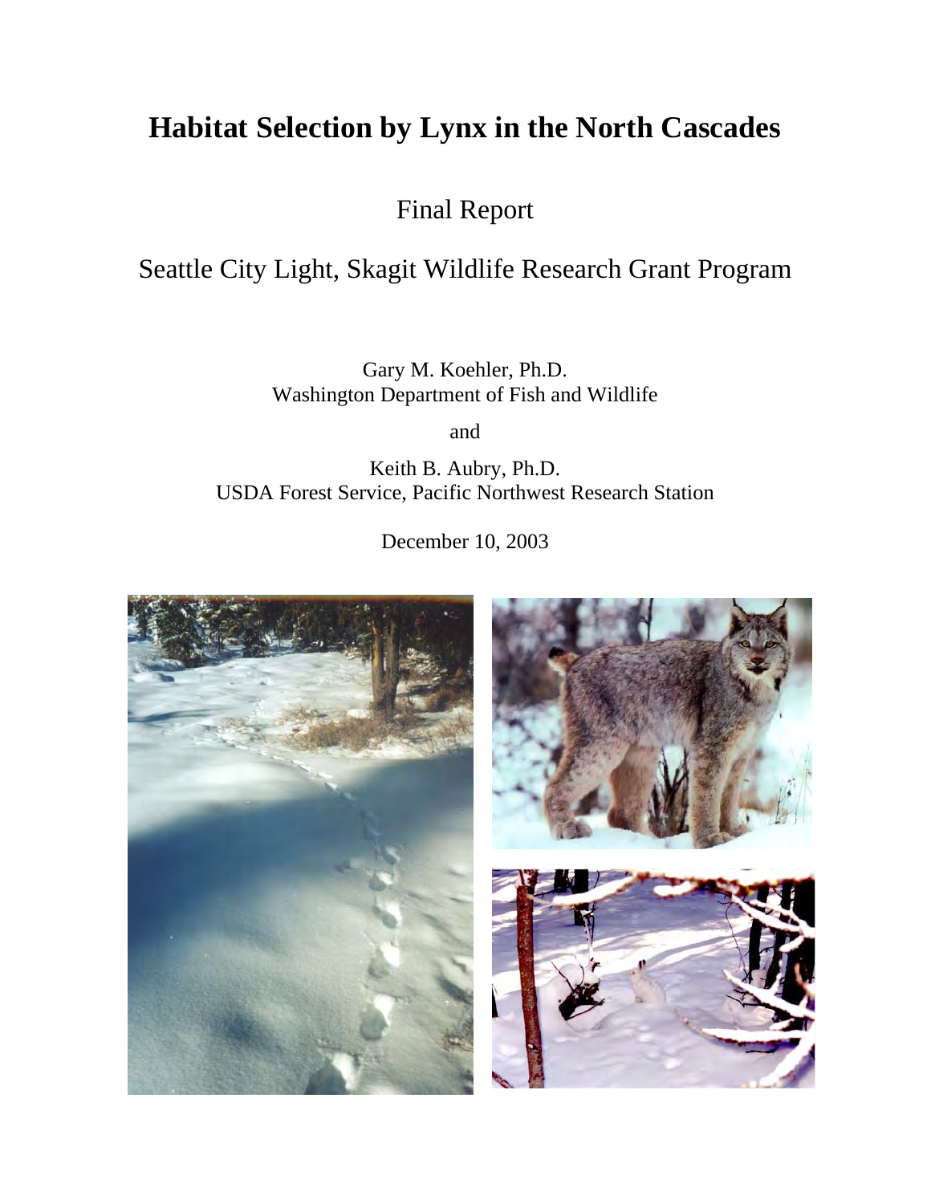# Habitat Selection by Lynx in the North Cascades

Final Report

Seattle City Light, Skagit Wildlife Research Grant Program

Gary M. Koehler, Ph.D.
Washington Department of Fish and Wildlife

and

Keith B. Aubry, Ph.D.
USDA Forest Service, Pacific Northwest Research Station

December 10, 2003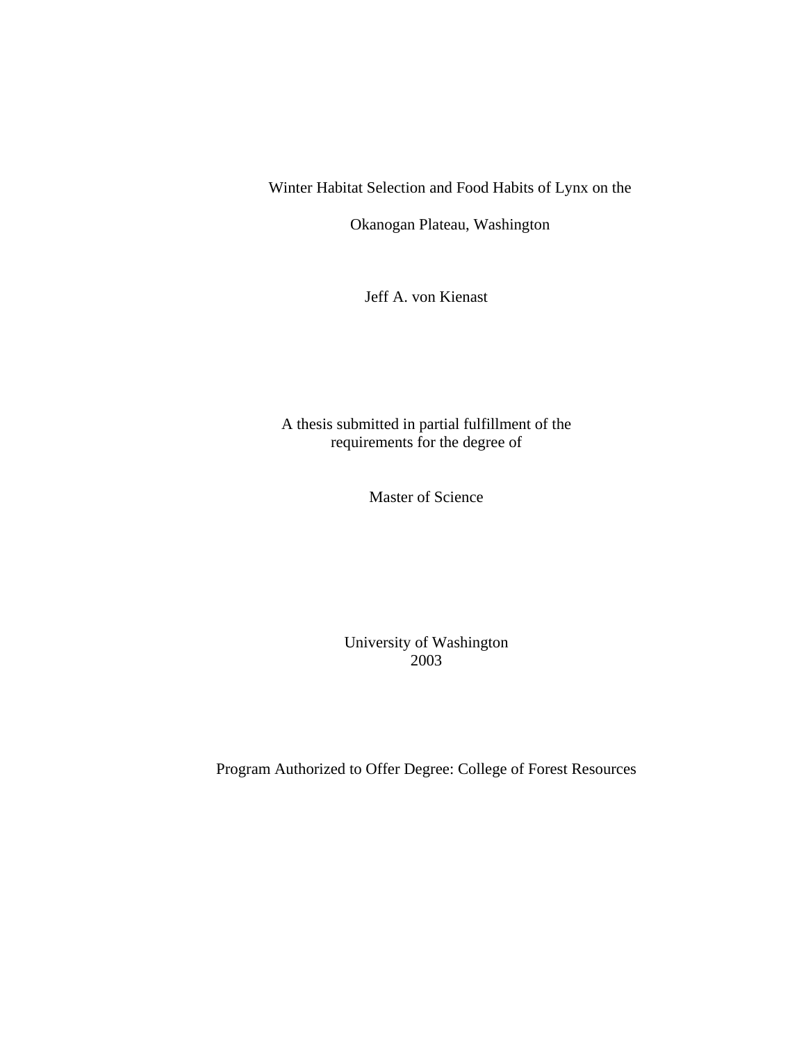# Winter Habitat Selection and Food Habits of Lynx on the Okanogan Plateau, Washington

Jeff A. von Kienast

A thesis submitted in partial fulfillment of the requirements for the degree of

Master of Science

University of Washington
2003

Program Authorized to Offer Degree: College of Forest Resources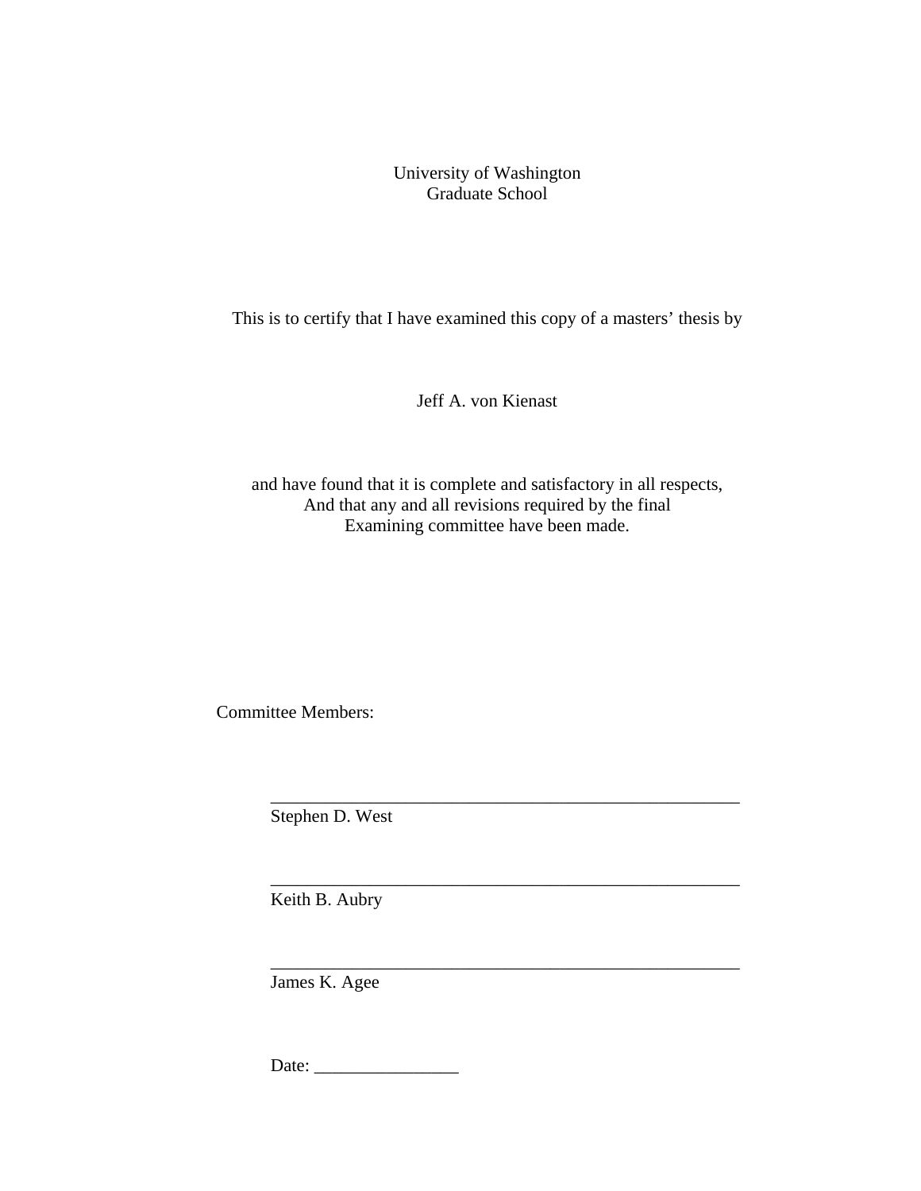University of Washington
Graduate School

This is to certify that I have examined this copy of a masters' thesis by

Jeff A. von Kienast

and have found that it is complete and satisfactory in all respects,
And that any and all revisions required by the final
Examining committee have been made.

Committee Members:

_______________________________________________
Stephen D. West

_______________________________________________
Keith B. Aubry

_______________________________________________
James K. Agee

Date: ________________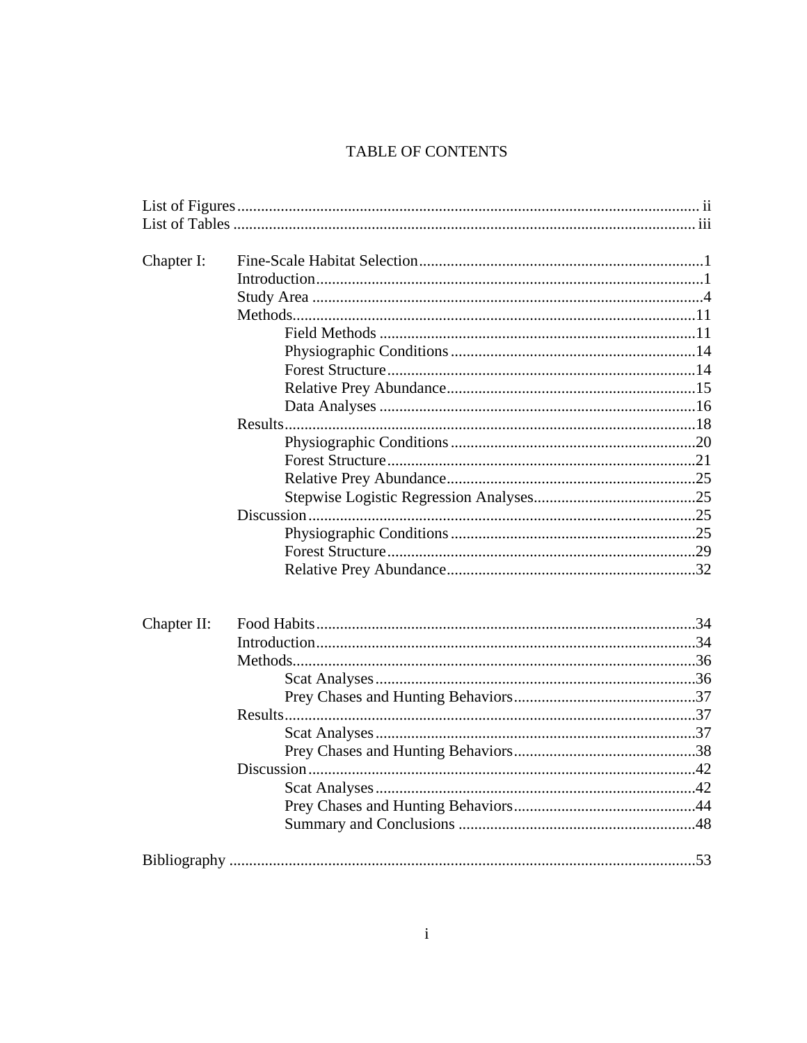# TABLE OF CONTENTS

List of Figures .................................................................................................................. ii
List of Tables .................................................................................................................... iii

Chapter I: Fine-Scale Habitat Selection .......................................................................1
- Introduction..................................................................................................1
- Study Area ...................................................................................................4
- Methods......................................................................................................11
  - Field Methods ...............................................................................11
  - Physiographic Conditions .............................................................14
  - Forest Structure.............................................................................14
  - Relative Prey Abundance...............................................................15
  - Data Analyses ...............................................................................16
- Results........................................................................................................18
  - Physiographic Conditions .............................................................20
  - Forest Structure.............................................................................21
  - Relative Prey Abundance..............................................................25
  - Stepwise Logistic Regression Analyses.........................................25
- Discussion..................................................................................................25
  - Physiographic Conditions .............................................................25
  - Forest Structure.............................................................................29
  - Relative Prey Abundance..............................................................32

Chapter II: Food Habits...............................................................................................34
- Introduction................................................................................................34
- Methods......................................................................................................36
  - Scat Analyses.................................................................................36
  - Prey Chases and Hunting Behaviors..............................................37
- Results........................................................................................................37
  - Scat Analyses.................................................................................37
  - Prey Chases and Hunting Behaviors..............................................38
- Discussion..................................................................................................42
  - Scat Analyses.................................................................................42
  - Prey Chases and Hunting Behaviors..............................................44
  - Summary and Conclusions ............................................................48

Bibliography ......................................................................................................................53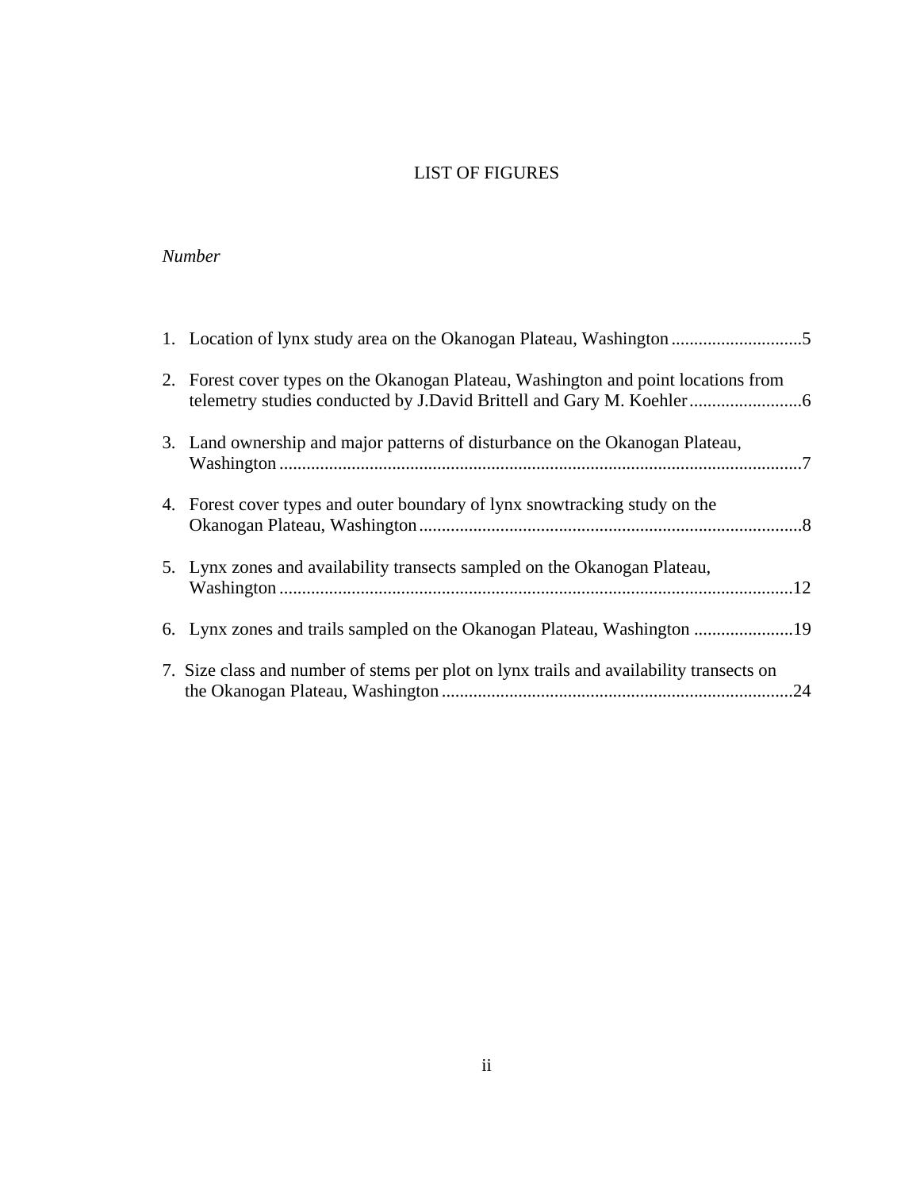# LIST OF FIGURES

*Number*

1. Location of lynx study area on the Okanogan Plateau, Washington .............................5
2. Forest cover types on the Okanogan Plateau, Washington and point locations from telemetry studies conducted by J.David Brittell and Gary M. Koehler.........................6
3. Land ownership and major patterns of disturbance on the Okanogan Plateau, Washington ....................................................................................................................7
4. Forest cover types and outer boundary of lynx snowtracking study on the Okanogan Plateau, Washington.....................................................................................8
5. Lynx zones and availability transects sampled on the Okanogan Plateau, Washington .................................................................................................................12
6. Lynx zones and trails sampled on the Okanogan Plateau, Washington ......................19
7. Size class and number of stems per plot on lynx trails and availability transects on the Okanogan Plateau, Washington ..............................................................................24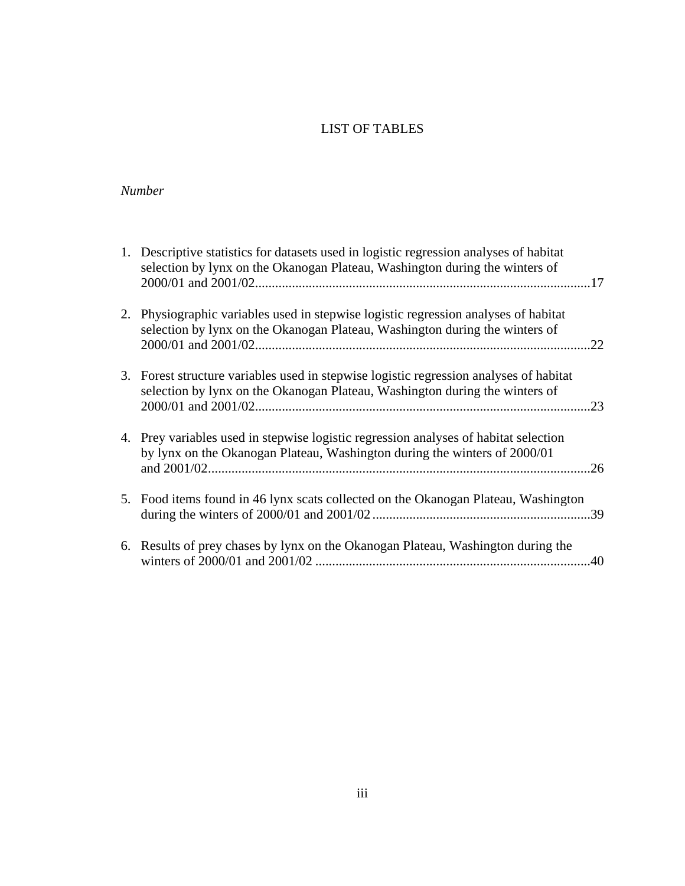# LIST OF TABLES

*Number*

1. Descriptive statistics for datasets used in logistic regression analyses of habitat selection by lynx on the Okanogan Plateau, Washington during the winters of 2000/01 and 2001/02....................................................................................................17

2. Physiographic variables used in stepwise logistic regression analyses of habitat selection by lynx on the Okanogan Plateau, Washington during the winters of 2000/01 and 2001/02....................................................................................................22

3. Forest structure variables used in stepwise logistic regression analyses of habitat selection by lynx on the Okanogan Plateau, Washington during the winters of 2000/01 and 2001/02....................................................................................................23

4. Prey variables used in stepwise logistic regression analyses of habitat selection by lynx on the Okanogan Plateau, Washington during the winters of 2000/01 and 2001/02..................................................................................................................26

5. Food items found in 46 lynx scats collected on the Okanogan Plateau, Washington during the winters of 2000/01 and 2001/02.................................................................39

6. Results of prey chases by lynx on the Okanogan Plateau, Washington during the winters of 2000/01 and 2001/02 ..................................................................................40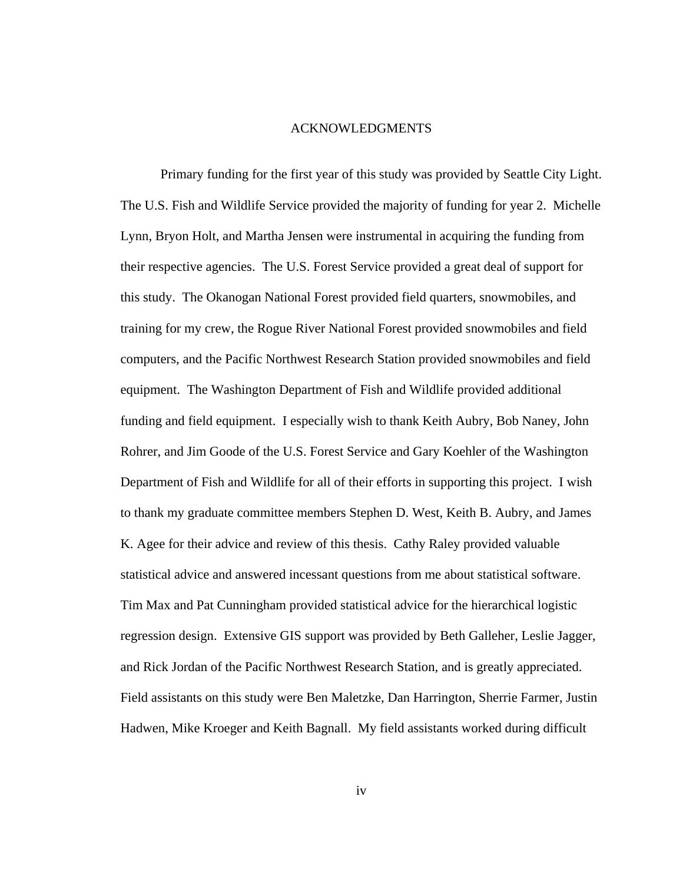# ACKNOWLEDGMENTS

Primary funding for the first year of this study was provided by Seattle City Light. The U.S. Fish and Wildlife Service provided the majority of funding for year 2. Michelle Lynn, Bryon Holt, and Martha Jensen were instrumental in acquiring the funding from their respective agencies. The U.S. Forest Service provided a great deal of support for this study. The Okanogan National Forest provided field quarters, snowmobiles, and training for my crew, the Rogue River National Forest provided snowmobiles and field computers, and the Pacific Northwest Research Station provided snowmobiles and field equipment. The Washington Department of Fish and Wildlife provided additional funding and field equipment. I especially wish to thank Keith Aubry, Bob Naney, John Rohrer, and Jim Goode of the U.S. Forest Service and Gary Koehler of the Washington Department of Fish and Wildlife for all of their efforts in supporting this project. I wish to thank my graduate committee members Stephen D. West, Keith B. Aubry, and James K. Agee for their advice and review of this thesis. Cathy Raley provided valuable statistical advice and answered incessant questions from me about statistical software. Tim Max and Pat Cunningham provided statistical advice for the hierarchical logistic regression design. Extensive GIS support was provided by Beth Galleher, Leslie Jagger, and Rick Jordan of the Pacific Northwest Research Station, and is greatly appreciated. Field assistants on this study were Ben Maletzke, Dan Harrington, Sherrie Farmer, Justin Hadwen, Mike Kroeger and Keith Bagnall. My field assistants worked during difficult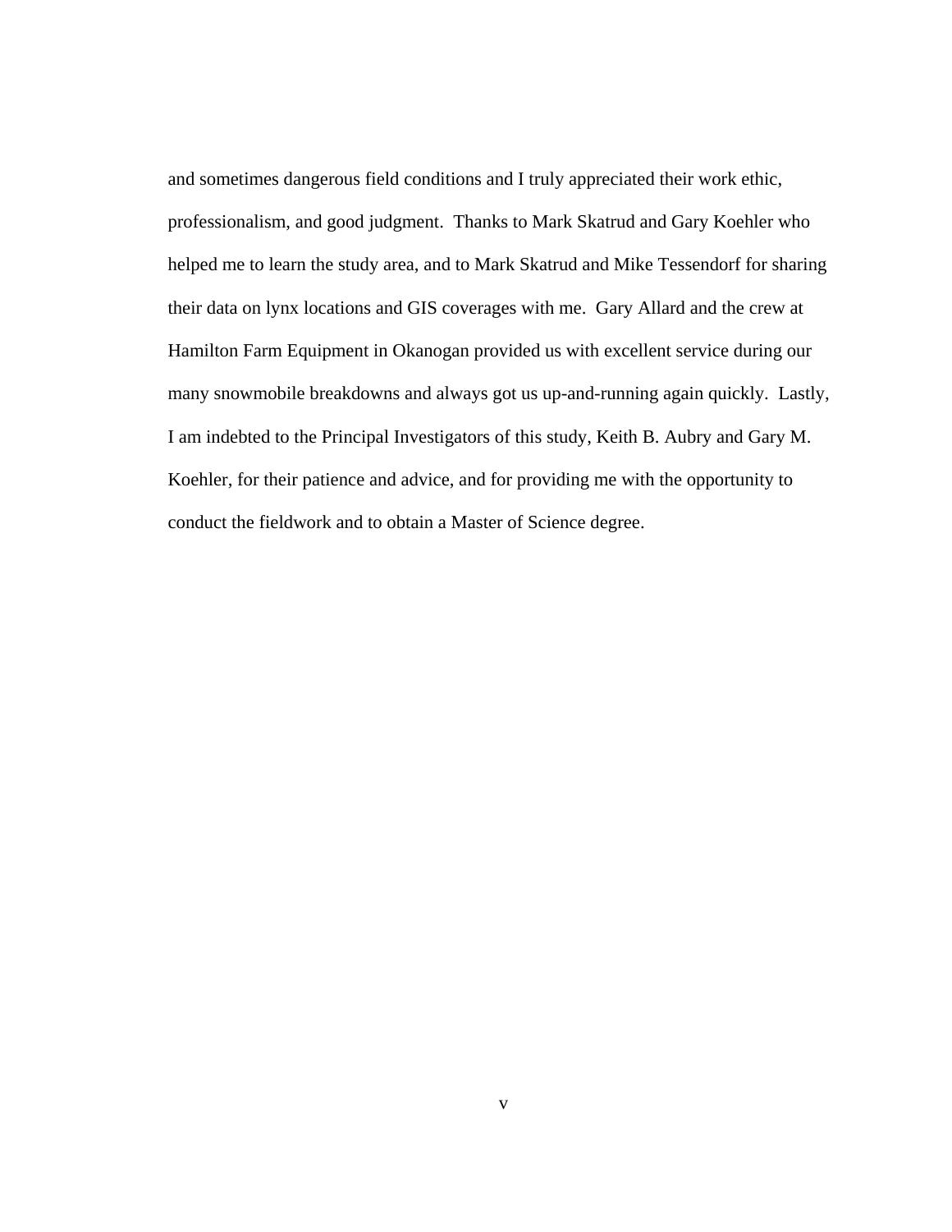and sometimes dangerous field conditions and I truly appreciated their work ethic, professionalism, and good judgment. Thanks to Mark Skatrud and Gary Koehler who helped me to learn the study area, and to Mark Skatrud and Mike Tessendorf for sharing their data on lynx locations and GIS coverages with me. Gary Allard and the crew at Hamilton Farm Equipment in Okanogan provided us with excellent service during our many snowmobile breakdowns and always got us up-and-running again quickly. Lastly, I am indebted to the Principal Investigators of this study, Keith B. Aubry and Gary M. Koehler, for their patience and advice, and for providing me with the opportunity to conduct the fieldwork and to obtain a Master of Science degree.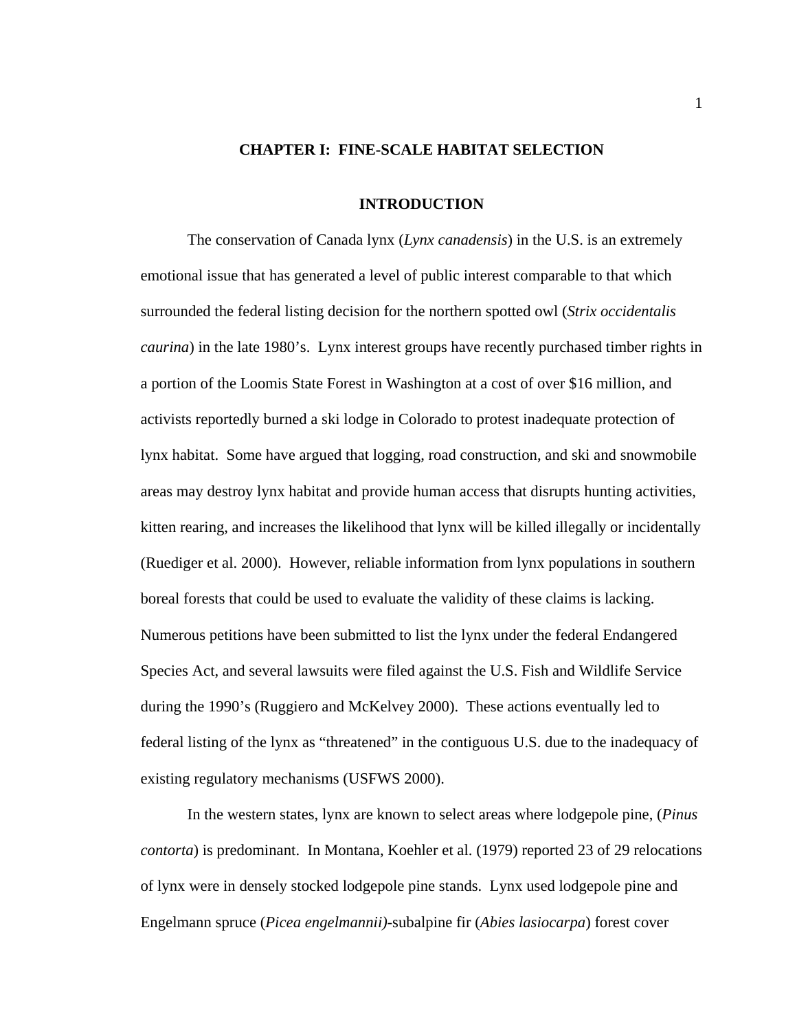# CHAPTER I: FINE-SCALE HABITAT SELECTION

## INTRODUCTION

The conservation of Canada lynx (*Lynx canadensis*) in the U.S. is an extremely emotional issue that has generated a level of public interest comparable to that which surrounded the federal listing decision for the northern spotted owl (*Strix occidentalis caurina*) in the late 1980's. Lynx interest groups have recently purchased timber rights in a portion of the Loomis State Forest in Washington at a cost of over $16 million, and activists reportedly burned a ski lodge in Colorado to protest inadequate protection of lynx habitat. Some have argued that logging, road construction, and ski and snowmobile areas may destroy lynx habitat and provide human access that disrupts hunting activities, kitten rearing, and increases the likelihood that lynx will be killed illegally or incidentally (Ruediger et al. 2000). However, reliable information from lynx populations in southern boreal forests that could be used to evaluate the validity of these claims is lacking. Numerous petitions have been submitted to list the lynx under the federal Endangered Species Act, and several lawsuits were filed against the U.S. Fish and Wildlife Service during the 1990's (Ruggiero and McKelvey 2000). These actions eventually led to federal listing of the lynx as "threatened" in the contiguous U.S. due to the inadequacy of existing regulatory mechanisms (USFWS 2000).

In the western states, lynx are known to select areas where lodgepole pine, (*Pinus contorta*) is predominant. In Montana, Koehler et al. (1979) reported 23 of 29 relocations of lynx were in densely stocked lodgepole pine stands. Lynx used lodgepole pine and Engelmann spruce (*Picea engelmannii)*-subalpine fir (*Abies lasiocarpa*) forest cover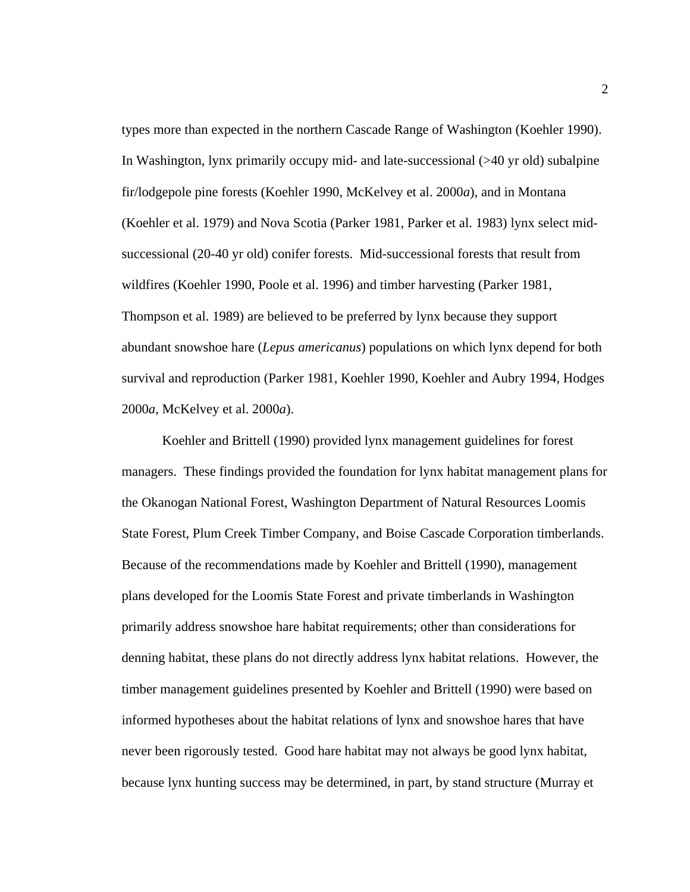types more than expected in the northern Cascade Range of Washington (Koehler 1990). In Washington, lynx primarily occupy mid- and late-successional (>40 yr old) subalpine fir/lodgepole pine forests (Koehler 1990, McKelvey et al. 2000*a*), and in Montana (Koehler et al. 1979) and Nova Scotia (Parker 1981, Parker et al. 1983) lynx select mid-successional (20-40 yr old) conifer forests. Mid-successional forests that result from wildfires (Koehler 1990, Poole et al. 1996) and timber harvesting (Parker 1981, Thompson et al. 1989) are believed to be preferred by lynx because they support abundant snowshoe hare (*Lepus americanus*) populations on which lynx depend for both survival and reproduction (Parker 1981, Koehler 1990, Koehler and Aubry 1994, Hodges 2000*a*, McKelvey et al. 2000*a*).

Koehler and Brittell (1990) provided lynx management guidelines for forest managers. These findings provided the foundation for lynx habitat management plans for the Okanogan National Forest, Washington Department of Natural Resources Loomis State Forest, Plum Creek Timber Company, and Boise Cascade Corporation timberlands. Because of the recommendations made by Koehler and Brittell (1990), management plans developed for the Loomis State Forest and private timberlands in Washington primarily address snowshoe hare habitat requirements; other than considerations for denning habitat, these plans do not directly address lynx habitat relations. However, the timber management guidelines presented by Koehler and Brittell (1990) were based on informed hypotheses about the habitat relations of lynx and snowshoe hares that have never been rigorously tested. Good hare habitat may not always be good lynx habitat, because lynx hunting success may be determined, in part, by stand structure (Murray et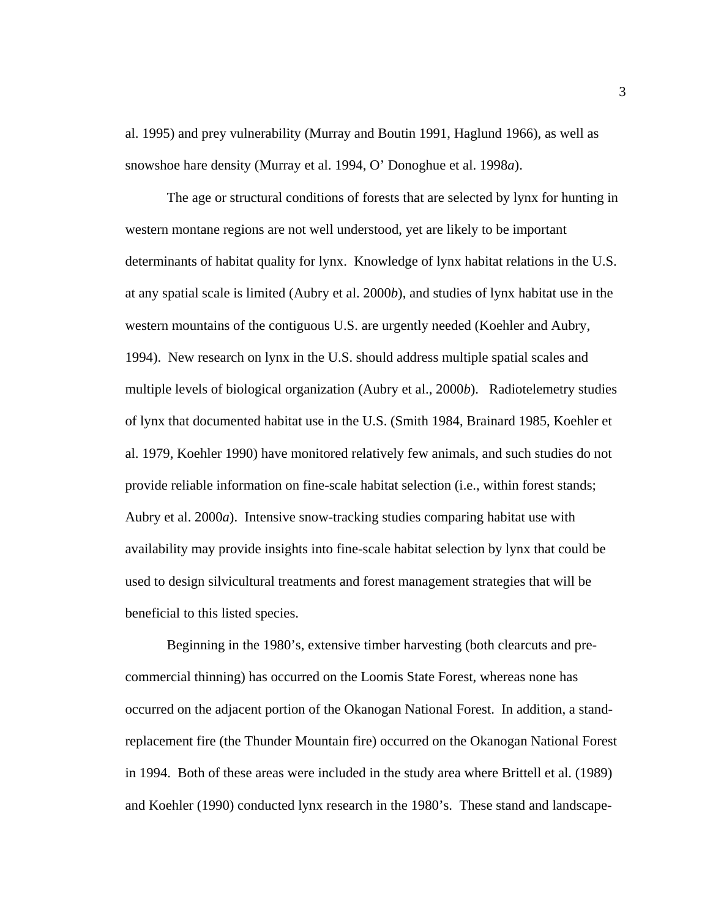al. 1995) and prey vulnerability (Murray and Boutin 1991, Haglund 1966), as well as snowshoe hare density (Murray et al. 1994, O' Donoghue et al. 1998*a*).

The age or structural conditions of forests that are selected by lynx for hunting in western montane regions are not well understood, yet are likely to be important determinants of habitat quality for lynx. Knowledge of lynx habitat relations in the U.S. at any spatial scale is limited (Aubry et al. 2000*b*), and studies of lynx habitat use in the western mountains of the contiguous U.S. are urgently needed (Koehler and Aubry, 1994). New research on lynx in the U.S. should address multiple spatial scales and multiple levels of biological organization (Aubry et al., 2000*b*). Radiotelemetry studies of lynx that documented habitat use in the U.S. (Smith 1984, Brainard 1985, Koehler et al. 1979, Koehler 1990) have monitored relatively few animals, and such studies do not provide reliable information on fine-scale habitat selection (i.e., within forest stands; Aubry et al. 2000*a*). Intensive snow-tracking studies comparing habitat use with availability may provide insights into fine-scale habitat selection by lynx that could be used to design silvicultural treatments and forest management strategies that will be beneficial to this listed species.

Beginning in the 1980's, extensive timber harvesting (both clearcuts and pre-commercial thinning) has occurred on the Loomis State Forest, whereas none has occurred on the adjacent portion of the Okanogan National Forest. In addition, a stand-replacement fire (the Thunder Mountain fire) occurred on the Okanogan National Forest in 1994. Both of these areas were included in the study area where Brittell et al. (1989) and Koehler (1990) conducted lynx research in the 1980's. These stand and landscape-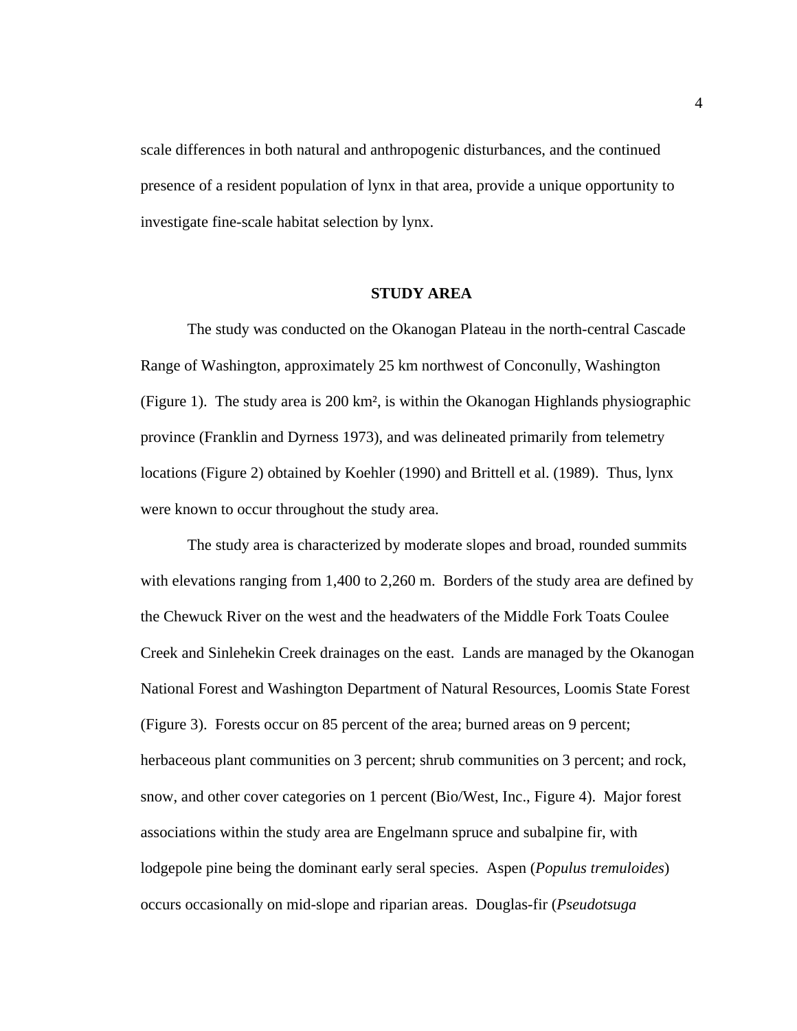scale differences in both natural and anthropogenic disturbances, and the continued presence of a resident population of lynx in that area, provide a unique opportunity to investigate fine-scale habitat selection by lynx.

## STUDY AREA

The study was conducted on the Okanogan Plateau in the north-central Cascade Range of Washington, approximately 25 km northwest of Conconully, Washington (Figure 1). The study area is 200 km², is within the Okanogan Highlands physiographic province (Franklin and Dyrness 1973), and was delineated primarily from telemetry locations (Figure 2) obtained by Koehler (1990) and Brittell et al. (1989). Thus, lynx were known to occur throughout the study area.

The study area is characterized by moderate slopes and broad, rounded summits with elevations ranging from 1,400 to 2,260 m. Borders of the study area are defined by the Chewuck River on the west and the headwaters of the Middle Fork Toats Coulee Creek and Sinlehekin Creek drainages on the east. Lands are managed by the Okanogan National Forest and Washington Department of Natural Resources, Loomis State Forest (Figure 3). Forests occur on 85 percent of the area; burned areas on 9 percent; herbaceous plant communities on 3 percent; shrub communities on 3 percent; and rock, snow, and other cover categories on 1 percent (Bio/West, Inc., Figure 4). Major forest associations within the study area are Engelmann spruce and subalpine fir, with lodgepole pine being the dominant early seral species. Aspen (*Populus tremuloides*) occurs occasionally on mid-slope and riparian areas. Douglas-fir (*Pseudotsuga*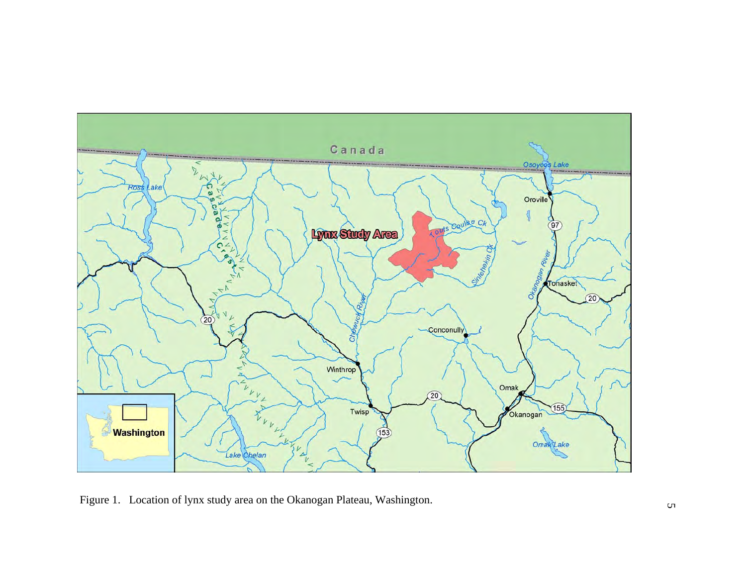Figure 1. Location of lynx study area on the Okanogan Plateau, Washington.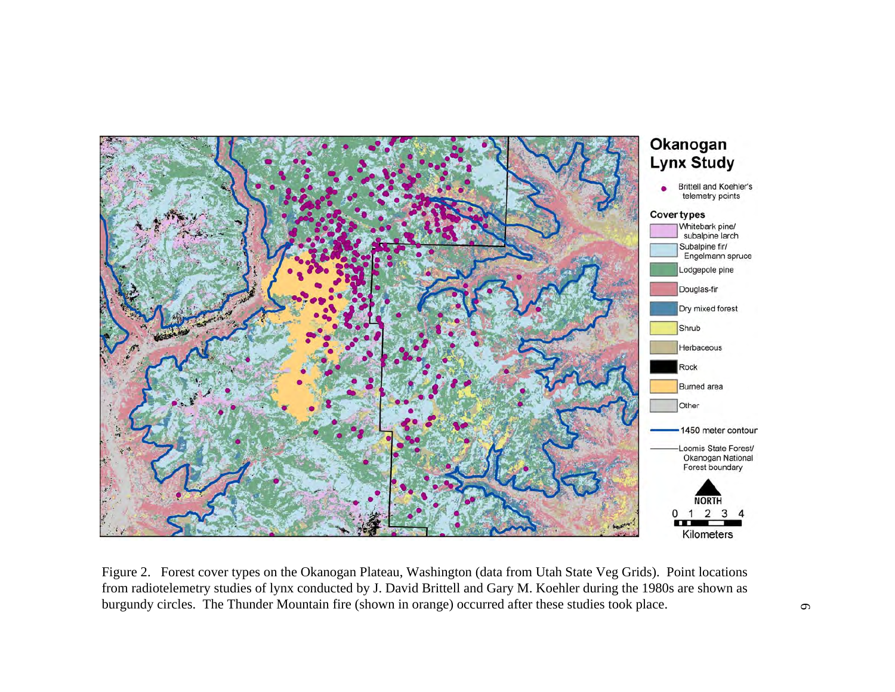Figure 2. Forest cover types on the Okanogan Plateau, Washington (data from Utah State Veg Grids). Point locations from radiotelemetry studies of lynx conducted by J. David Brittell and Gary M. Koehler during the 1980s are shown as burgundy circles. The Thunder Mountain fire (shown in orange) occurred after these studies took place.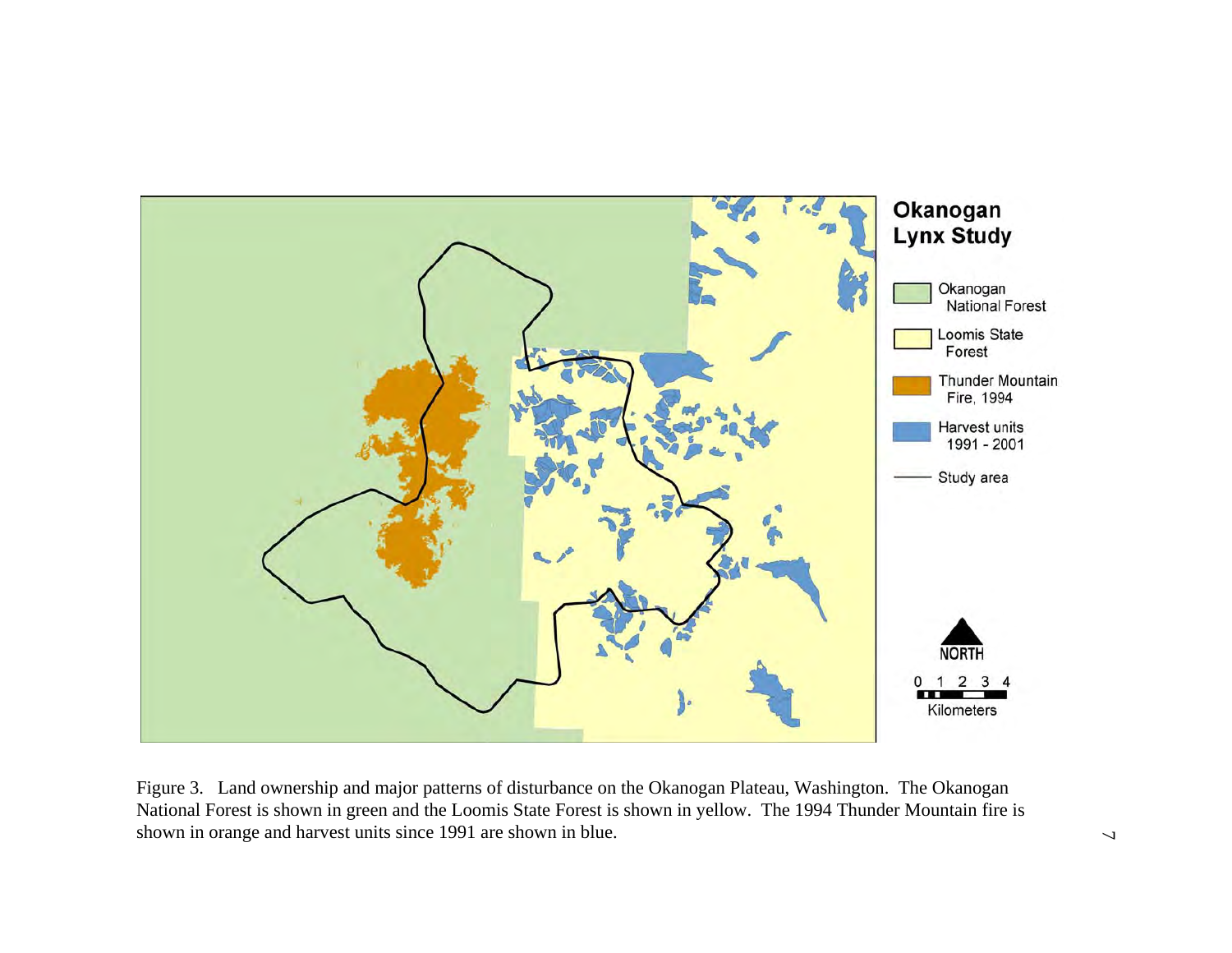Figure 3. Land ownership and major patterns of disturbance on the Okanogan Plateau, Washington. The Okanogan National Forest is shown in green and the Loomis State Forest is shown in yellow. The 1994 Thunder Mountain fire is shown in orange and harvest units since 1991 are shown in blue.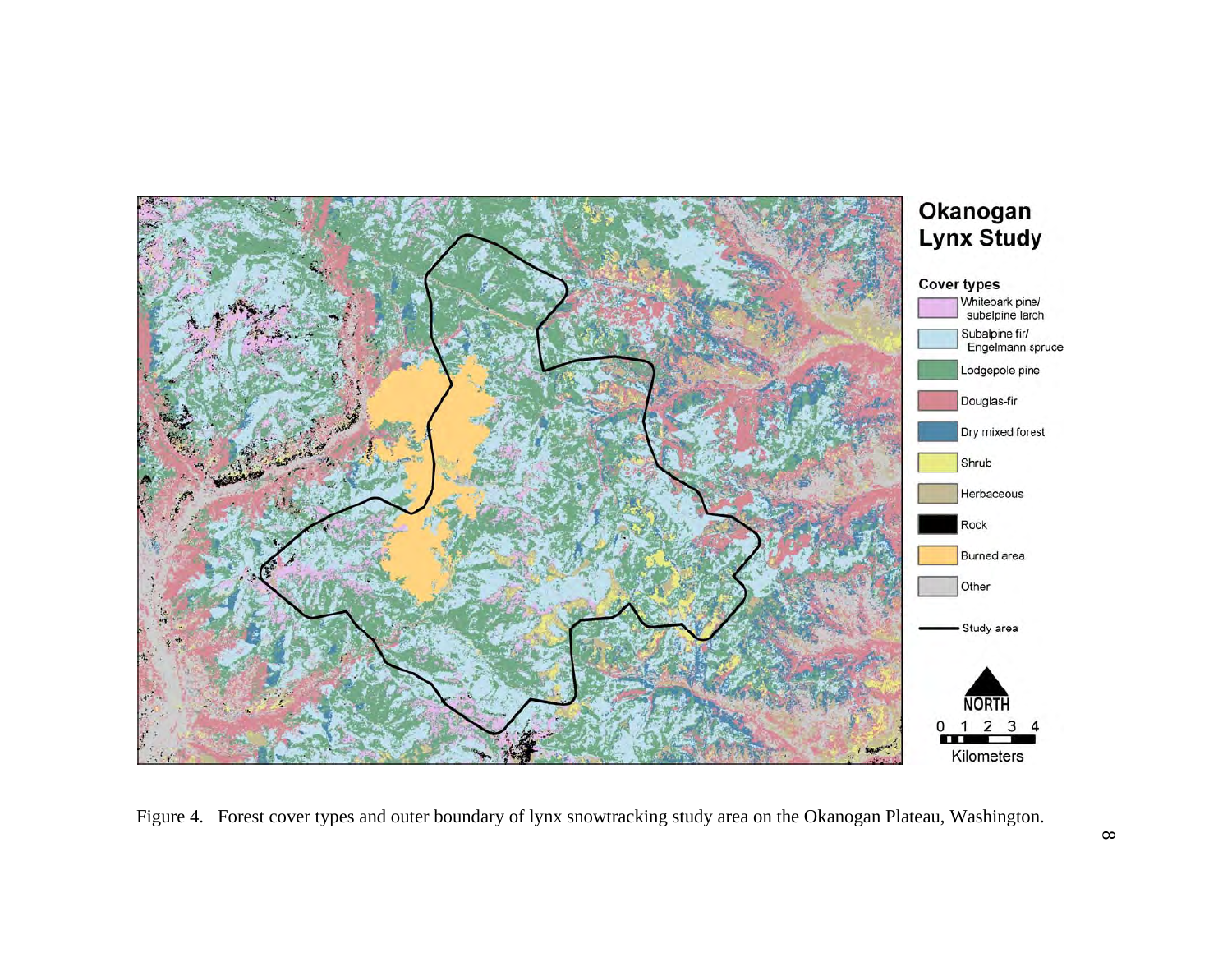Figure 4. Forest cover types and outer boundary of lynx snowtracking study area on the Okanogan Plateau, Washington.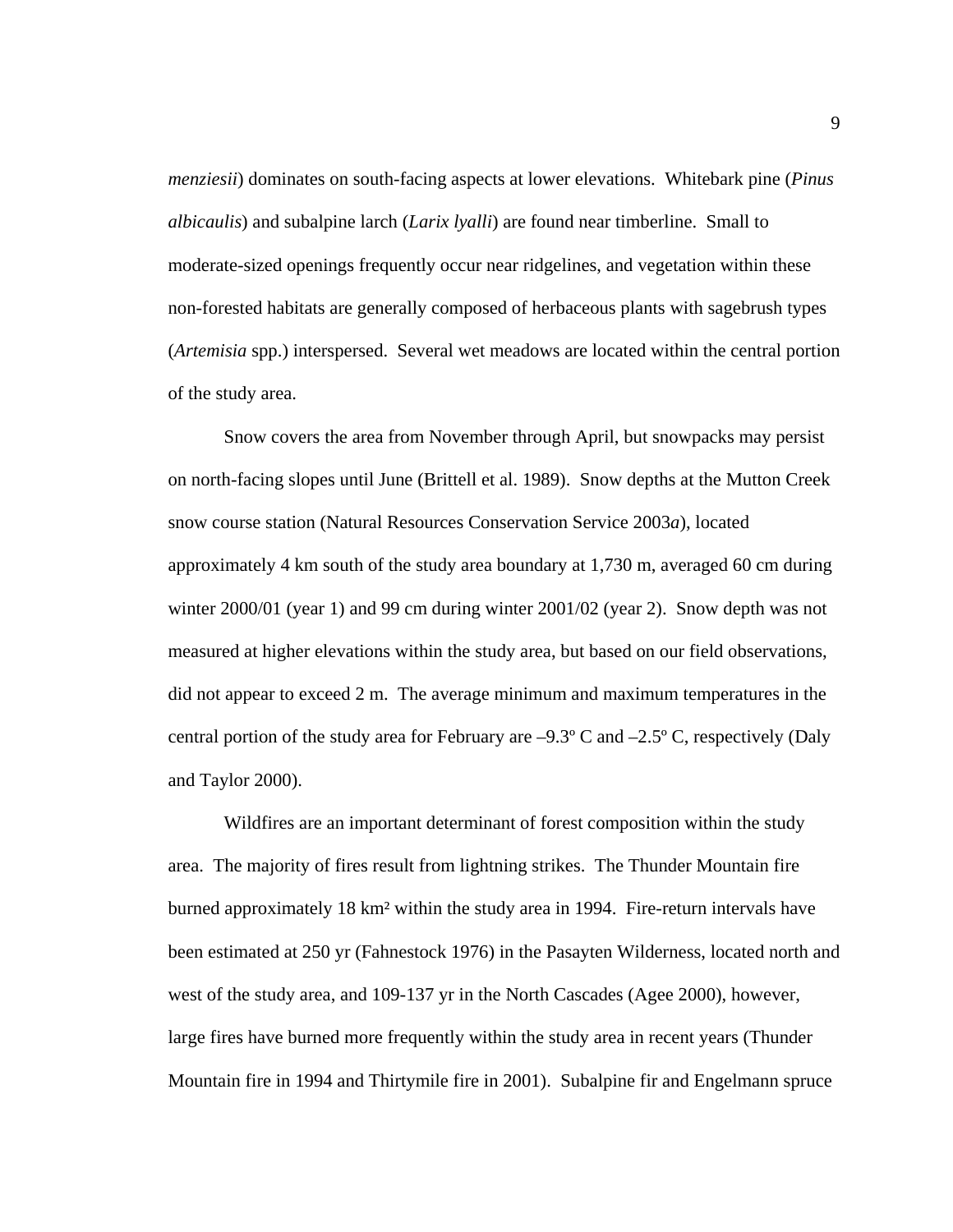*menziesii*) dominates on south-facing aspects at lower elevations. Whitebark pine (*Pinus albicaulis*) and subalpine larch (*Larix lyalli*) are found near timberline. Small to moderate-sized openings frequently occur near ridgelines, and vegetation within these non-forested habitats are generally composed of herbaceous plants with sagebrush types (*Artemisia* spp.) interspersed. Several wet meadows are located within the central portion of the study area.

Snow covers the area from November through April, but snowpacks may persist on north-facing slopes until June (Brittell et al. 1989). Snow depths at the Mutton Creek snow course station (Natural Resources Conservation Service 2003*a*), located approximately 4 km south of the study area boundary at 1,730 m, averaged 60 cm during winter 2000/01 (year 1) and 99 cm during winter 2001/02 (year 2). Snow depth was not measured at higher elevations within the study area, but based on our field observations, did not appear to exceed 2 m. The average minimum and maximum temperatures in the central portion of the study area for February are –9.3º C and –2.5º C, respectively (Daly and Taylor 2000).

Wildfires are an important determinant of forest composition within the study area. The majority of fires result from lightning strikes. The Thunder Mountain fire burned approximately 18 $km^2$ within the study area in 1994. Fire-return intervals have been estimated at 250 yr (Fahnestock 1976) in the Pasayten Wilderness, located north and west of the study area, and 109-137 yr in the North Cascades (Agee 2000), however, large fires have burned more frequently within the study area in recent years (Thunder Mountain fire in 1994 and Thirtymile fire in 2001). Subalpine fir and Engelmann spruce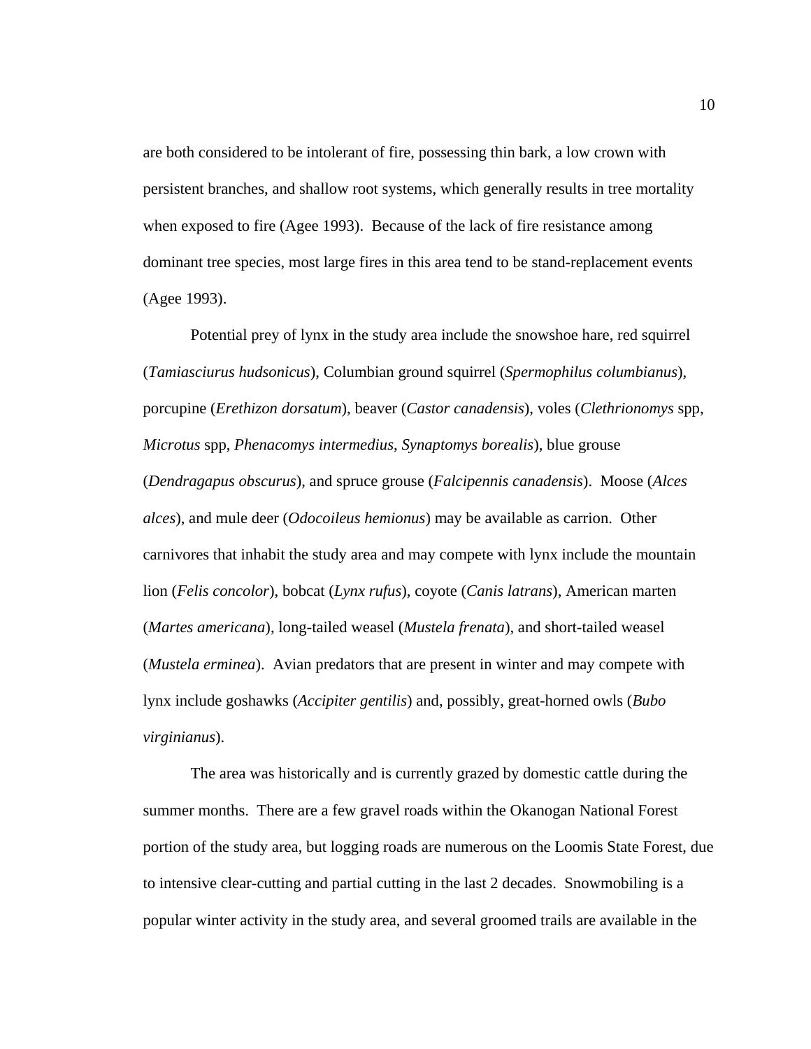are both considered to be intolerant of fire, possessing thin bark, a low crown with persistent branches, and shallow root systems, which generally results in tree mortality when exposed to fire (Agee 1993). Because of the lack of fire resistance among dominant tree species, most large fires in this area tend to be stand-replacement events (Agee 1993).

Potential prey of lynx in the study area include the snowshoe hare, red squirrel (*Tamiasciurus hudsonicus*), Columbian ground squirrel (*Spermophilus columbianus*), porcupine (*Erethizon dorsatum*), beaver (*Castor canadensis*), voles (*Clethrionomys* spp, *Microtus* spp, *Phenacomys intermedius*, *Synaptomys borealis*), blue grouse (*Dendragapus obscurus*), and spruce grouse (*Falcipennis canadensis*). Moose (*Alces alces*), and mule deer (*Odocoileus hemionus*) may be available as carrion. Other carnivores that inhabit the study area and may compete with lynx include the mountain lion (*Felis concolor*), bobcat (*Lynx rufus*), coyote (*Canis latrans*), American marten (*Martes americana*), long-tailed weasel (*Mustela frenata*), and short-tailed weasel (*Mustela erminea*). Avian predators that are present in winter and may compete with lynx include goshawks (*Accipiter gentilis*) and, possibly, great-horned owls (*Bubo virginianus*).

The area was historically and is currently grazed by domestic cattle during the summer months. There are a few gravel roads within the Okanogan National Forest portion of the study area, but logging roads are numerous on the Loomis State Forest, due to intensive clear-cutting and partial cutting in the last 2 decades. Snowmobiling is a popular winter activity in the study area, and several groomed trails are available in the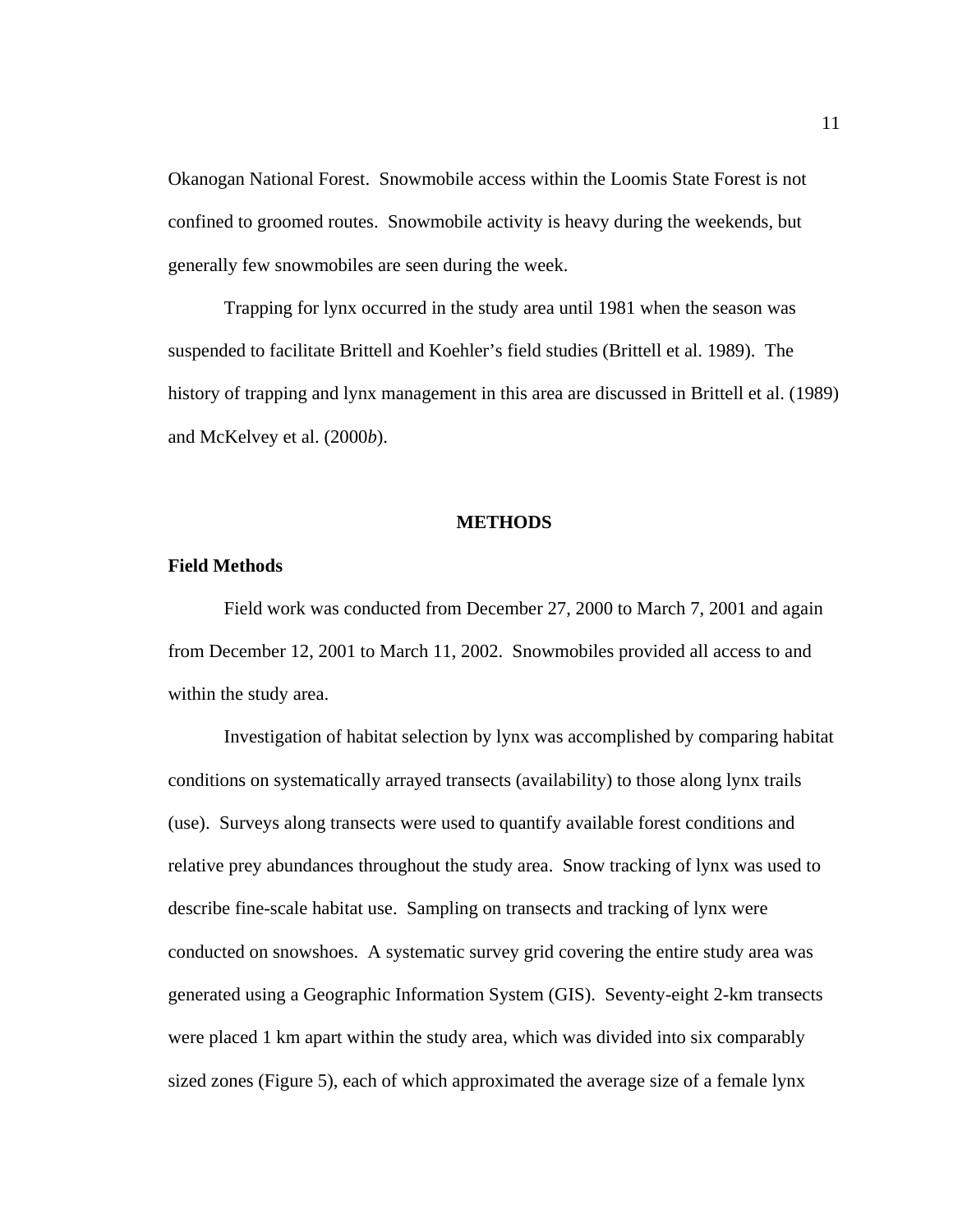Okanogan National Forest. Snowmobile access within the Loomis State Forest is not confined to groomed routes. Snowmobile activity is heavy during the weekends, but generally few snowmobiles are seen during the week.

Trapping for lynx occurred in the study area until 1981 when the season was suspended to facilitate Brittell and Koehler's field studies (Brittell et al. 1989). The history of trapping and lynx management in this area are discussed in Brittell et al. (1989) and McKelvey et al. (2000*b*).

## METHODS

### Field Methods

Field work was conducted from December 27, 2000 to March 7, 2001 and again from December 12, 2001 to March 11, 2002. Snowmobiles provided all access to and within the study area.

Investigation of habitat selection by lynx was accomplished by comparing habitat conditions on systematically arrayed transects (availability) to those along lynx trails (use). Surveys along transects were used to quantify available forest conditions and relative prey abundances throughout the study area. Snow tracking of lynx was used to describe fine-scale habitat use. Sampling on transects and tracking of lynx were conducted on snowshoes. A systematic survey grid covering the entire study area was generated using a Geographic Information System (GIS). Seventy-eight 2-km transects were placed 1 km apart within the study area, which was divided into six comparably sized zones (Figure 5), each of which approximated the average size of a female lynx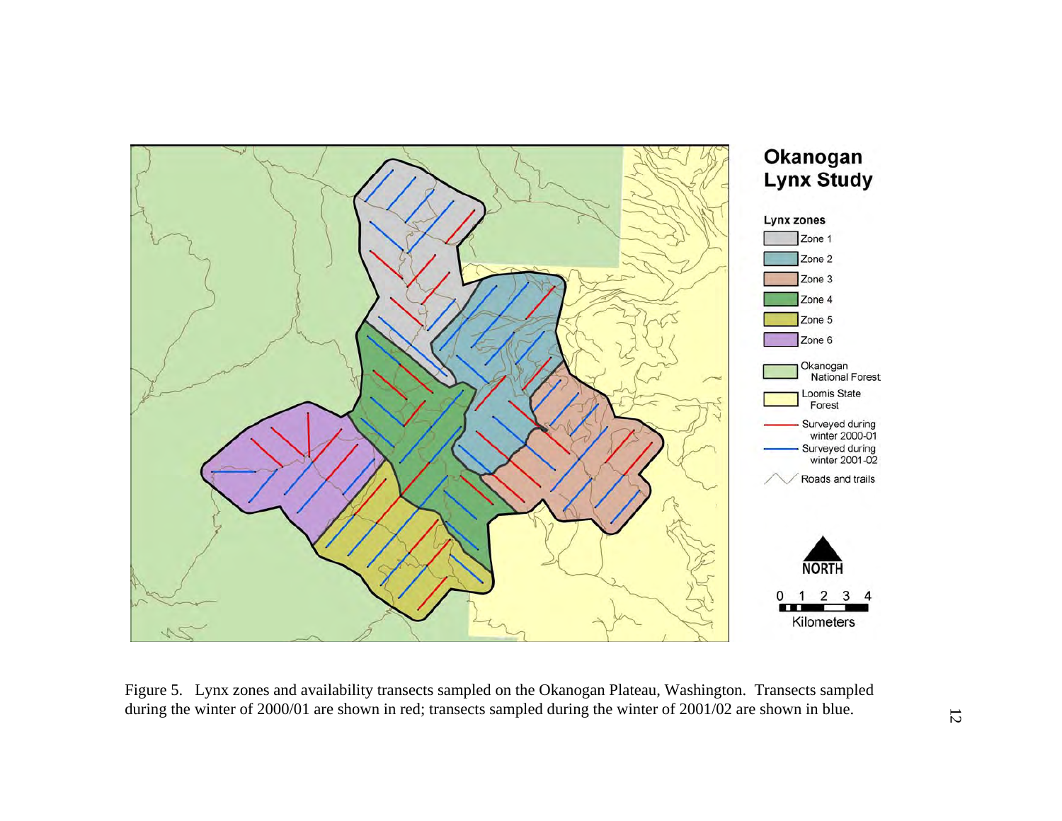Figure 5. Lynx zones and availability transects sampled on the Okanogan Plateau, Washington. Transects sampled during the winter of 2000/01 are shown in red; transects sampled during the winter of 2001/02 are shown in blue.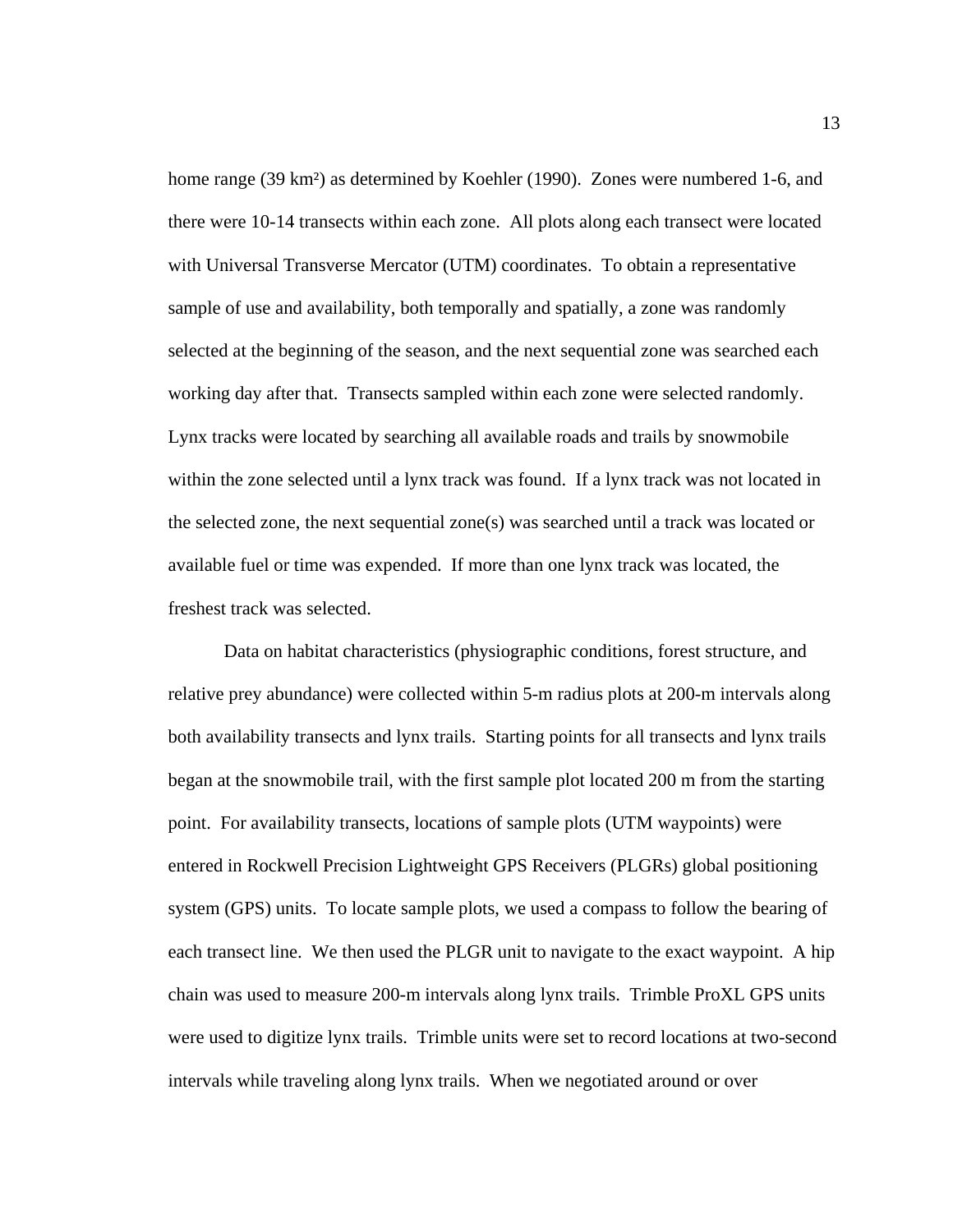home range (39 km²) as determined by Koehler (1990). Zones were numbered 1-6, and there were 10-14 transects within each zone. All plots along each transect were located with Universal Transverse Mercator (UTM) coordinates. To obtain a representative sample of use and availability, both temporally and spatially, a zone was randomly selected at the beginning of the season, and the next sequential zone was searched each working day after that. Transects sampled within each zone were selected randomly. Lynx tracks were located by searching all available roads and trails by snowmobile within the zone selected until a lynx track was found. If a lynx track was not located in the selected zone, the next sequential zone(s) was searched until a track was located or available fuel or time was expended. If more than one lynx track was located, the freshest track was selected.

Data on habitat characteristics (physiographic conditions, forest structure, and relative prey abundance) were collected within 5-m radius plots at 200-m intervals along both availability transects and lynx trails. Starting points for all transects and lynx trails began at the snowmobile trail, with the first sample plot located 200 m from the starting point. For availability transects, locations of sample plots (UTM waypoints) were entered in Rockwell Precision Lightweight GPS Receivers (PLGRs) global positioning system (GPS) units. To locate sample plots, we used a compass to follow the bearing of each transect line. We then used the PLGR unit to navigate to the exact waypoint. A hip chain was used to measure 200-m intervals along lynx trails. Trimble ProXL GPS units were used to digitize lynx trails. Trimble units were set to record locations at two-second intervals while traveling along lynx trails. When we negotiated around or over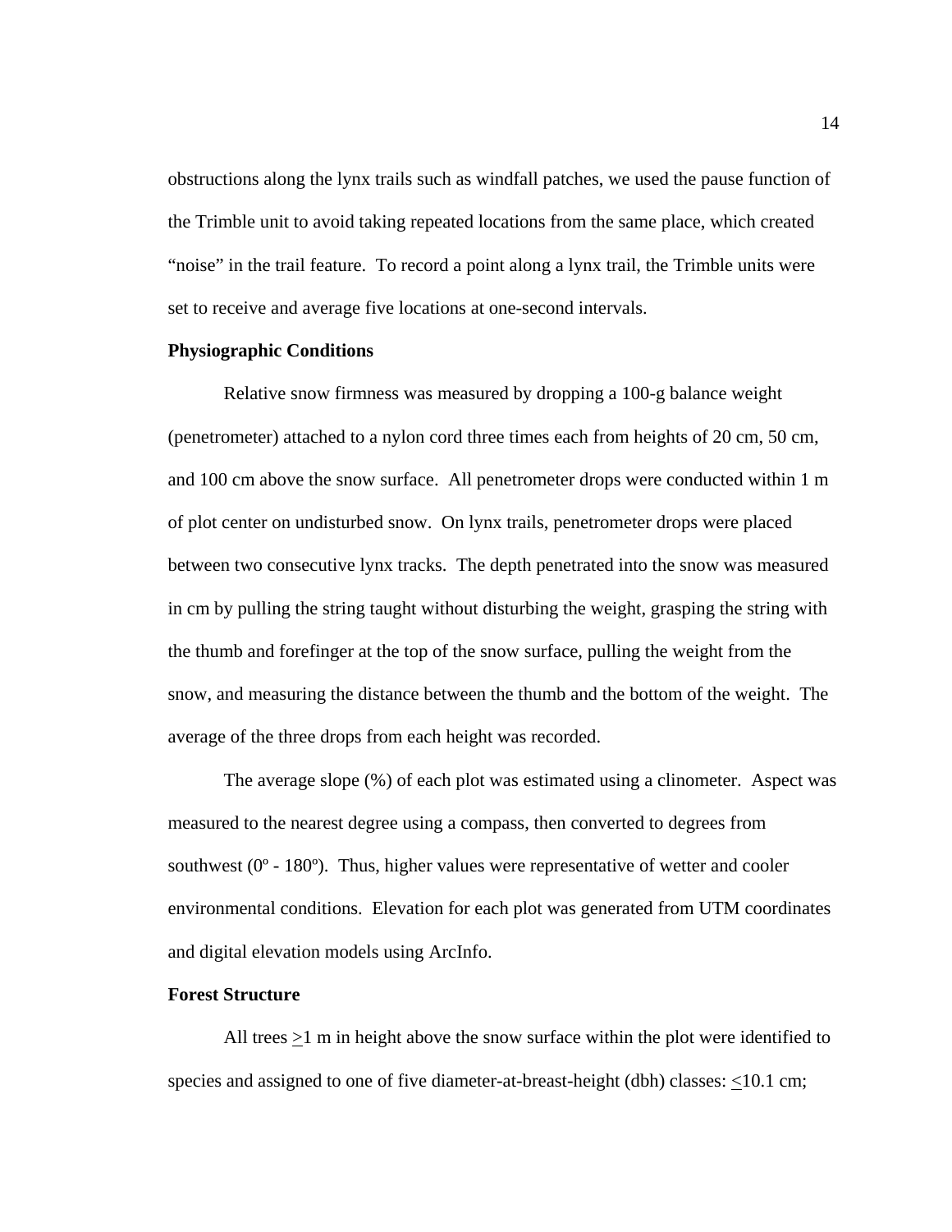obstructions along the lynx trails such as windfall patches, we used the pause function of the Trimble unit to avoid taking repeated locations from the same place, which created "noise" in the trail feature. To record a point along a lynx trail, the Trimble units were set to receive and average five locations at one-second intervals.

**Physiographic Conditions**

Relative snow firmness was measured by dropping a 100-g balance weight (penetrometer) attached to a nylon cord three times each from heights of 20 cm, 50 cm, and 100 cm above the snow surface. All penetrometer drops were conducted within 1 m of plot center on undisturbed snow. On lynx trails, penetrometer drops were placed between two consecutive lynx tracks. The depth penetrated into the snow was measured in cm by pulling the string taught without disturbing the weight, grasping the string with the thumb and forefinger at the top of the snow surface, pulling the weight from the snow, and measuring the distance between the thumb and the bottom of the weight. The average of the three drops from each height was recorded.

The average slope (%) of each plot was estimated using a clinometer. Aspect was measured to the nearest degree using a compass, then converted to degrees from southwest (0º - 180º). Thus, higher values were representative of wetter and cooler environmental conditions. Elevation for each plot was generated from UTM coordinates and digital elevation models using ArcInfo.

**Forest Structure**

All trees $\geq$1 m in height above the snow surface within the plot were identified to species and assigned to one of five diameter-at-breast-height (dbh) classes: $\leq$10.1 cm;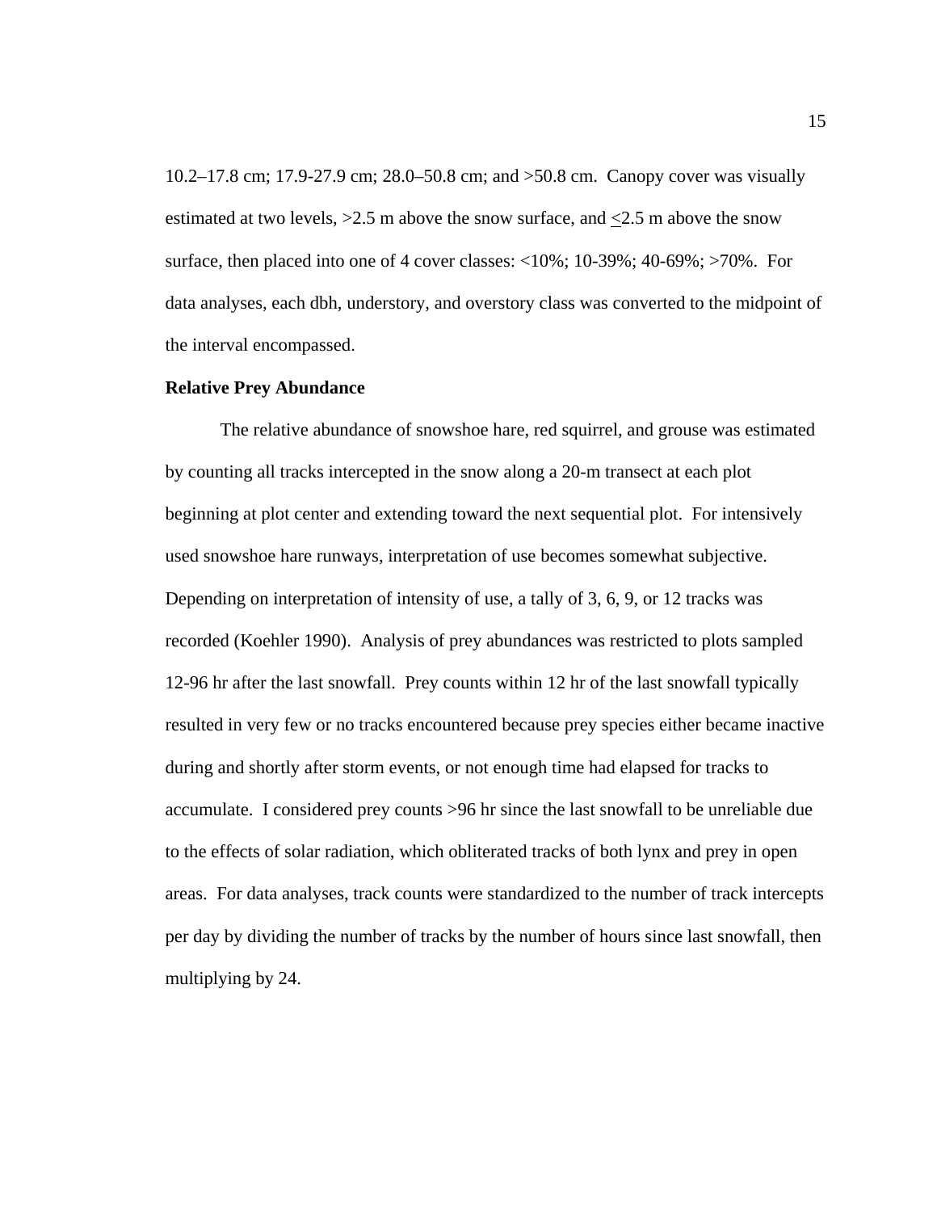10.2–17.8 cm; 17.9-27.9 cm; 28.0–50.8 cm; and >50.8 cm. Canopy cover was visually estimated at two levels, >2.5 m above the snow surface, and ≤2.5 m above the snow surface, then placed into one of 4 cover classes: <10%; 10-39%; 40-69%; >70%. For data analyses, each dbh, understory, and overstory class was converted to the midpoint of the interval encompassed.

**Relative Prey Abundance**

The relative abundance of snowshoe hare, red squirrel, and grouse was estimated by counting all tracks intercepted in the snow along a 20-m transect at each plot beginning at plot center and extending toward the next sequential plot. For intensively used snowshoe hare runways, interpretation of use becomes somewhat subjective. Depending on interpretation of intensity of use, a tally of 3, 6, 9, or 12 tracks was recorded (Koehler 1990). Analysis of prey abundances was restricted to plots sampled 12-96 hr after the last snowfall. Prey counts within 12 hr of the last snowfall typically resulted in very few or no tracks encountered because prey species either became inactive during and shortly after storm events, or not enough time had elapsed for tracks to accumulate. I considered prey counts >96 hr since the last snowfall to be unreliable due to the effects of solar radiation, which obliterated tracks of both lynx and prey in open areas. For data analyses, track counts were standardized to the number of track intercepts per day by dividing the number of tracks by the number of hours since last snowfall, then multiplying by 24.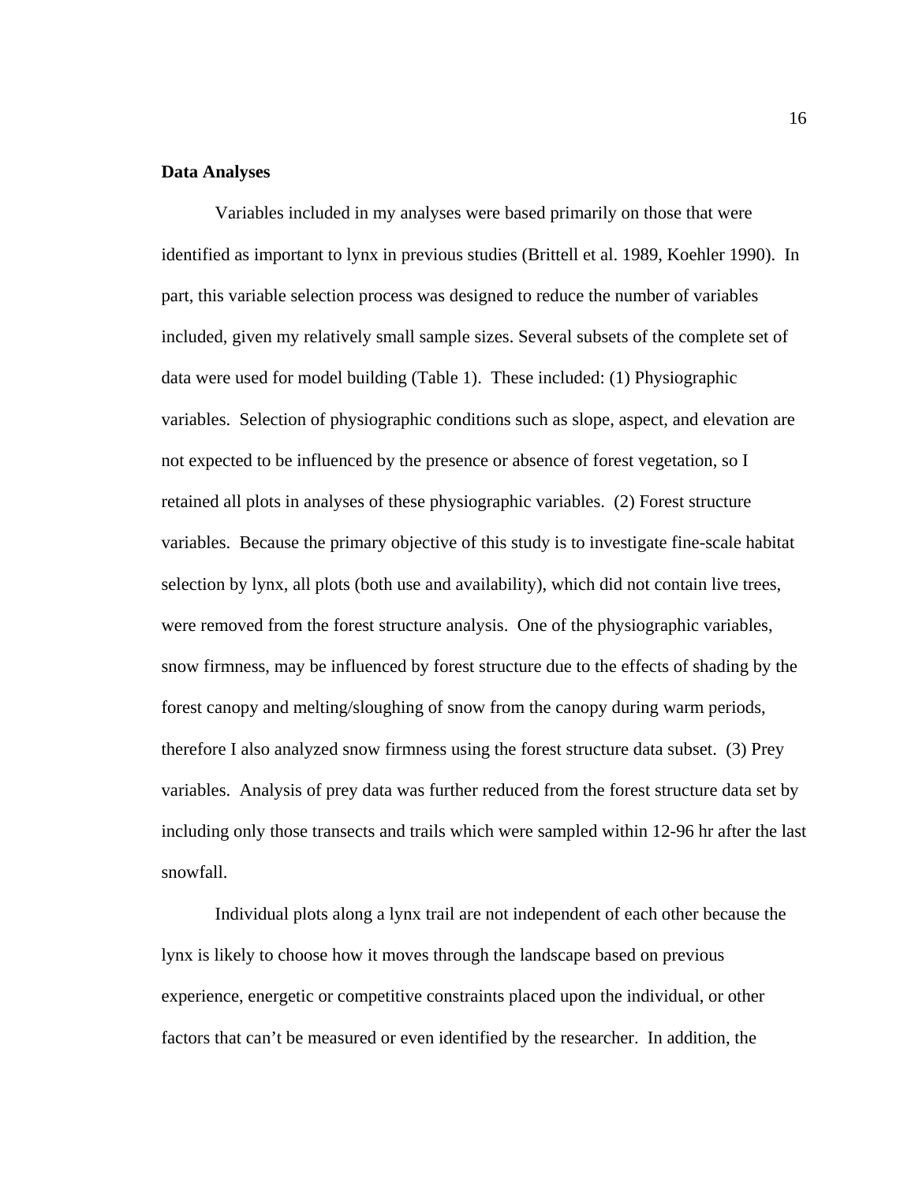**Data Analyses**

Variables included in my analyses were based primarily on those that were identified as important to lynx in previous studies (Brittell et al. 1989, Koehler 1990). In part, this variable selection process was designed to reduce the number of variables included, given my relatively small sample sizes. Several subsets of the complete set of data were used for model building (Table 1). These included: (1) Physiographic variables. Selection of physiographic conditions such as slope, aspect, and elevation are not expected to be influenced by the presence or absence of forest vegetation, so I retained all plots in analyses of these physiographic variables. (2) Forest structure variables. Because the primary objective of this study is to investigate fine-scale habitat selection by lynx, all plots (both use and availability), which did not contain live trees, were removed from the forest structure analysis. One of the physiographic variables, snow firmness, may be influenced by forest structure due to the effects of shading by the forest canopy and melting/sloughing of snow from the canopy during warm periods, therefore I also analyzed snow firmness using the forest structure data subset. (3) Prey variables. Analysis of prey data was further reduced from the forest structure data set by including only those transects and trails which were sampled within 12-96 hr after the last snowfall.

Individual plots along a lynx trail are not independent of each other because the lynx is likely to choose how it moves through the landscape based on previous experience, energetic or competitive constraints placed upon the individual, or other factors that can't be measured or even identified by the researcher. In addition, the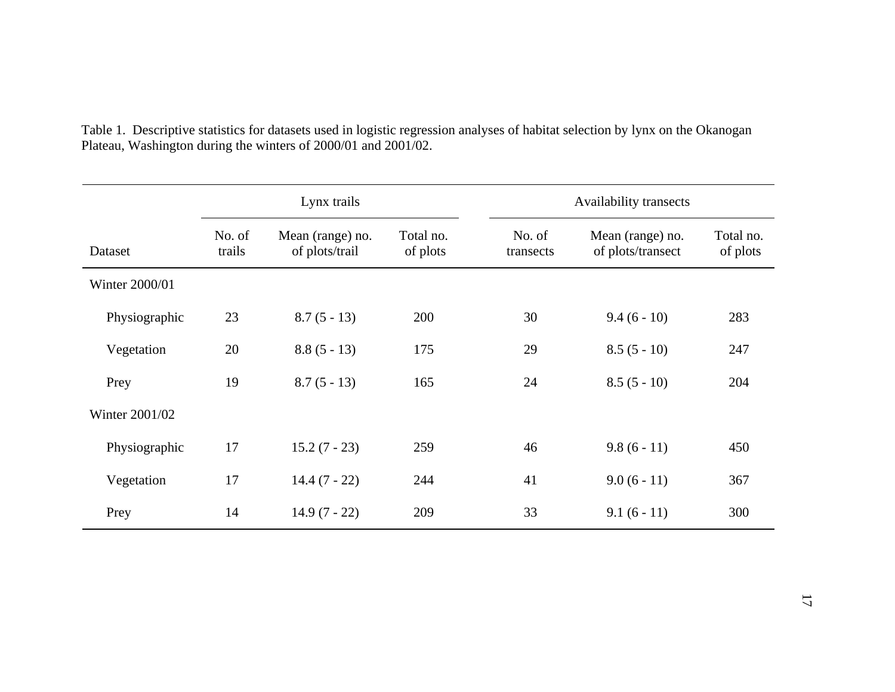Table 1. Descriptive statistics for datasets used in logistic regression analyses of habitat selection by lynx on the Okanogan Plateau, Washington during the winters of 2000/01 and 2001/02.

| | Lynx trails | | | Availability transects | | |
|---|---|---|---|---|---|---|
| Dataset | No. of trails | Mean (range) no. of plots/trail | Total no. of plots | No. of transects | Mean (range) no. of plots/transect | Total no. of plots |
| Winter 2000/01 | | | | | | |
| Physiographic | 23 | 8.7 (5 - 13) | 200 | 30 | 9.4 (6 - 10) | 283 |
| Vegetation | 20 | 8.8 (5 - 13) | 175 | 29 | 8.5 (5 - 10) | 247 |
| Prey | 19 | 8.7 (5 - 13) | 165 | 24 | 8.5 (5 - 10) | 204 |
| Winter 2001/02 | | | | | | |
| Physiographic | 17 | 15.2 (7 - 23) | 259 | 46 | 9.8 (6 - 11) | 450 |
| Vegetation | 17 | 14.4 (7 - 22) | 244 | 41 | 9.0 (6 - 11) | 367 |
| Prey | 14 | 14.9 (7 - 22) | 209 | 33 | 9.1 (6 - 11) | 300 |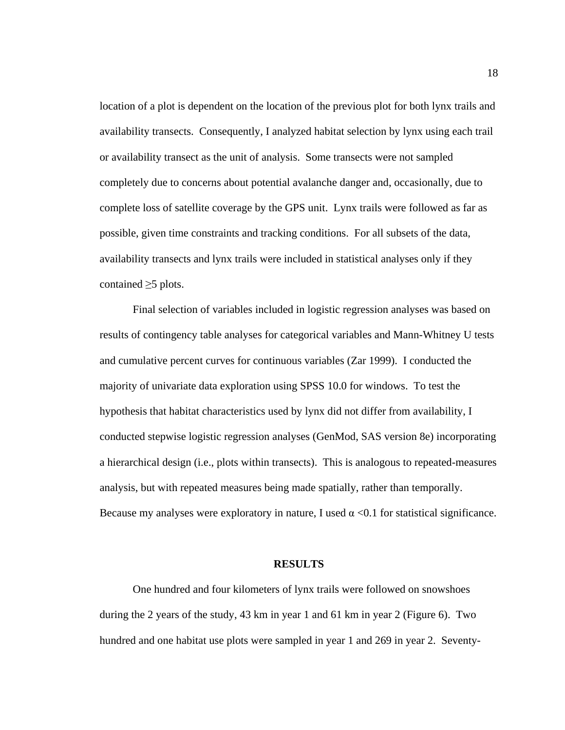location of a plot is dependent on the location of the previous plot for both lynx trails and availability transects. Consequently, I analyzed habitat selection by lynx using each trail or availability transect as the unit of analysis. Some transects were not sampled completely due to concerns about potential avalanche danger and, occasionally, due to complete loss of satellite coverage by the GPS unit. Lynx trails were followed as far as possible, given time constraints and tracking conditions. For all subsets of the data, availability transects and lynx trails were included in statistical analyses only if they contained ≥5 plots.

Final selection of variables included in logistic regression analyses was based on results of contingency table analyses for categorical variables and Mann-Whitney U tests and cumulative percent curves for continuous variables (Zar 1999). I conducted the majority of univariate data exploration using SPSS 10.0 for windows. To test the hypothesis that habitat characteristics used by lynx did not differ from availability, I conducted stepwise logistic regression analyses (GenMod, SAS version 8e) incorporating a hierarchical design (i.e., plots within transects). This is analogous to repeated-measures analysis, but with repeated measures being made spatially, rather than temporally. Because my analyses were exploratory in nature, I used $\alpha < 0.1$ for statistical significance.

## RESULTS

One hundred and four kilometers of lynx trails were followed on snowshoes during the 2 years of the study, 43 km in year 1 and 61 km in year 2 (Figure 6). Two hundred and one habitat use plots were sampled in year 1 and 269 in year 2. Seventy-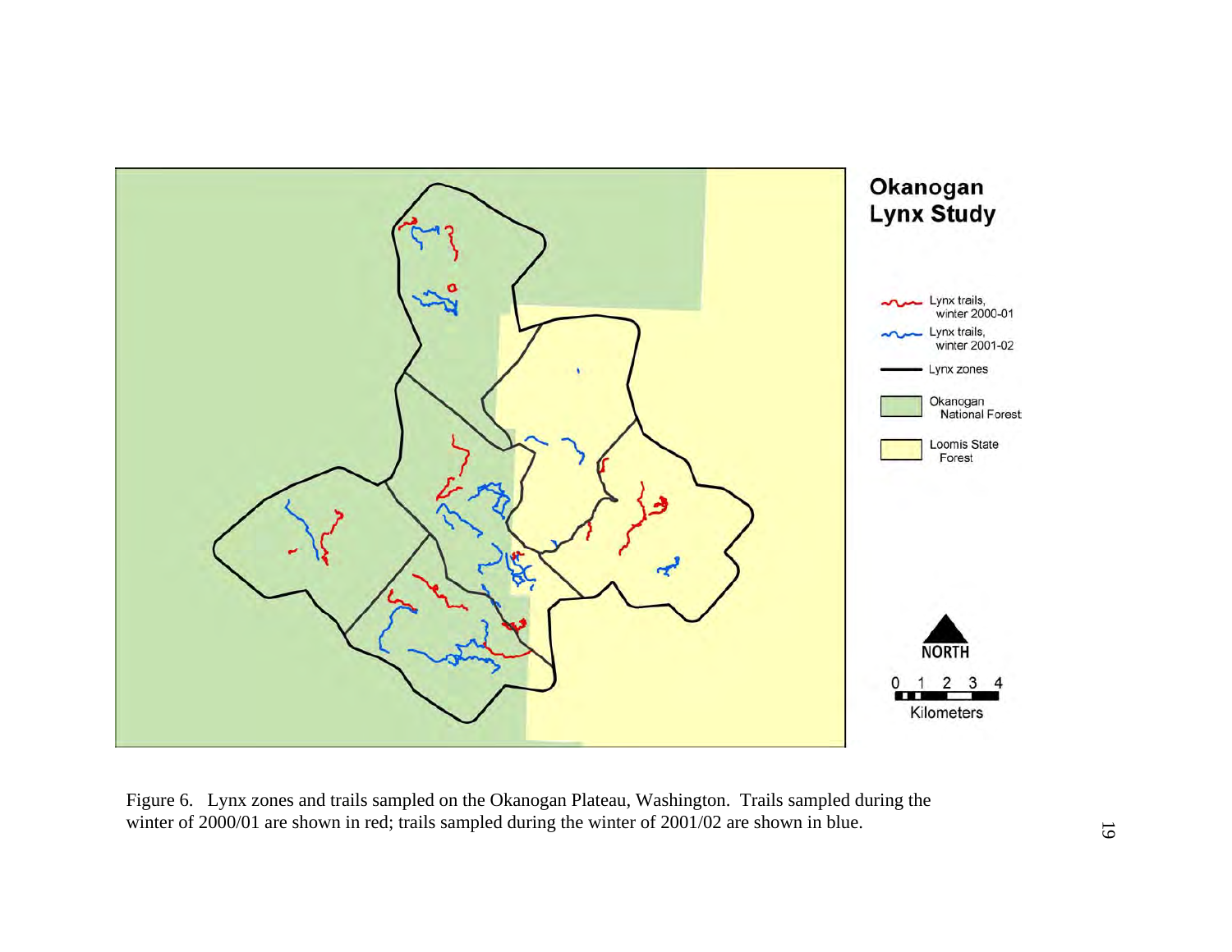Figure 6. Lynx zones and trails sampled on the Okanogan Plateau, Washington. Trails sampled during the winter of 2000/01 are shown in red; trails sampled during the winter of 2001/02 are shown in blue.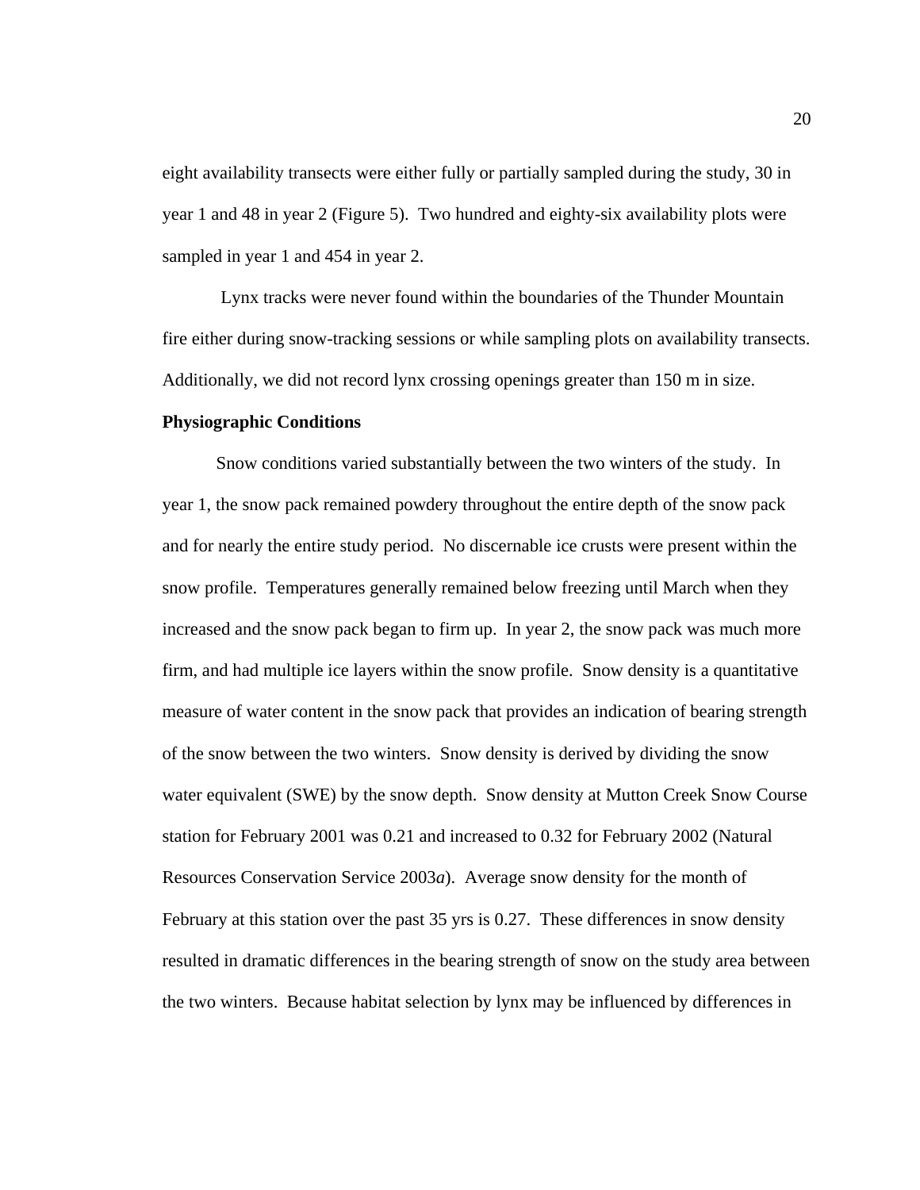eight availability transects were either fully or partially sampled during the study, 30 in year 1 and 48 in year 2 (Figure 5). Two hundred and eighty-six availability plots were sampled in year 1 and 454 in year 2.

Lynx tracks were never found within the boundaries of the Thunder Mountain fire either during snow-tracking sessions or while sampling plots on availability transects. Additionally, we did not record lynx crossing openings greater than 150 m in size.

**Physiographic Conditions**

Snow conditions varied substantially between the two winters of the study. In year 1, the snow pack remained powdery throughout the entire depth of the snow pack and for nearly the entire study period. No discernable ice crusts were present within the snow profile. Temperatures generally remained below freezing until March when they increased and the snow pack began to firm up. In year 2, the snow pack was much more firm, and had multiple ice layers within the snow profile. Snow density is a quantitative measure of water content in the snow pack that provides an indication of bearing strength of the snow between the two winters. Snow density is derived by dividing the snow water equivalent (SWE) by the snow depth. Snow density at Mutton Creek Snow Course station for February 2001 was 0.21 and increased to 0.32 for February 2002 (Natural Resources Conservation Service 2003*a*). Average snow density for the month of February at this station over the past 35 yrs is 0.27. These differences in snow density resulted in dramatic differences in the bearing strength of snow on the study area between the two winters. Because habitat selection by lynx may be influenced by differences in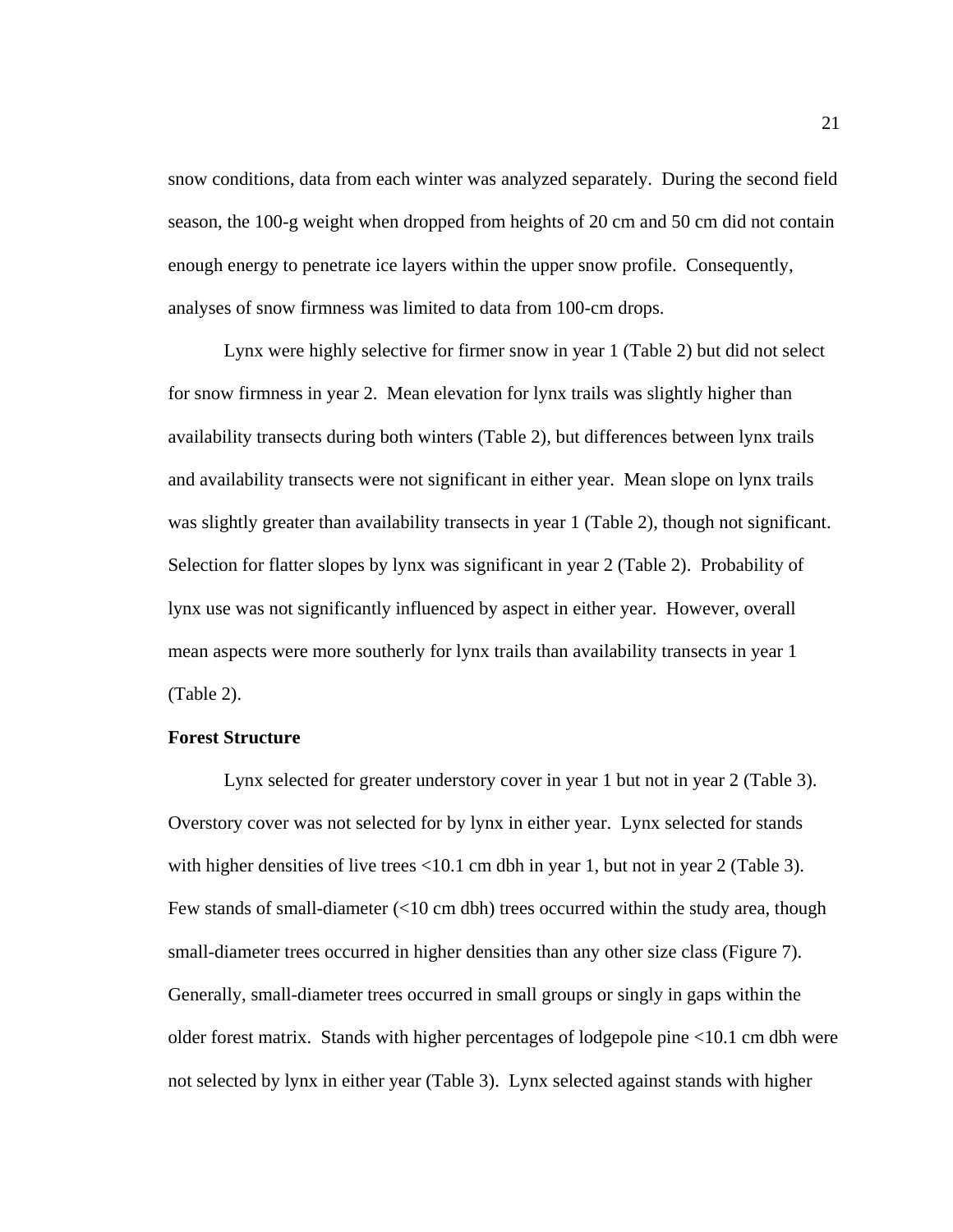snow conditions, data from each winter was analyzed separately. During the second field season, the 100-g weight when dropped from heights of 20 cm and 50 cm did not contain enough energy to penetrate ice layers within the upper snow profile. Consequently, analyses of snow firmness was limited to data from 100-cm drops.

Lynx were highly selective for firmer snow in year 1 (Table 2) but did not select for snow firmness in year 2. Mean elevation for lynx trails was slightly higher than availability transects during both winters (Table 2), but differences between lynx trails and availability transects were not significant in either year. Mean slope on lynx trails was slightly greater than availability transects in year 1 (Table 2), though not significant. Selection for flatter slopes by lynx was significant in year 2 (Table 2). Probability of lynx use was not significantly influenced by aspect in either year. However, overall mean aspects were more southerly for lynx trails than availability transects in year 1 (Table 2).

**Forest Structure**

Lynx selected for greater understory cover in year 1 but not in year 2 (Table 3). Overstory cover was not selected for by lynx in either year. Lynx selected for stands with higher densities of live trees <10.1 cm dbh in year 1, but not in year 2 (Table 3). Few stands of small-diameter (<10 cm dbh) trees occurred within the study area, though small-diameter trees occurred in higher densities than any other size class (Figure 7). Generally, small-diameter trees occurred in small groups or singly in gaps within the older forest matrix. Stands with higher percentages of lodgepole pine <10.1 cm dbh were not selected by lynx in either year (Table 3). Lynx selected against stands with higher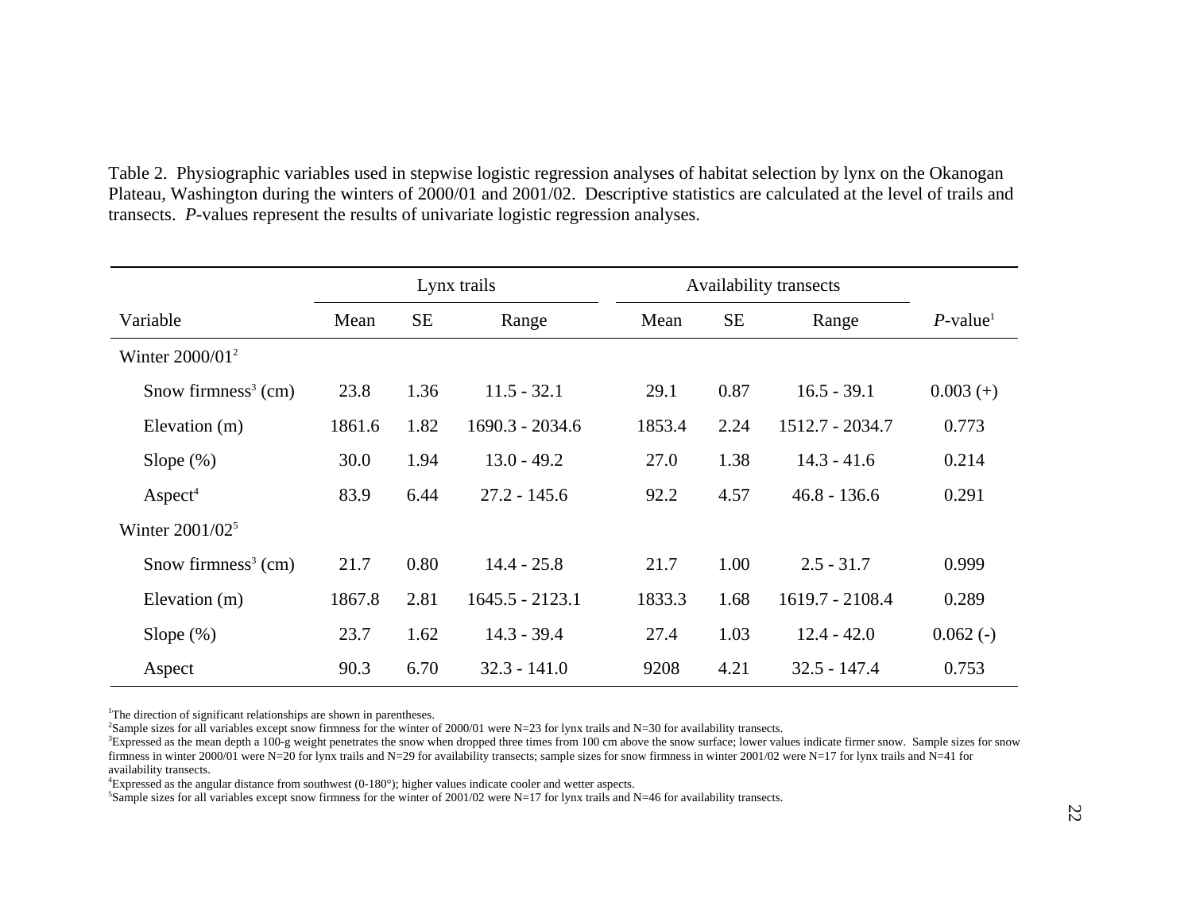Table 2. Physiographic variables used in stepwise logistic regression analyses of habitat selection by lynx on the Okanogan Plateau, Washington during the winters of 2000/01 and 2001/02. Descriptive statistics are calculated at the level of trails and transects. *P*-values represent the results of univariate logistic regression analyses.

| | Lynx trails | | | Availability transects | | | |
|---|---|---|---|---|---|---|---|
| Variable | Mean | SE | Range | Mean | SE | Range | *P*-value[1] |
| Winter 2000/01[2] | | | | | | | |
| Snow firmness[3] (cm) | 23.8 | 1.36 | 11.5 - 32.1 | 29.1 | 0.87 | 16.5 - 39.1 | 0.003 (+) |
| Elevation (m) | 1861.6 | 1.82 | 1690.3 - 2034.6 | 1853.4 | 2.24 | 1512.7 - 2034.7 | 0.773 |
| Slope (%) | 30.0 | 1.94 | 13.0 - 49.2 | 27.0 | 1.38 | 14.3 - 41.6 | 0.214 |
| Aspect[4] | 83.9 | 6.44 | 27.2 - 145.6 | 92.2 | 4.57 | 46.8 - 136.6 | 0.291 |
| Winter 2001/02[5] | | | | | | | |
| Snow firmness[3] (cm) | 21.7 | 0.80 | 14.4 - 25.8 | 21.7 | 1.00 | 2.5 - 31.7 | 0.999 |
| Elevation (m) | 1867.8 | 2.81 | 1645.5 - 2123.1 | 1833.3 | 1.68 | 1619.7 - 2108.4 | 0.289 |
| Slope (%) | 23.7 | 1.62 | 14.3 - 39.4 | 27.4 | 1.03 | 12.4 - 42.0 | 0.062 (-) |
| Aspect | 90.3 | 6.70 | 32.3 - 141.0 | 9208 | 4.21 | 32.5 - 147.4 | 0.753 |

[1]The direction of significant relationships are shown in parentheses.
[2]Sample sizes for all variables except snow firmness for the winter of 2000/01 were N=23 for lynx trails and N=30 for availability transects.
[3]Expressed as the mean depth a 100-g weight penetrates the snow when dropped three times from 100 cm above the snow surface; lower values indicate firmer snow. Sample sizes for snow firmness in winter 2000/01 were N=20 for lynx trails and N=29 for availability transects; sample sizes for snow firmness in winter 2001/02 were N=17 for lynx trails and N=41 for availability transects.
[4]Expressed as the angular distance from southwest (0-180°); higher values indicate cooler and wetter aspects.
[5]Sample sizes for all variables except snow firmness for the winter of 2001/02 were N=17 for lynx trails and N=46 for availability transects.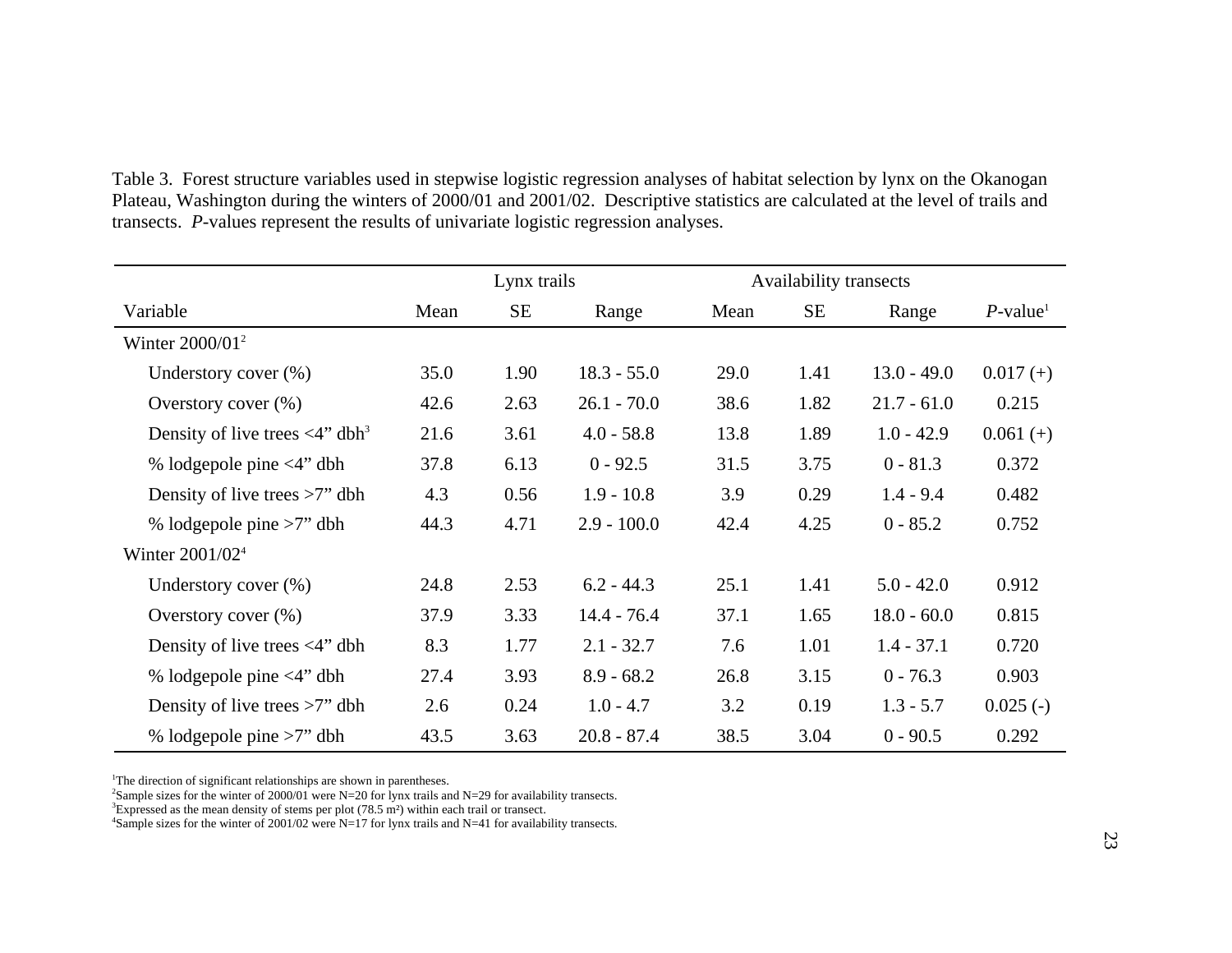Table 3. Forest structure variables used in stepwise logistic regression analyses of habitat selection by lynx on the Okanogan Plateau, Washington during the winters of 2000/01 and 2001/02. Descriptive statistics are calculated at the level of trails and transects. *P*-values represent the results of univariate logistic regression analyses.

| | Lynx trails | | | Availability transects | | | |
|---|---|---|---|---|---|---|---|
| Variable | Mean | SE | Range | Mean | SE | Range | *P*-value[1] |
| Winter 2000/01[2] | | | | | | | |
| Understory cover (%) | 35.0 | 1.90 | 18.3 - 55.0 | 29.0 | 1.41 | 13.0 - 49.0 | 0.017 (+) |
| Overstory cover (%) | 42.6 | 2.63 | 26.1 - 70.0 | 38.6 | 1.82 | 21.7 - 61.0 | 0.215 |
| Density of live trees <4” dbh[3] | 21.6 | 3.61 | 4.0 - 58.8 | 13.8 | 1.89 | 1.0 - 42.9 | 0.061 (+) |
| % lodgepole pine <4” dbh | 37.8 | 6.13 | 0 - 92.5 | 31.5 | 3.75 | 0 - 81.3 | 0.372 |
| Density of live trees >7” dbh | 4.3 | 0.56 | 1.9 - 10.8 | 3.9 | 0.29 | 1.4 - 9.4 | 0.482 |
| % lodgepole pine >7” dbh | 44.3 | 4.71 | 2.9 - 100.0 | 42.4 | 4.25 | 0 - 85.2 | 0.752 |
| Winter 2001/02[4] | | | | | | | |
| Understory cover (%) | 24.8 | 2.53 | 6.2 - 44.3 | 25.1 | 1.41 | 5.0 - 42.0 | 0.912 |
| Overstory cover (%) | 37.9 | 3.33 | 14.4 - 76.4 | 37.1 | 1.65 | 18.0 - 60.0 | 0.815 |
| Density of live trees <4” dbh | 8.3 | 1.77 | 2.1 - 32.7 | 7.6 | 1.01 | 1.4 - 37.1 | 0.720 |
| % lodgepole pine <4” dbh | 27.4 | 3.93 | 8.9 - 68.2 | 26.8 | 3.15 | 0 - 76.3 | 0.903 |
| Density of live trees >7” dbh | 2.6 | 0.24 | 1.0 - 4.7 | 3.2 | 0.19 | 1.3 - 5.7 | 0.025 (-) |
| % lodgepole pine >7” dbh | 43.5 | 3.63 | 20.8 - 87.4 | 38.5 | 3.04 | 0 - 90.5 | 0.292 |

[1]The direction of significant relationships are shown in parentheses.
[2]Sample sizes for the winter of 2000/01 were N=20 for lynx trails and N=29 for availability transects.
[3]Expressed as the mean density of stems per plot (78.5 $m^2$) within each trail or transect.
[4]Sample sizes for the winter of 2001/02 were N=17 for lynx trails and N=41 for availability transects.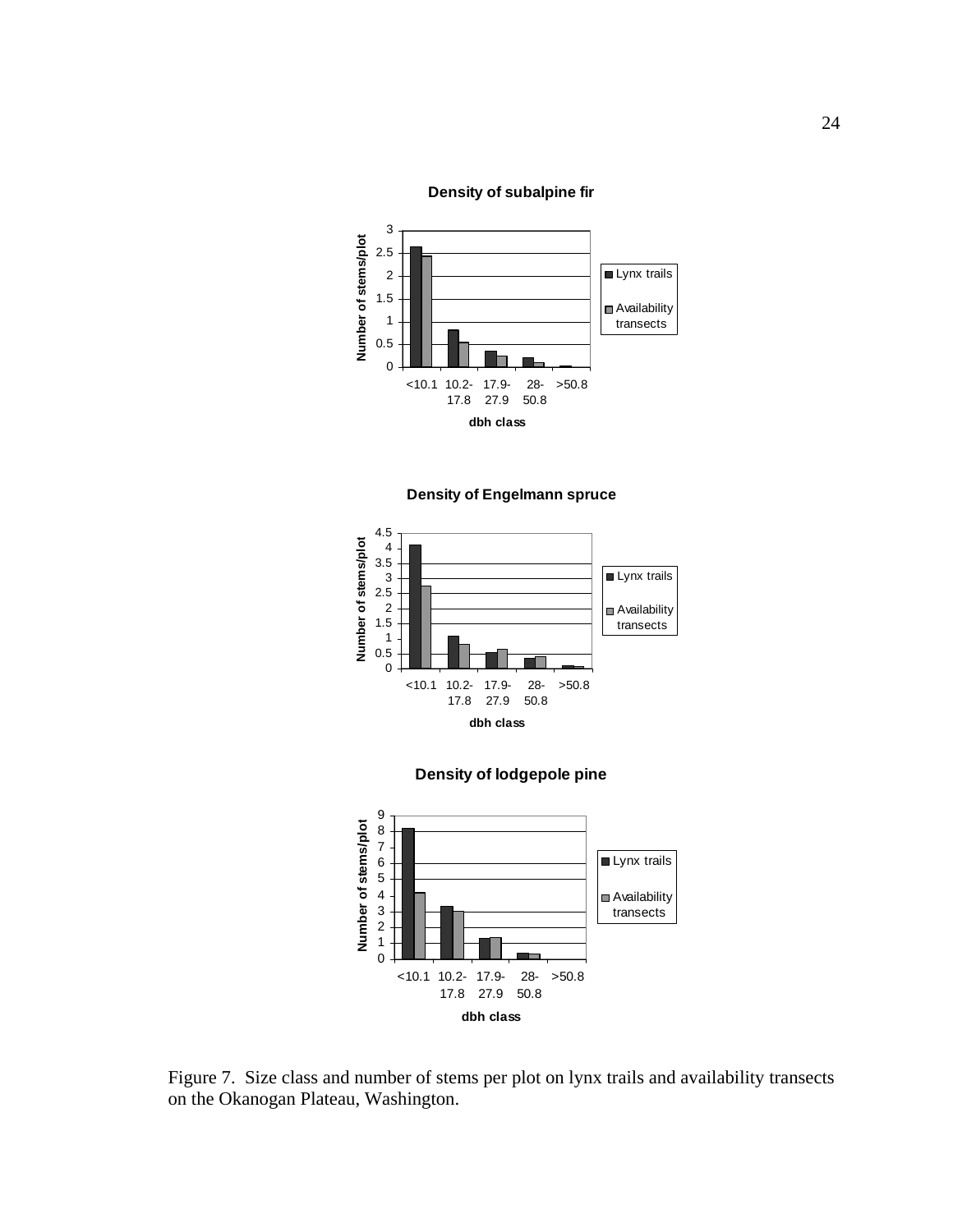**Density of subalpine fir**

**Density of Engelmann spruce**

**Density of lodgepole pine**

Figure 7. Size class and number of stems per plot on lynx trails and availability transects on the Okanogan Plateau, Washington.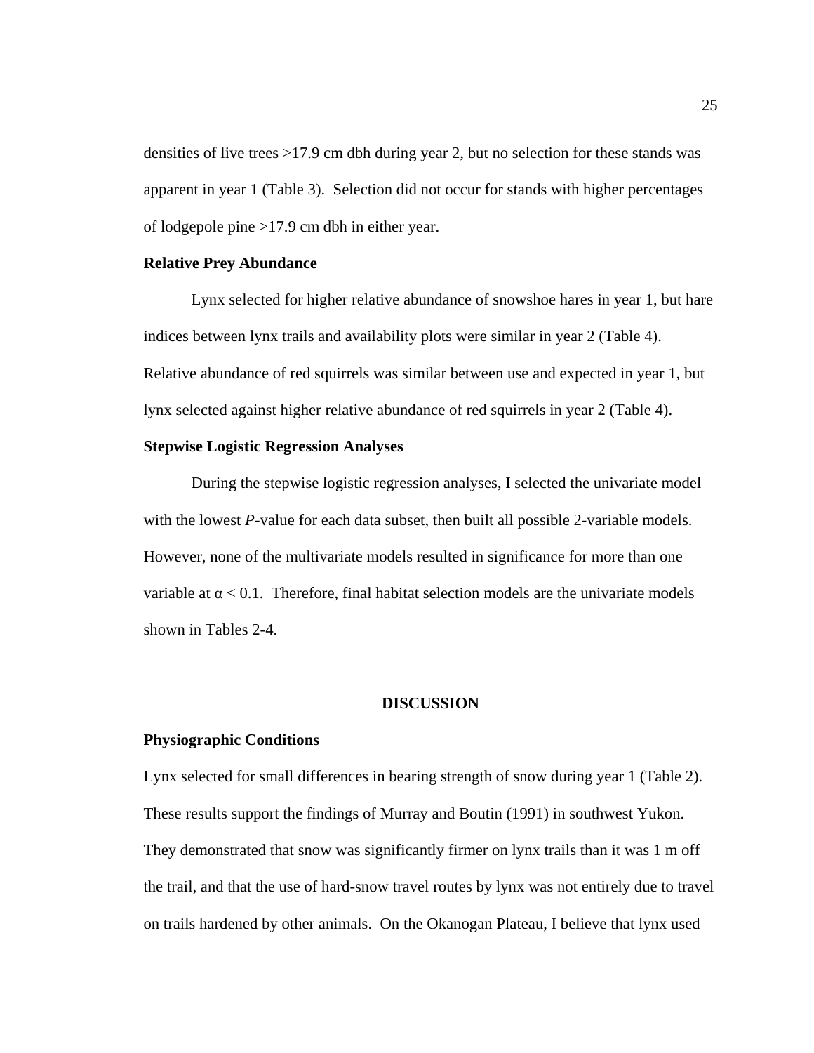densities of live trees >17.9 cm dbh during year 2, but no selection for these stands was apparent in year 1 (Table 3). Selection did not occur for stands with higher percentages of lodgepole pine >17.9 cm dbh in either year.

### Relative Prey Abundance

Lynx selected for higher relative abundance of snowshoe hares in year 1, but hare indices between lynx trails and availability plots were similar in year 2 (Table 4). Relative abundance of red squirrels was similar between use and expected in year 1, but lynx selected against higher relative abundance of red squirrels in year 2 (Table 4).

### Stepwise Logistic Regression Analyses

During the stepwise logistic regression analyses, I selected the univariate model with the lowest *P*-value for each data subset, then built all possible 2-variable models. However, none of the multivariate models resulted in significance for more than one variable at $\alpha < 0.1$. Therefore, final habitat selection models are the univariate models shown in Tables 2-4.

## DISCUSSION

### Physiographic Conditions

Lynx selected for small differences in bearing strength of snow during year 1 (Table 2). These results support the findings of Murray and Boutin (1991) in southwest Yukon. They demonstrated that snow was significantly firmer on lynx trails than it was 1 m off the trail, and that the use of hard-snow travel routes by lynx was not entirely due to travel on trails hardened by other animals. On the Okanogan Plateau, I believe that lynx used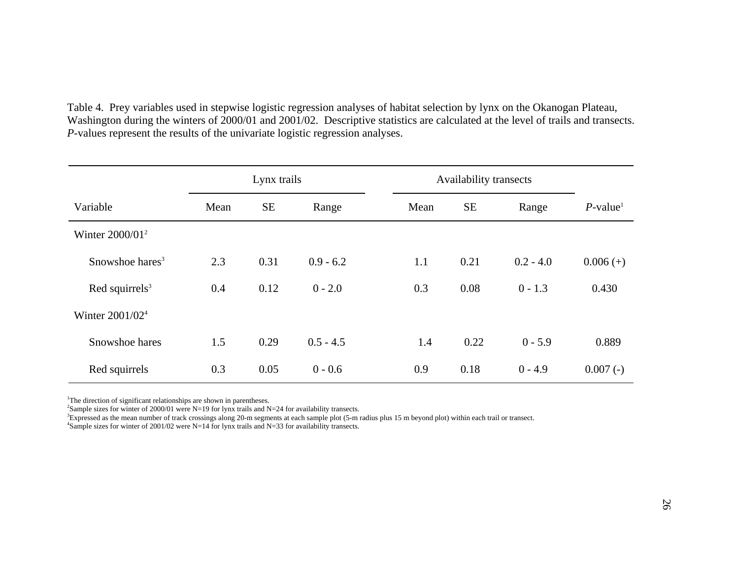Table 4. Prey variables used in stepwise logistic regression analyses of habitat selection by lynx on the Okanogan Plateau, Washington during the winters of 2000/01 and 2001/02. Descriptive statistics are calculated at the level of trails and transects. *P*-values represent the results of the univariate logistic regression analyses.

| | Lynx trails | | | Availability transects | | | |
|---|---|---|---|---|---|---|---|
| Variable | Mean | SE | Range | Mean | SE | Range | *P*-value[1] |
| Winter 2000/01[2] | | | | | | | |
| Snowshoe hares[3] | 2.3 | 0.31 | 0.9 - 6.2 | 1.1 | 0.21 | 0.2 - 4.0 | 0.006 (+) |
| Red squirrels[3] | 0.4 | 0.12 | 0 - 2.0 | 0.3 | 0.08 | 0 - 1.3 | 0.430 |
| Winter 2001/02[4] | | | | | | | |
| Snowshoe hares | 1.5 | 0.29 | 0.5 - 4.5 | 1.4 | 0.22 | 0 - 5.9 | 0.889 |
| Red squirrels | 0.3 | 0.05 | 0 - 0.6 | 0.9 | 0.18 | 0 - 4.9 | 0.007 (-) |

[1]The direction of significant relationships are shown in parentheses.
[2]Sample sizes for winter of 2000/01 were N=19 for lynx trails and N=24 for availability transects.
[3]Expressed as the mean number of track crossings along 20-m segments at each sample plot (5-m radius plus 15 m beyond plot) within each trail or transect.
[4]Sample sizes for winter of 2001/02 were N=14 for lynx trails and N=33 for availability transects.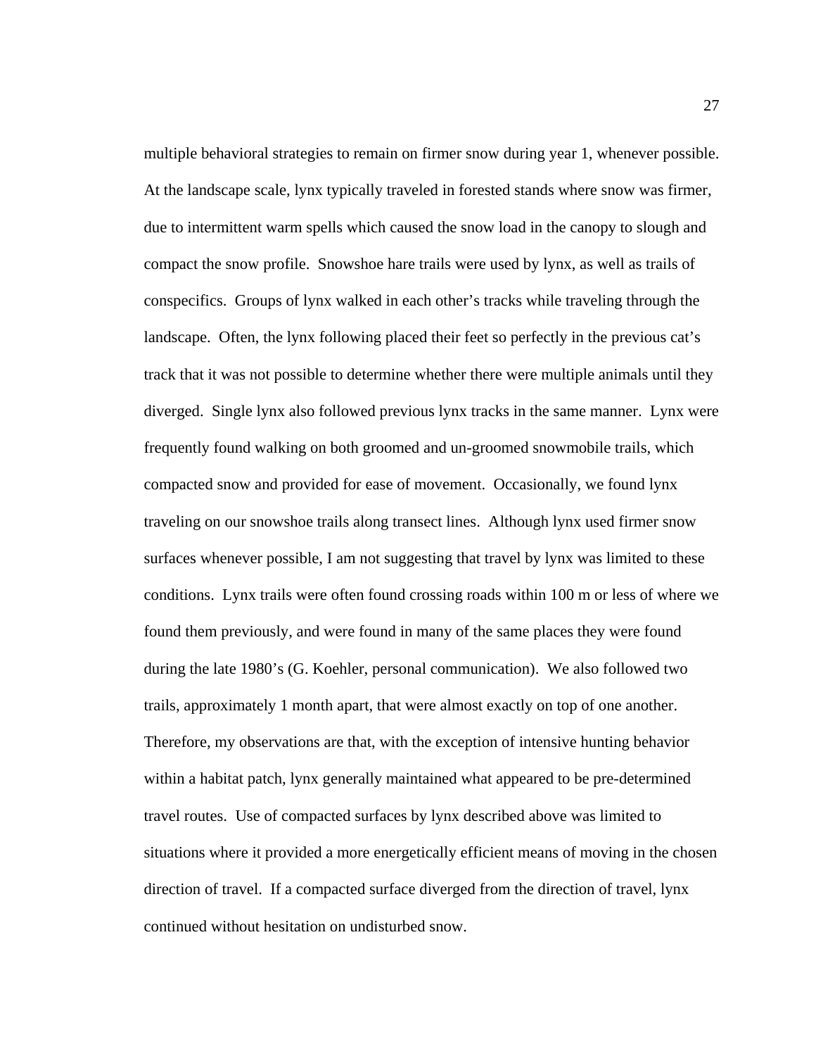multiple behavioral strategies to remain on firmer snow during year 1, whenever possible. At the landscape scale, lynx typically traveled in forested stands where snow was firmer, due to intermittent warm spells which caused the snow load in the canopy to slough and compact the snow profile. Snowshoe hare trails were used by lynx, as well as trails of conspecifics. Groups of lynx walked in each other's tracks while traveling through the landscape. Often, the lynx following placed their feet so perfectly in the previous cat's track that it was not possible to determine whether there were multiple animals until they diverged. Single lynx also followed previous lynx tracks in the same manner. Lynx were frequently found walking on both groomed and un-groomed snowmobile trails, which compacted snow and provided for ease of movement. Occasionally, we found lynx traveling on our snowshoe trails along transect lines. Although lynx used firmer snow surfaces whenever possible, I am not suggesting that travel by lynx was limited to these conditions. Lynx trails were often found crossing roads within 100 m or less of where we found them previously, and were found in many of the same places they were found during the late 1980's (G. Koehler, personal communication). We also followed two trails, approximately 1 month apart, that were almost exactly on top of one another. Therefore, my observations are that, with the exception of intensive hunting behavior within a habitat patch, lynx generally maintained what appeared to be pre-determined travel routes. Use of compacted surfaces by lynx described above was limited to situations where it provided a more energetically efficient means of moving in the chosen direction of travel. If a compacted surface diverged from the direction of travel, lynx continued without hesitation on undisturbed snow.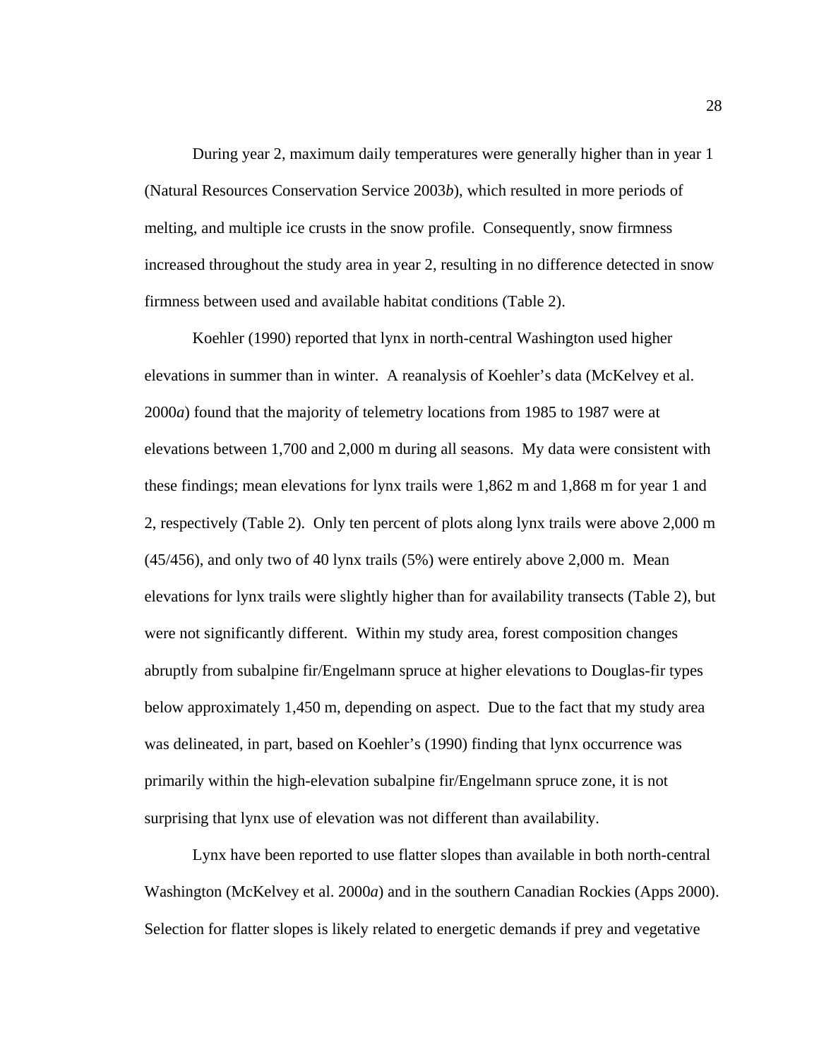During year 2, maximum daily temperatures were generally higher than in year 1 (Natural Resources Conservation Service 2003*b*), which resulted in more periods of melting, and multiple ice crusts in the snow profile. Consequently, snow firmness increased throughout the study area in year 2, resulting in no difference detected in snow firmness between used and available habitat conditions (Table 2).

Koehler (1990) reported that lynx in north-central Washington used higher elevations in summer than in winter. A reanalysis of Koehler's data (McKelvey et al. 2000*a*) found that the majority of telemetry locations from 1985 to 1987 were at elevations between 1,700 and 2,000 m during all seasons. My data were consistent with these findings; mean elevations for lynx trails were 1,862 m and 1,868 m for year 1 and 2, respectively (Table 2). Only ten percent of plots along lynx trails were above 2,000 m (45/456), and only two of 40 lynx trails (5%) were entirely above 2,000 m. Mean elevations for lynx trails were slightly higher than for availability transects (Table 2), but were not significantly different. Within my study area, forest composition changes abruptly from subalpine fir/Engelmann spruce at higher elevations to Douglas-fir types below approximately 1,450 m, depending on aspect. Due to the fact that my study area was delineated, in part, based on Koehler's (1990) finding that lynx occurrence was primarily within the high-elevation subalpine fir/Engelmann spruce zone, it is not surprising that lynx use of elevation was not different than availability.

Lynx have been reported to use flatter slopes than available in both north-central Washington (McKelvey et al. 2000*a*) and in the southern Canadian Rockies (Apps 2000). Selection for flatter slopes is likely related to energetic demands if prey and vegetative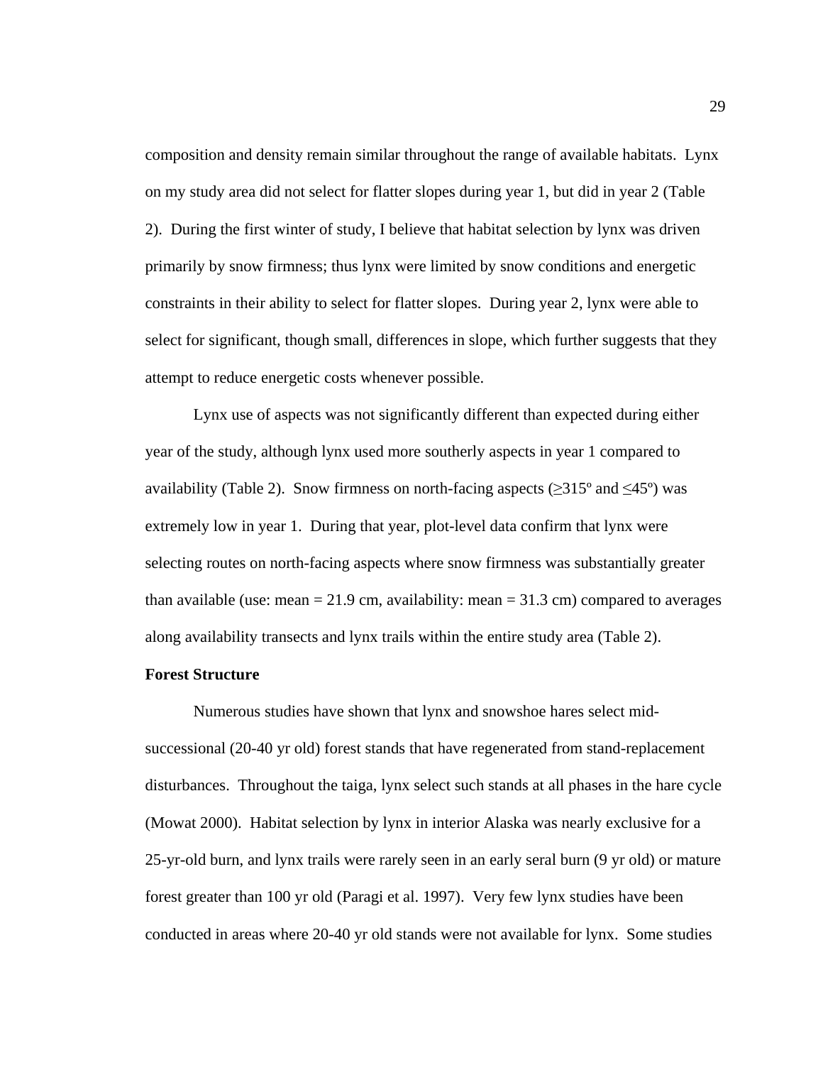composition and density remain similar throughout the range of available habitats. Lynx on my study area did not select for flatter slopes during year 1, but did in year 2 (Table 2). During the first winter of study, I believe that habitat selection by lynx was driven primarily by snow firmness; thus lynx were limited by snow conditions and energetic constraints in their ability to select for flatter slopes. During year 2, lynx were able to select for significant, though small, differences in slope, which further suggests that they attempt to reduce energetic costs whenever possible.

Lynx use of aspects was not significantly different than expected during either year of the study, although lynx used more southerly aspects in year 1 compared to availability (Table 2). Snow firmness on north-facing aspects (≥315º and ≤45º) was extremely low in year 1. During that year, plot-level data confirm that lynx were selecting routes on north-facing aspects where snow firmness was substantially greater than available (use: mean = 21.9 cm, availability: mean = 31.3 cm) compared to averages along availability transects and lynx trails within the entire study area (Table 2).

**Forest Structure**

Numerous studies have shown that lynx and snowshoe hares select mid-successional (20-40 yr old) forest stands that have regenerated from stand-replacement disturbances. Throughout the taiga, lynx select such stands at all phases in the hare cycle (Mowat 2000). Habitat selection by lynx in interior Alaska was nearly exclusive for a 25-yr-old burn, and lynx trails were rarely seen in an early seral burn (9 yr old) or mature forest greater than 100 yr old (Paragi et al. 1997). Very few lynx studies have been conducted in areas where 20-40 yr old stands were not available for lynx. Some studies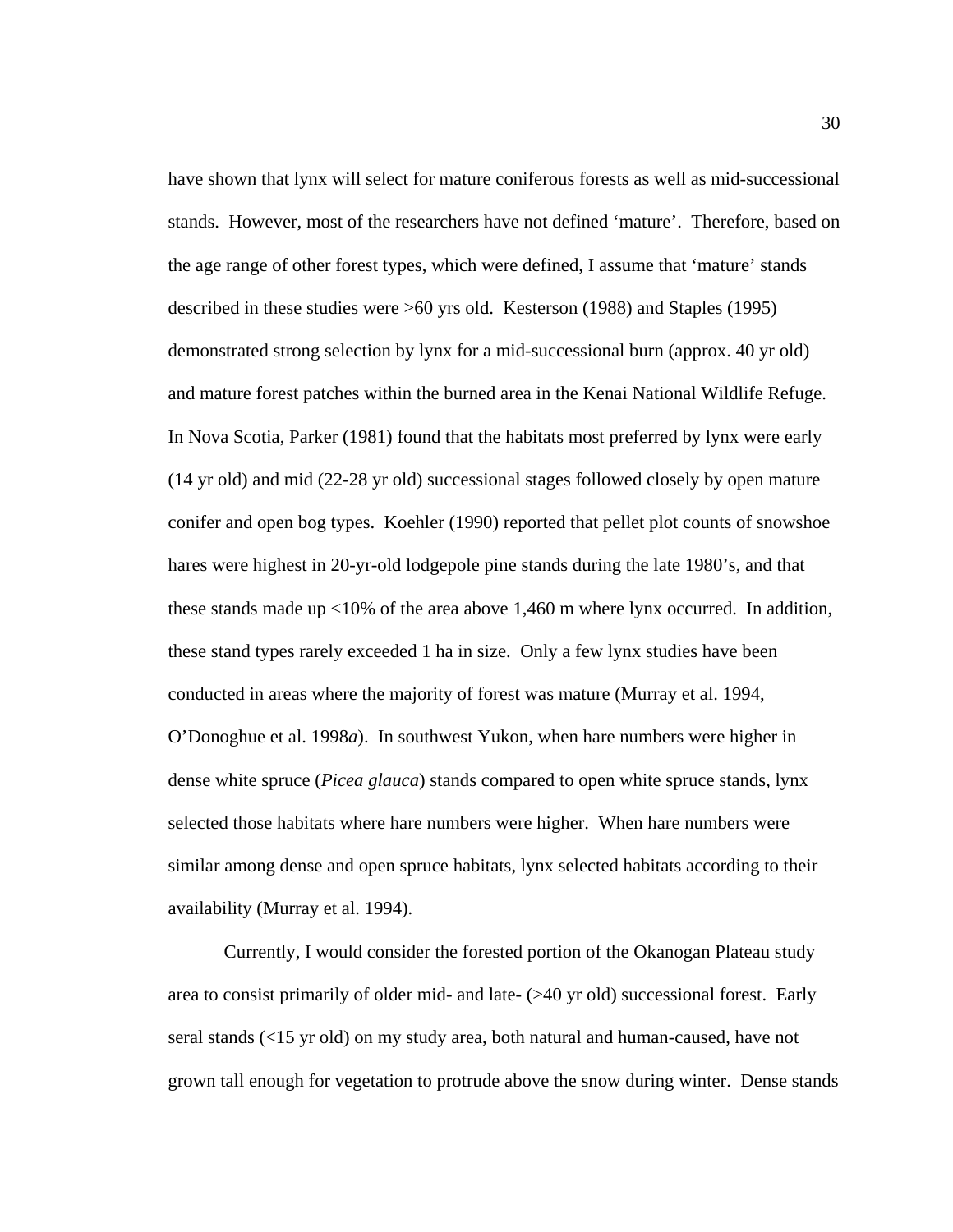have shown that lynx will select for mature coniferous forests as well as mid-successional stands. However, most of the researchers have not defined ‘mature’. Therefore, based on the age range of other forest types, which were defined, I assume that ‘mature’ stands described in these studies were >60 yrs old. Kesterson (1988) and Staples (1995) demonstrated strong selection by lynx for a mid-successional burn (approx. 40 yr old) and mature forest patches within the burned area in the Kenai National Wildlife Refuge. In Nova Scotia, Parker (1981) found that the habitats most preferred by lynx were early (14 yr old) and mid (22-28 yr old) successional stages followed closely by open mature conifer and open bog types. Koehler (1990) reported that pellet plot counts of snowshoe hares were highest in 20-yr-old lodgepole pine stands during the late 1980’s, and that these stands made up <10% of the area above 1,460 m where lynx occurred. In addition, these stand types rarely exceeded 1 ha in size. Only a few lynx studies have been conducted in areas where the majority of forest was mature (Murray et al. 1994, O’Donoghue et al. 1998*a*). In southwest Yukon, when hare numbers were higher in dense white spruce (*Picea glauca*) stands compared to open white spruce stands, lynx selected those habitats where hare numbers were higher. When hare numbers were similar among dense and open spruce habitats, lynx selected habitats according to their availability (Murray et al. 1994).

Currently, I would consider the forested portion of the Okanogan Plateau study area to consist primarily of older mid- and late- (>40 yr old) successional forest. Early seral stands (<15 yr old) on my study area, both natural and human-caused, have not grown tall enough for vegetation to protrude above the snow during winter. Dense stands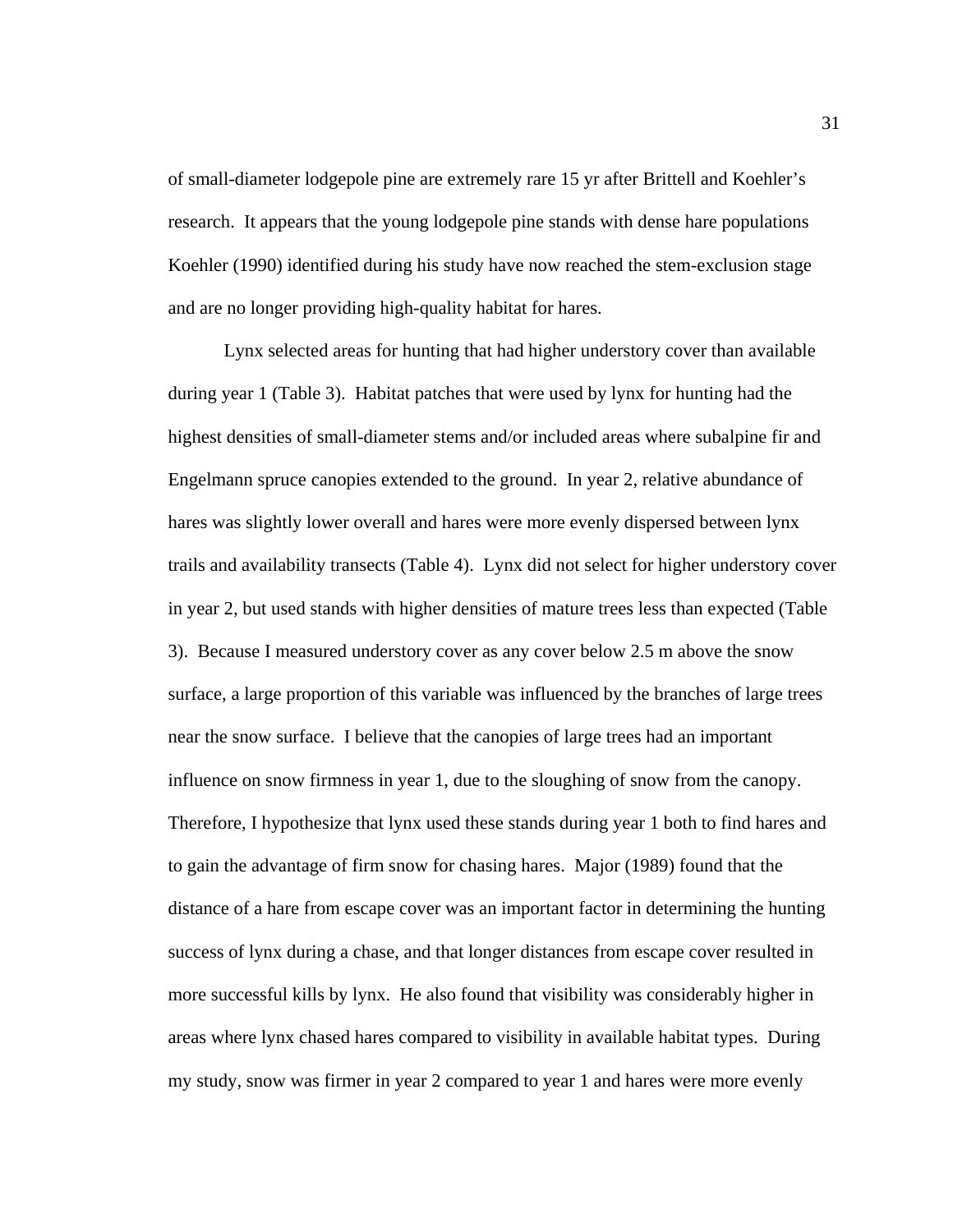of small-diameter lodgepole pine are extremely rare 15 yr after Brittell and Koehler's research. It appears that the young lodgepole pine stands with dense hare populations Koehler (1990) identified during his study have now reached the stem-exclusion stage and are no longer providing high-quality habitat for hares.

Lynx selected areas for hunting that had higher understory cover than available during year 1 (Table 3). Habitat patches that were used by lynx for hunting had the highest densities of small-diameter stems and/or included areas where subalpine fir and Engelmann spruce canopies extended to the ground. In year 2, relative abundance of hares was slightly lower overall and hares were more evenly dispersed between lynx trails and availability transects (Table 4). Lynx did not select for higher understory cover in year 2, but used stands with higher densities of mature trees less than expected (Table 3). Because I measured understory cover as any cover below 2.5 m above the snow surface, a large proportion of this variable was influenced by the branches of large trees near the snow surface. I believe that the canopies of large trees had an important influence on snow firmness in year 1, due to the sloughing of snow from the canopy. Therefore, I hypothesize that lynx used these stands during year 1 both to find hares and to gain the advantage of firm snow for chasing hares. Major (1989) found that the distance of a hare from escape cover was an important factor in determining the hunting success of lynx during a chase, and that longer distances from escape cover resulted in more successful kills by lynx. He also found that visibility was considerably higher in areas where lynx chased hares compared to visibility in available habitat types. During my study, snow was firmer in year 2 compared to year 1 and hares were more evenly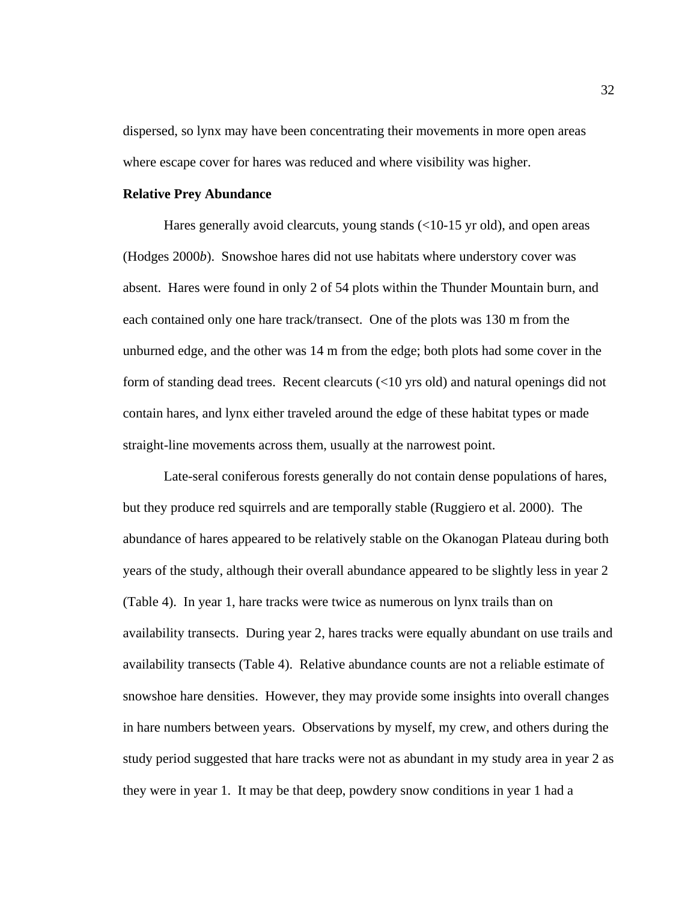dispersed, so lynx may have been concentrating their movements in more open areas where escape cover for hares was reduced and where visibility was higher.

**Relative Prey Abundance**

Hares generally avoid clearcuts, young stands (<10-15 yr old), and open areas (Hodges 2000*b*). Snowshoe hares did not use habitats where understory cover was absent. Hares were found in only 2 of 54 plots within the Thunder Mountain burn, and each contained only one hare track/transect. One of the plots was 130 m from the unburned edge, and the other was 14 m from the edge; both plots had some cover in the form of standing dead trees. Recent clearcuts (<10 yrs old) and natural openings did not contain hares, and lynx either traveled around the edge of these habitat types or made straight-line movements across them, usually at the narrowest point.

Late-seral coniferous forests generally do not contain dense populations of hares, but they produce red squirrels and are temporally stable (Ruggiero et al. 2000). The abundance of hares appeared to be relatively stable on the Okanogan Plateau during both years of the study, although their overall abundance appeared to be slightly less in year 2 (Table 4). In year 1, hare tracks were twice as numerous on lynx trails than on availability transects. During year 2, hares tracks were equally abundant on use trails and availability transects (Table 4). Relative abundance counts are not a reliable estimate of snowshoe hare densities. However, they may provide some insights into overall changes in hare numbers between years. Observations by myself, my crew, and others during the study period suggested that hare tracks were not as abundant in my study area in year 2 as they were in year 1. It may be that deep, powdery snow conditions in year 1 had a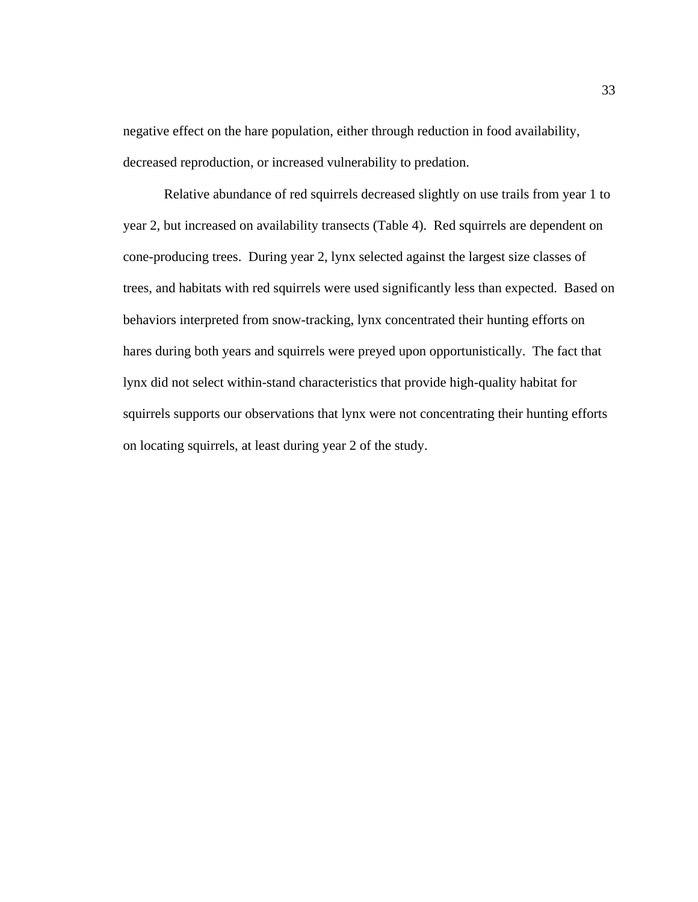negative effect on the hare population, either through reduction in food availability, decreased reproduction, or increased vulnerability to predation.

Relative abundance of red squirrels decreased slightly on use trails from year 1 to year 2, but increased on availability transects (Table 4). Red squirrels are dependent on cone-producing trees. During year 2, lynx selected against the largest size classes of trees, and habitats with red squirrels were used significantly less than expected. Based on behaviors interpreted from snow-tracking, lynx concentrated their hunting efforts on hares during both years and squirrels were preyed upon opportunistically. The fact that lynx did not select within-stand characteristics that provide high-quality habitat for squirrels supports our observations that lynx were not concentrating their hunting efforts on locating squirrels, at least during year 2 of the study.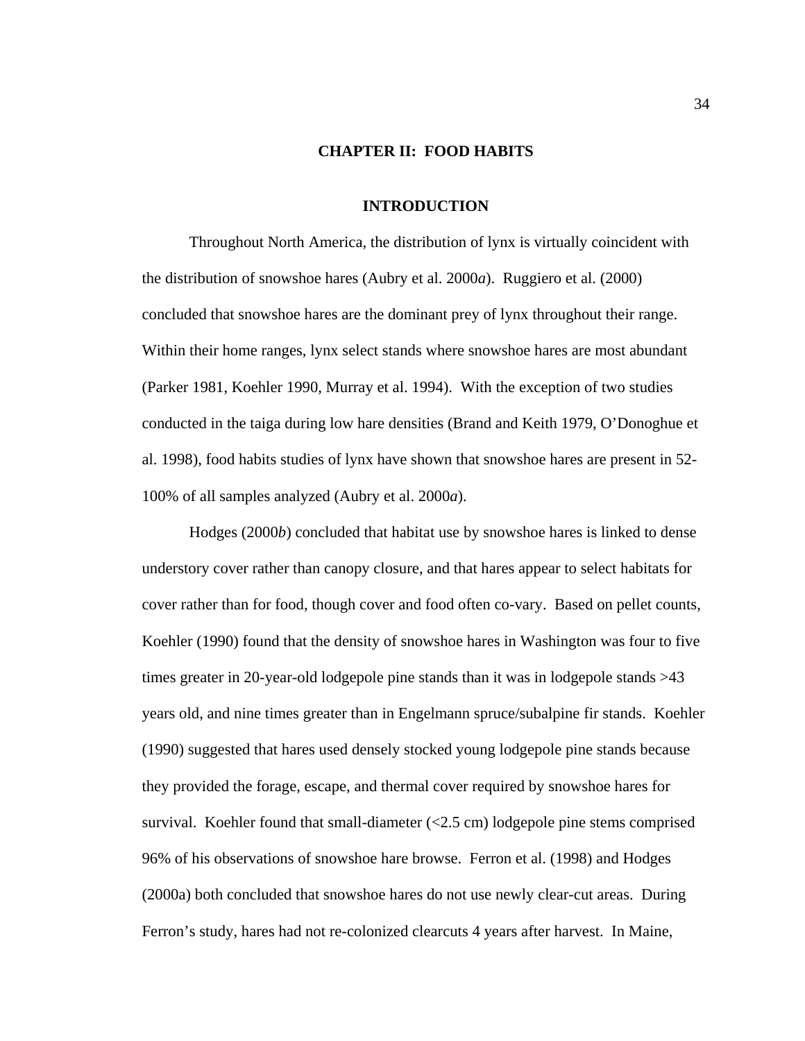# CHAPTER II: FOOD HABITS

## INTRODUCTION

Throughout North America, the distribution of lynx is virtually coincident with the distribution of snowshoe hares (Aubry et al. 2000*a*). Ruggiero et al. (2000) concluded that snowshoe hares are the dominant prey of lynx throughout their range. Within their home ranges, lynx select stands where snowshoe hares are most abundant (Parker 1981, Koehler 1990, Murray et al. 1994). With the exception of two studies conducted in the taiga during low hare densities (Brand and Keith 1979, O'Donoghue et al. 1998), food habits studies of lynx have shown that snowshoe hares are present in 52-100% of all samples analyzed (Aubry et al. 2000*a*).

Hodges (2000*b*) concluded that habitat use by snowshoe hares is linked to dense understory cover rather than canopy closure, and that hares appear to select habitats for cover rather than for food, though cover and food often co-vary. Based on pellet counts, Koehler (1990) found that the density of snowshoe hares in Washington was four to five times greater in 20-year-old lodgepole pine stands than it was in lodgepole stands >43 years old, and nine times greater than in Engelmann spruce/subalpine fir stands. Koehler (1990) suggested that hares used densely stocked young lodgepole pine stands because they provided the forage, escape, and thermal cover required by snowshoe hares for survival. Koehler found that small-diameter (<2.5 cm) lodgepole pine stems comprised 96% of his observations of snowshoe hare browse. Ferron et al. (1998) and Hodges (2000a) both concluded that snowshoe hares do not use newly clear-cut areas. During Ferron's study, hares had not re-colonized clearcuts 4 years after harvest. In Maine,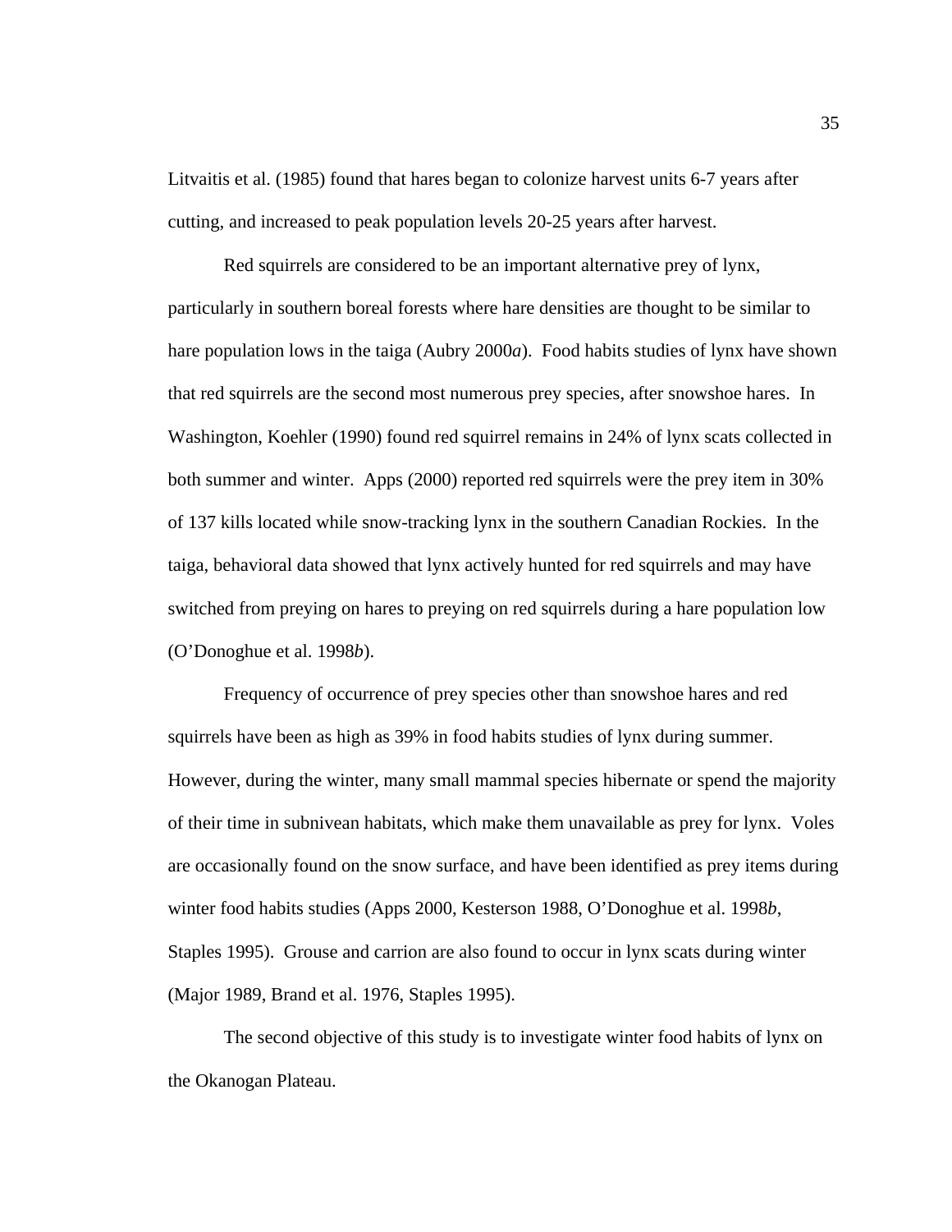Litvaitis et al. (1985) found that hares began to colonize harvest units 6-7 years after cutting, and increased to peak population levels 20-25 years after harvest.

Red squirrels are considered to be an important alternative prey of lynx, particularly in southern boreal forests where hare densities are thought to be similar to hare population lows in the taiga (Aubry 2000*a*). Food habits studies of lynx have shown that red squirrels are the second most numerous prey species, after snowshoe hares. In Washington, Koehler (1990) found red squirrel remains in 24% of lynx scats collected in both summer and winter. Apps (2000) reported red squirrels were the prey item in 30% of 137 kills located while snow-tracking lynx in the southern Canadian Rockies. In the taiga, behavioral data showed that lynx actively hunted for red squirrels and may have switched from preying on hares to preying on red squirrels during a hare population low (O'Donoghue et al. 1998*b*).

Frequency of occurrence of prey species other than snowshoe hares and red squirrels have been as high as 39% in food habits studies of lynx during summer. However, during the winter, many small mammal species hibernate or spend the majority of their time in subnivean habitats, which make them unavailable as prey for lynx. Voles are occasionally found on the snow surface, and have been identified as prey items during winter food habits studies (Apps 2000, Kesterson 1988, O'Donoghue et al. 1998*b*, Staples 1995). Grouse and carrion are also found to occur in lynx scats during winter (Major 1989, Brand et al. 1976, Staples 1995).

The second objective of this study is to investigate winter food habits of lynx on the Okanogan Plateau.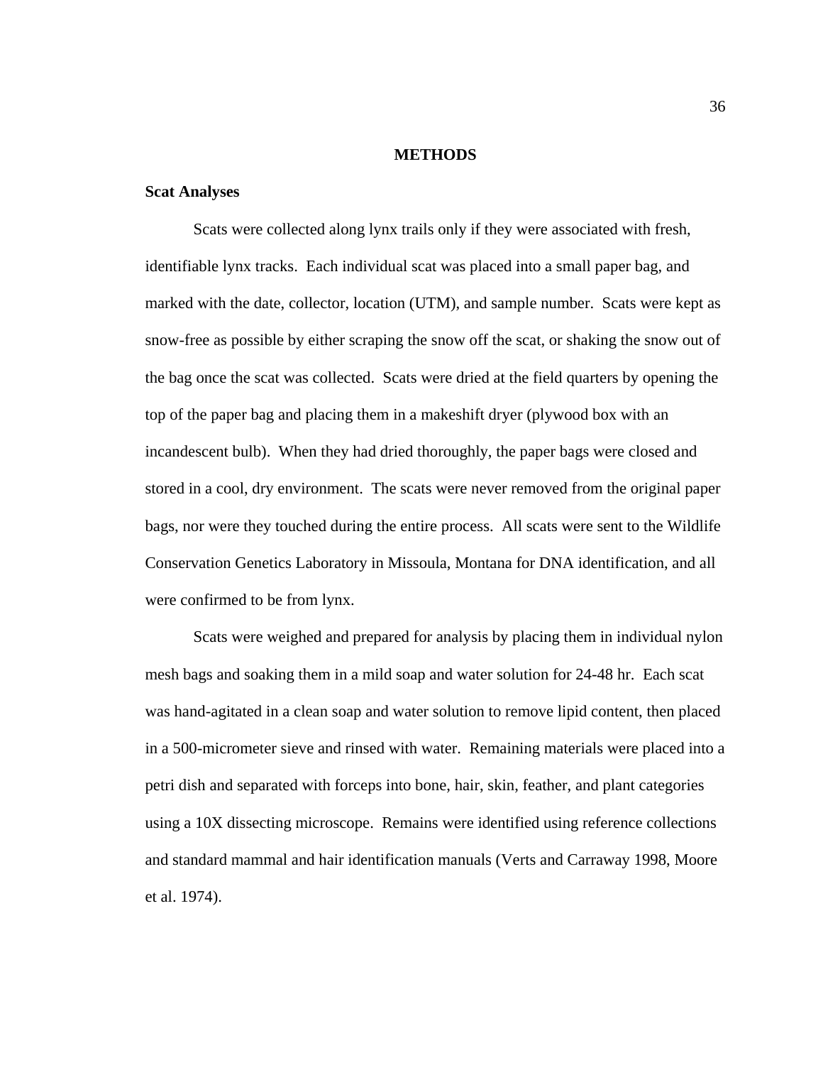# METHODS

## Scat Analyses

Scats were collected along lynx trails only if they were associated with fresh, identifiable lynx tracks. Each individual scat was placed into a small paper bag, and marked with the date, collector, location (UTM), and sample number. Scats were kept as snow-free as possible by either scraping the snow off the scat, or shaking the snow out of the bag once the scat was collected. Scats were dried at the field quarters by opening the top of the paper bag and placing them in a makeshift dryer (plywood box with an incandescent bulb). When they had dried thoroughly, the paper bags were closed and stored in a cool, dry environment. The scats were never removed from the original paper bags, nor were they touched during the entire process. All scats were sent to the Wildlife Conservation Genetics Laboratory in Missoula, Montana for DNA identification, and all were confirmed to be from lynx.

Scats were weighed and prepared for analysis by placing them in individual nylon mesh bags and soaking them in a mild soap and water solution for 24-48 hr. Each scat was hand-agitated in a clean soap and water solution to remove lipid content, then placed in a 500-micrometer sieve and rinsed with water. Remaining materials were placed into a petri dish and separated with forceps into bone, hair, skin, feather, and plant categories using a 10X dissecting microscope. Remains were identified using reference collections and standard mammal and hair identification manuals (Verts and Carraway 1998, Moore et al. 1974).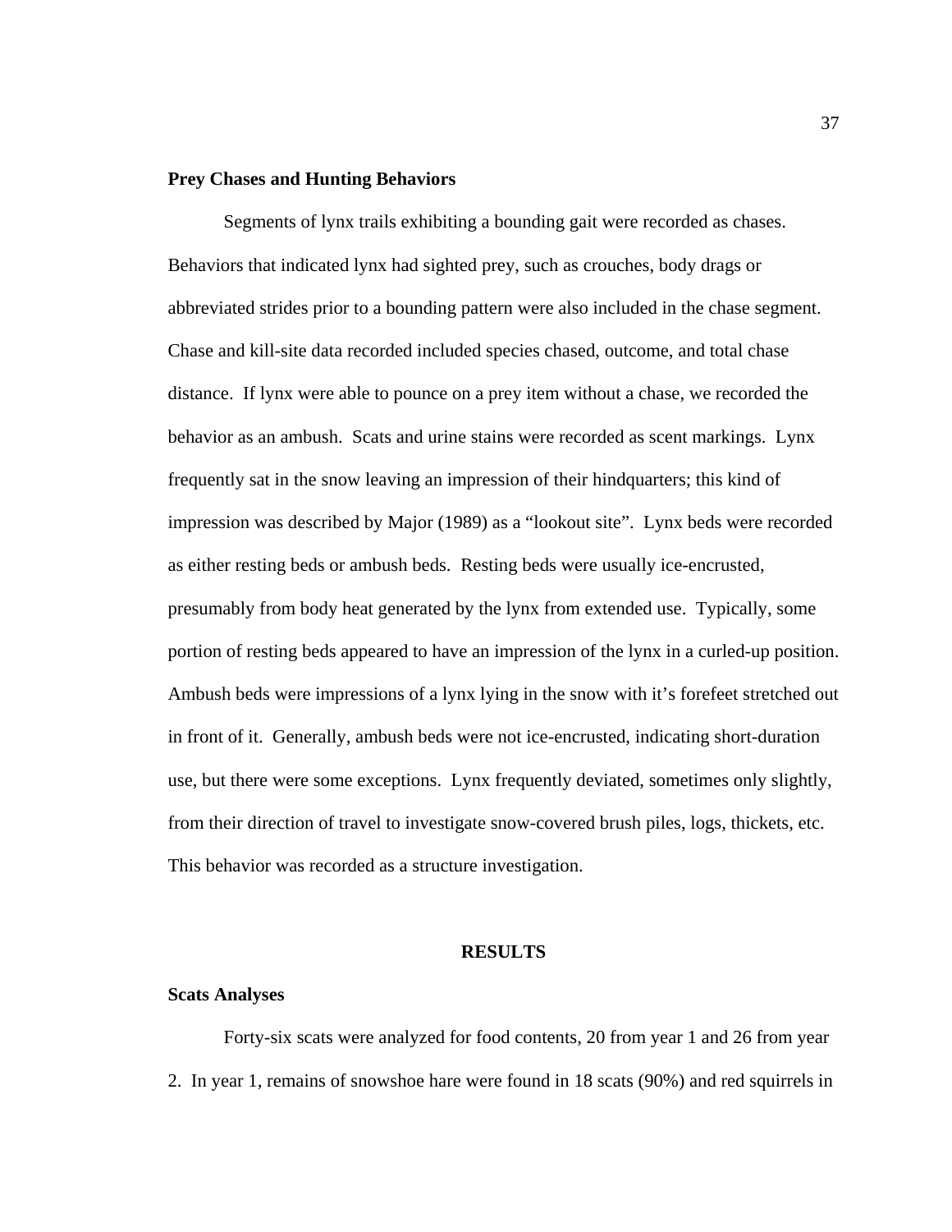### Prey Chases and Hunting Behaviors

Segments of lynx trails exhibiting a bounding gait were recorded as chases. Behaviors that indicated lynx had sighted prey, such as crouches, body drags or abbreviated strides prior to a bounding pattern were also included in the chase segment. Chase and kill-site data recorded included species chased, outcome, and total chase distance. If lynx were able to pounce on a prey item without a chase, we recorded the behavior as an ambush. Scats and urine stains were recorded as scent markings. Lynx frequently sat in the snow leaving an impression of their hindquarters; this kind of impression was described by Major (1989) as a "lookout site". Lynx beds were recorded as either resting beds or ambush beds. Resting beds were usually ice-encrusted, presumably from body heat generated by the lynx from extended use. Typically, some portion of resting beds appeared to have an impression of the lynx in a curled-up position. Ambush beds were impressions of a lynx lying in the snow with it's forefeet stretched out in front of it. Generally, ambush beds were not ice-encrusted, indicating short-duration use, but there were some exceptions. Lynx frequently deviated, sometimes only slightly, from their direction of travel to investigate snow-covered brush piles, logs, thickets, etc. This behavior was recorded as a structure investigation.

## RESULTS

### Scats Analyses

Forty-six scats were analyzed for food contents, 20 from year 1 and 26 from year 2. In year 1, remains of snowshoe hare were found in 18 scats (90%) and red squirrels in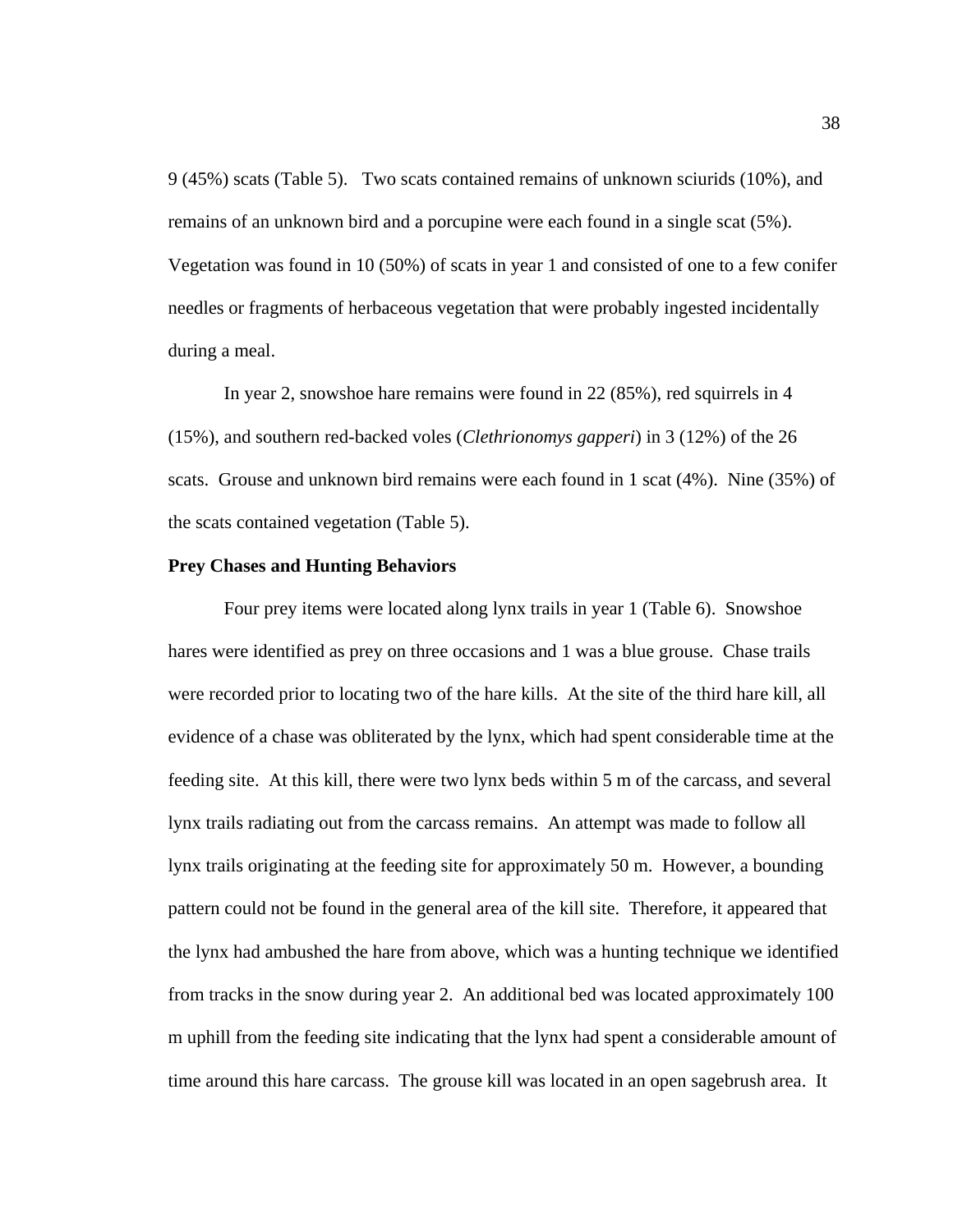9 (45%) scats (Table 5). Two scats contained remains of unknown sciurids (10%), and remains of an unknown bird and a porcupine were each found in a single scat (5%). Vegetation was found in 10 (50%) of scats in year 1 and consisted of one to a few conifer needles or fragments of herbaceous vegetation that were probably ingested incidentally during a meal.

In year 2, snowshoe hare remains were found in 22 (85%), red squirrels in 4 (15%), and southern red-backed voles (*Clethrionomys gapperi*) in 3 (12%) of the 26 scats. Grouse and unknown bird remains were each found in 1 scat (4%). Nine (35%) of the scats contained vegetation (Table 5).

**Prey Chases and Hunting Behaviors**

Four prey items were located along lynx trails in year 1 (Table 6). Snowshoe hares were identified as prey on three occasions and 1 was a blue grouse. Chase trails were recorded prior to locating two of the hare kills. At the site of the third hare kill, all evidence of a chase was obliterated by the lynx, which had spent considerable time at the feeding site. At this kill, there were two lynx beds within 5 m of the carcass, and several lynx trails radiating out from the carcass remains. An attempt was made to follow all lynx trails originating at the feeding site for approximately 50 m. However, a bounding pattern could not be found in the general area of the kill site. Therefore, it appeared that the lynx had ambushed the hare from above, which was a hunting technique we identified from tracks in the snow during year 2. An additional bed was located approximately 100 m uphill from the feeding site indicating that the lynx had spent a considerable amount of time around this hare carcass. The grouse kill was located in an open sagebrush area. It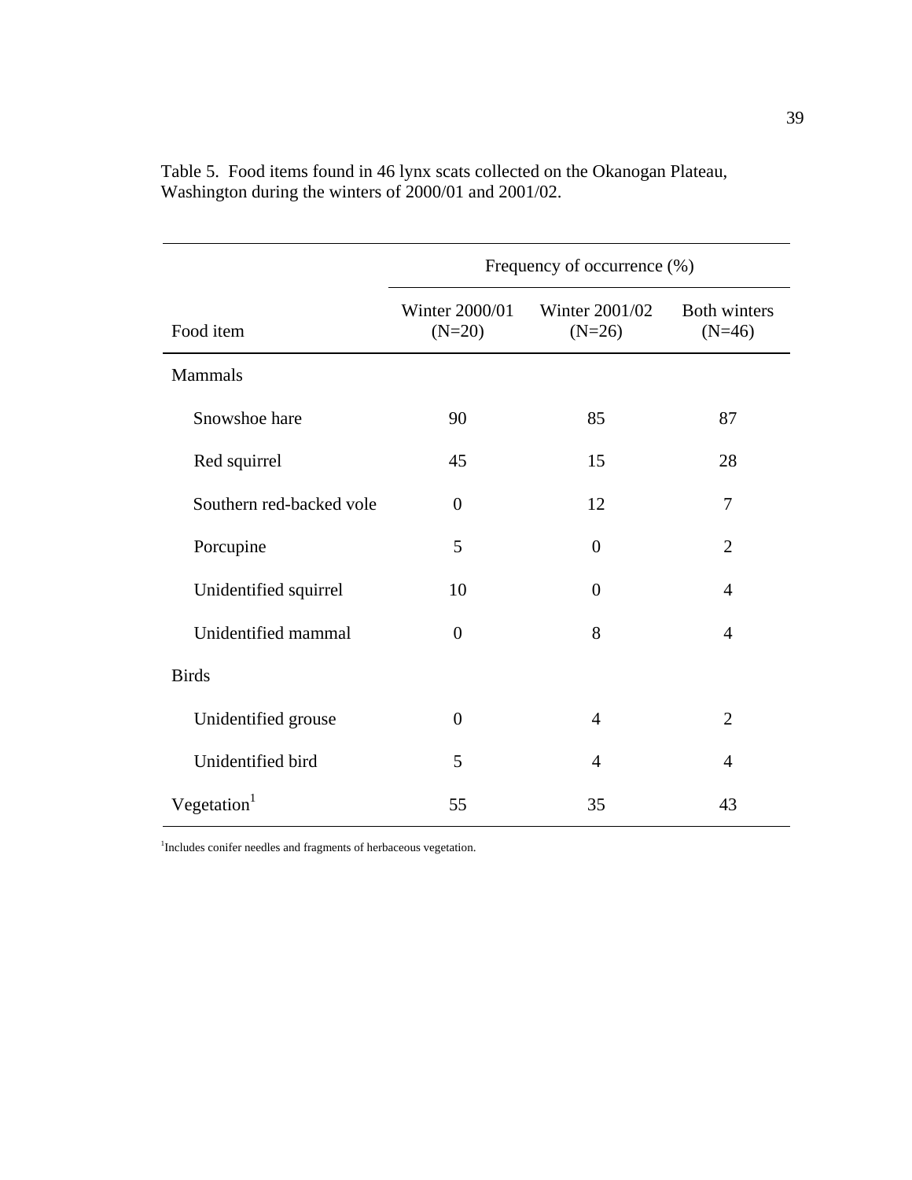Table 5. Food items found in 46 lynx scats collected on the Okanogan Plateau, Washington during the winters of 2000/01 and 2001/02.

| | Frequency of occurrence (%) | | |
|---|---|---|---|
| Food item | Winter 2000/01 (N=20) | Winter 2001/02 (N=26) | Both winters (N=46) |
| Mammals | | | |
| Snowshoe hare | 90 | 85 | 87 |
| Red squirrel | 45 | 15 | 28 |
| Southern red-backed vole | 0 | 12 | 7 |
| Porcupine | 5 | 0 | 2 |
| Unidentified squirrel | 10 | 0 | 4 |
| Unidentified mammal | 0 | 8 | 4 |
| Birds | | | |
| Unidentified grouse | 0 | 4 | 2 |
| Unidentified bird | 5 | 4 | 4 |
| Vegetation[1] | 55 | 35 | 43 |

[1]Includes conifer needles and fragments of herbaceous vegetation.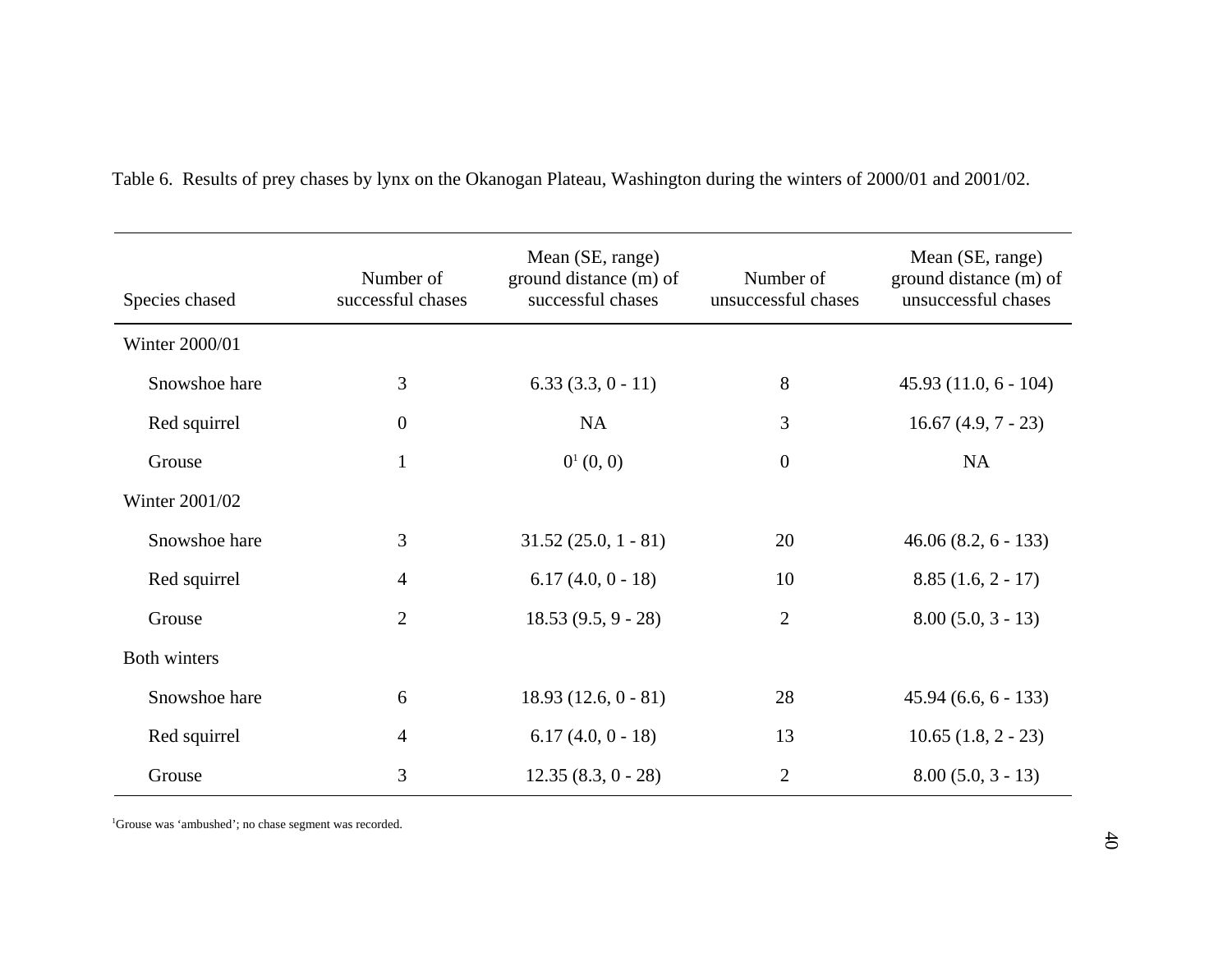Table 6. Results of prey chases by lynx on the Okanogan Plateau, Washington during the winters of 2000/01 and 2001/02.

| Species chased | Number of successful chases | Mean (SE, range) ground distance (m) of successful chases | Number of unsuccessful chases | Mean (SE, range) ground distance (m) of unsuccessful chases |
|---|---|---|---|---|
| Winter 2000/01 | | | | |
| Snowshoe hare | 3 | 6.33 (3.3, 0 - 11) | 8 | 45.93 (11.0, 6 - 104) |
| Red squirrel | 0 | NA | 3 | 16.67 (4.9, 7 - 23) |
| Grouse | 1 | 0[1] (0, 0) | 0 | NA |
| Winter 2001/02 | | | | |
| Snowshoe hare | 3 | 31.52 (25.0, 1 - 81) | 20 | 46.06 (8.2, 6 - 133) |
| Red squirrel | 4 | 6.17 (4.0, 0 - 18) | 10 | 8.85 (1.6, 2 - 17) |
| Grouse | 2 | 18.53 (9.5, 9 - 28) | 2 | 8.00 (5.0, 3 - 13) |
| Both winters | | | | |
| Snowshoe hare | 6 | 18.93 (12.6, 0 - 81) | 28 | 45.94 (6.6, 6 - 133) |
| Red squirrel | 4 | 6.17 (4.0, 0 - 18) | 13 | 10.65 (1.8, 2 - 23) |
| Grouse | 3 | 12.35 (8.3, 0 - 28) | 2 | 8.00 (5.0, 3 - 13) |

[1]Grouse was 'ambushed'; no chase segment was recorded.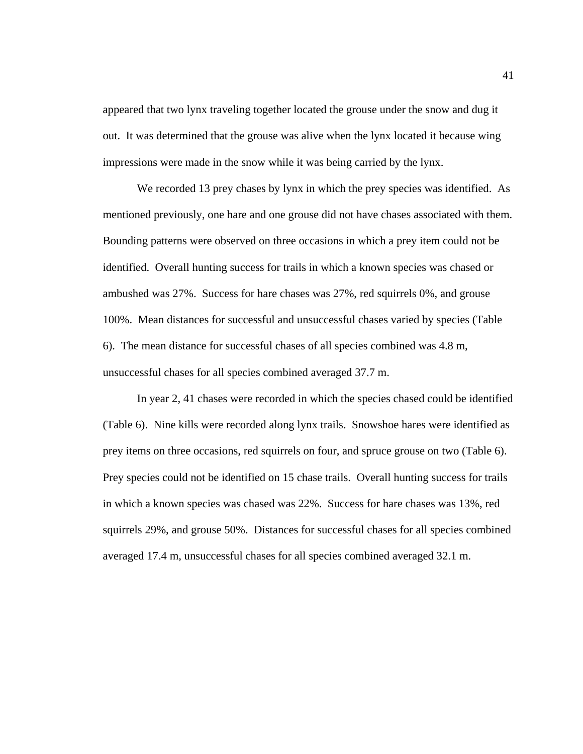appeared that two lynx traveling together located the grouse under the snow and dug it out. It was determined that the grouse was alive when the lynx located it because wing impressions were made in the snow while it was being carried by the lynx.

We recorded 13 prey chases by lynx in which the prey species was identified. As mentioned previously, one hare and one grouse did not have chases associated with them. Bounding patterns were observed on three occasions in which a prey item could not be identified. Overall hunting success for trails in which a known species was chased or ambushed was 27%. Success for hare chases was 27%, red squirrels 0%, and grouse 100%. Mean distances for successful and unsuccessful chases varied by species (Table 6). The mean distance for successful chases of all species combined was 4.8 m, unsuccessful chases for all species combined averaged 37.7 m.

In year 2, 41 chases were recorded in which the species chased could be identified (Table 6). Nine kills were recorded along lynx trails. Snowshoe hares were identified as prey items on three occasions, red squirrels on four, and spruce grouse on two (Table 6). Prey species could not be identified on 15 chase trails. Overall hunting success for trails in which a known species was chased was 22%. Success for hare chases was 13%, red squirrels 29%, and grouse 50%. Distances for successful chases for all species combined averaged 17.4 m, unsuccessful chases for all species combined averaged 32.1 m.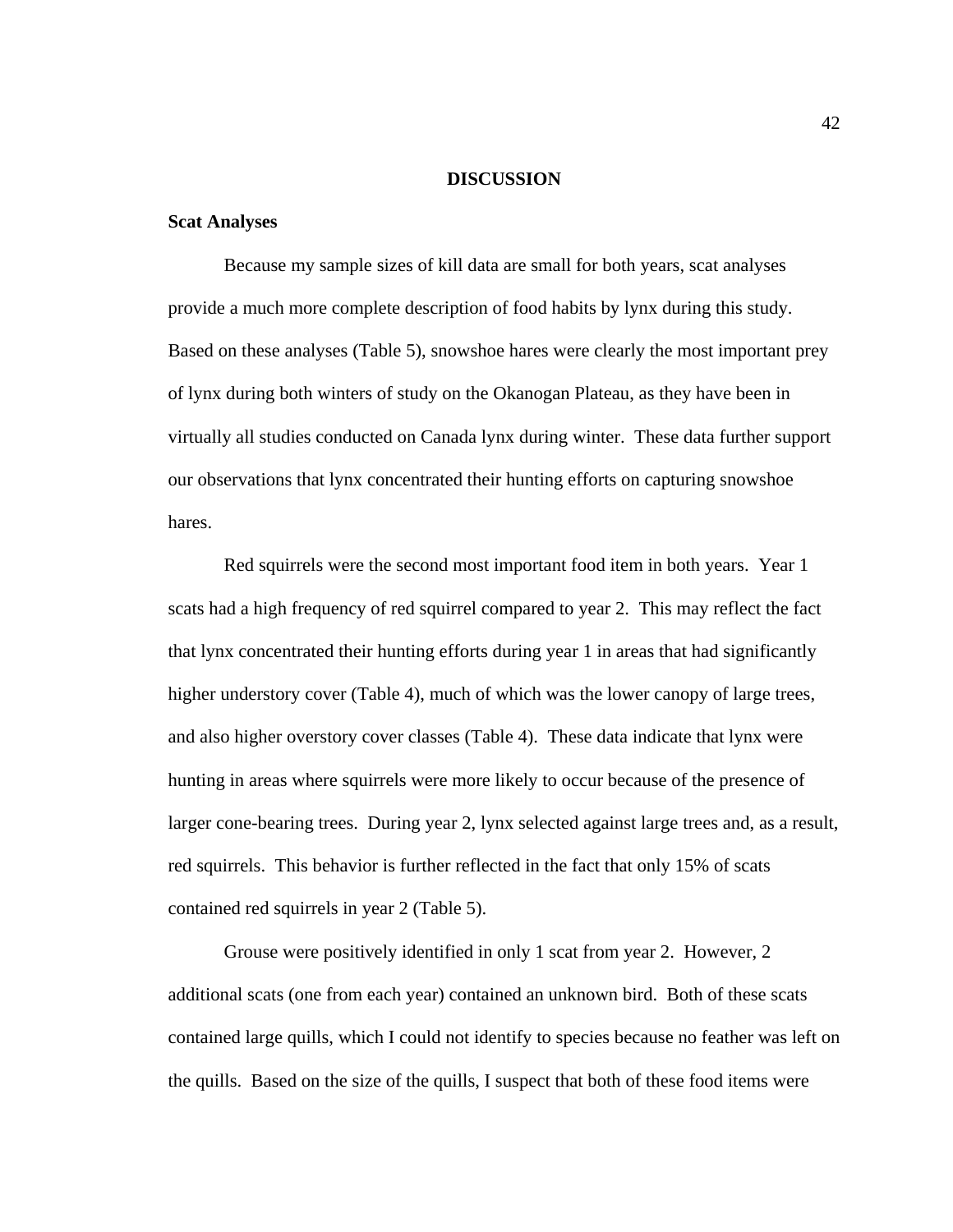## DISCUSSION

### Scat Analyses

Because my sample sizes of kill data are small for both years, scat analyses provide a much more complete description of food habits by lynx during this study. Based on these analyses (Table 5), snowshoe hares were clearly the most important prey of lynx during both winters of study on the Okanogan Plateau, as they have been in virtually all studies conducted on Canada lynx during winter. These data further support our observations that lynx concentrated their hunting efforts on capturing snowshoe hares.

Red squirrels were the second most important food item in both years. Year 1 scats had a high frequency of red squirrel compared to year 2. This may reflect the fact that lynx concentrated their hunting efforts during year 1 in areas that had significantly higher understory cover (Table 4), much of which was the lower canopy of large trees, and also higher overstory cover classes (Table 4). These data indicate that lynx were hunting in areas where squirrels were more likely to occur because of the presence of larger cone-bearing trees. During year 2, lynx selected against large trees and, as a result, red squirrels. This behavior is further reflected in the fact that only 15% of scats contained red squirrels in year 2 (Table 5).

Grouse were positively identified in only 1 scat from year 2. However, 2 additional scats (one from each year) contained an unknown bird. Both of these scats contained large quills, which I could not identify to species because no feather was left on the quills. Based on the size of the quills, I suspect that both of these food items were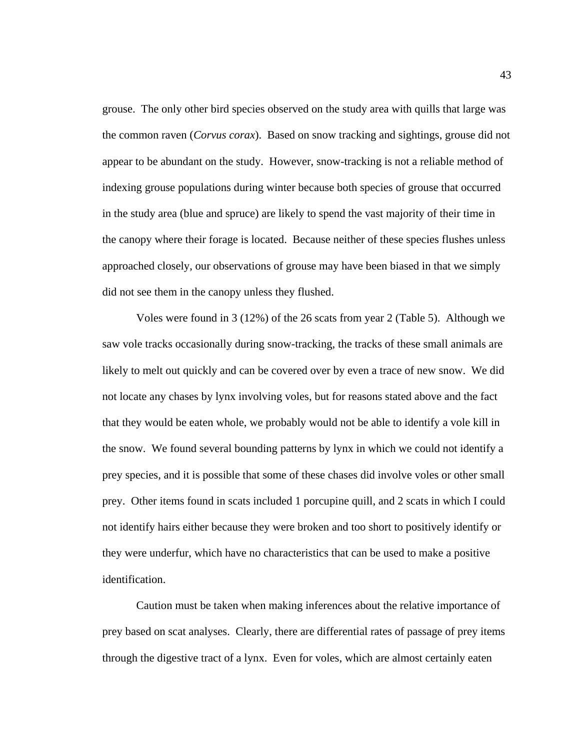grouse. The only other bird species observed on the study area with quills that large was the common raven (*Corvus corax*). Based on snow tracking and sightings, grouse did not appear to be abundant on the study. However, snow-tracking is not a reliable method of indexing grouse populations during winter because both species of grouse that occurred in the study area (blue and spruce) are likely to spend the vast majority of their time in the canopy where their forage is located. Because neither of these species flushes unless approached closely, our observations of grouse may have been biased in that we simply did not see them in the canopy unless they flushed.

Voles were found in 3 (12%) of the 26 scats from year 2 (Table 5). Although we saw vole tracks occasionally during snow-tracking, the tracks of these small animals are likely to melt out quickly and can be covered over by even a trace of new snow. We did not locate any chases by lynx involving voles, but for reasons stated above and the fact that they would be eaten whole, we probably would not be able to identify a vole kill in the snow. We found several bounding patterns by lynx in which we could not identify a prey species, and it is possible that some of these chases did involve voles or other small prey. Other items found in scats included 1 porcupine quill, and 2 scats in which I could not identify hairs either because they were broken and too short to positively identify or they were underfur, which have no characteristics that can be used to make a positive identification.

Caution must be taken when making inferences about the relative importance of prey based on scat analyses. Clearly, there are differential rates of passage of prey items through the digestive tract of a lynx. Even for voles, which are almost certainly eaten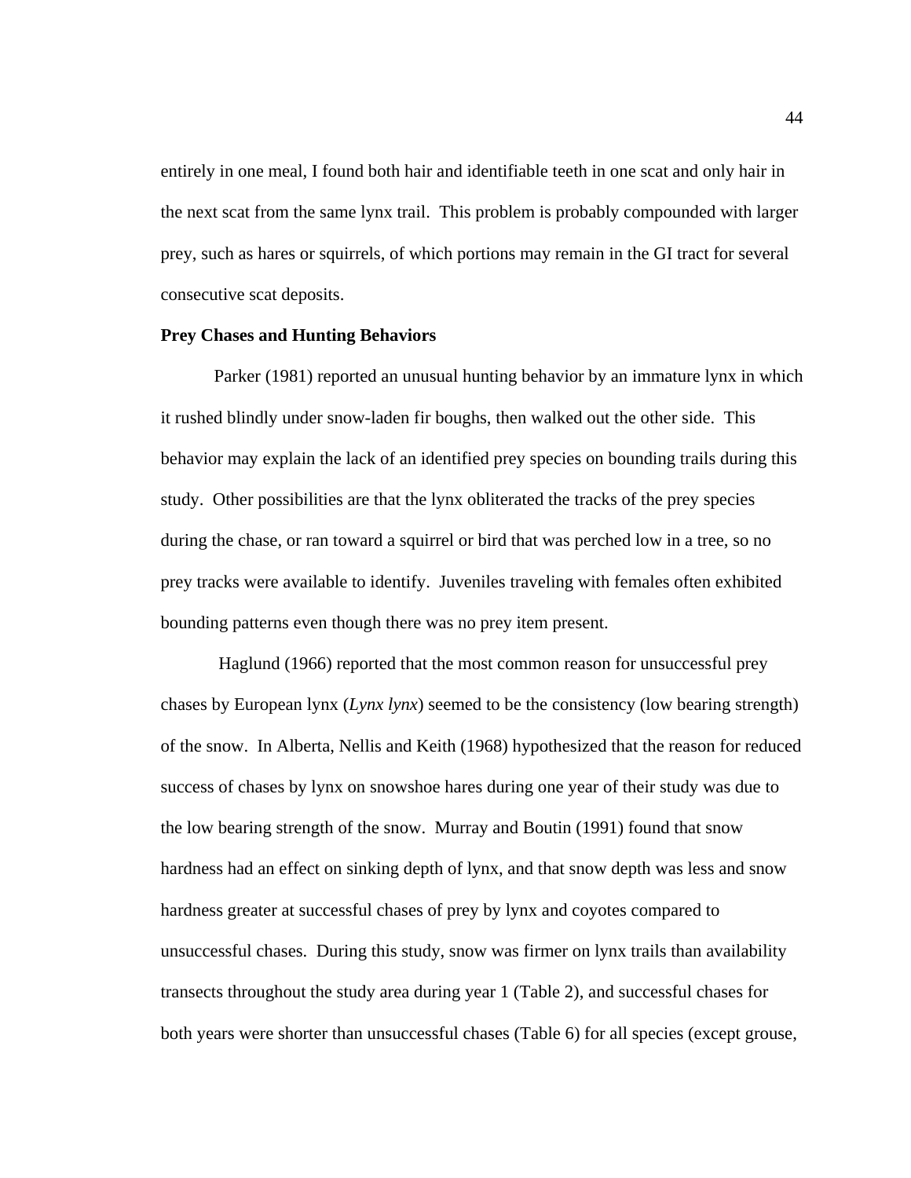entirely in one meal, I found both hair and identifiable teeth in one scat and only hair in the next scat from the same lynx trail. This problem is probably compounded with larger prey, such as hares or squirrels, of which portions may remain in the GI tract for several consecutive scat deposits.

**Prey Chases and Hunting Behaviors**

Parker (1981) reported an unusual hunting behavior by an immature lynx in which it rushed blindly under snow-laden fir boughs, then walked out the other side. This behavior may explain the lack of an identified prey species on bounding trails during this study. Other possibilities are that the lynx obliterated the tracks of the prey species during the chase, or ran toward a squirrel or bird that was perched low in a tree, so no prey tracks were available to identify. Juveniles traveling with females often exhibited bounding patterns even though there was no prey item present.

Haglund (1966) reported that the most common reason for unsuccessful prey chases by European lynx (*Lynx lynx*) seemed to be the consistency (low bearing strength) of the snow. In Alberta, Nellis and Keith (1968) hypothesized that the reason for reduced success of chases by lynx on snowshoe hares during one year of their study was due to the low bearing strength of the snow. Murray and Boutin (1991) found that snow hardness had an effect on sinking depth of lynx, and that snow depth was less and snow hardness greater at successful chases of prey by lynx and coyotes compared to unsuccessful chases. During this study, snow was firmer on lynx trails than availability transects throughout the study area during year 1 (Table 2), and successful chases for both years were shorter than unsuccessful chases (Table 6) for all species (except grouse,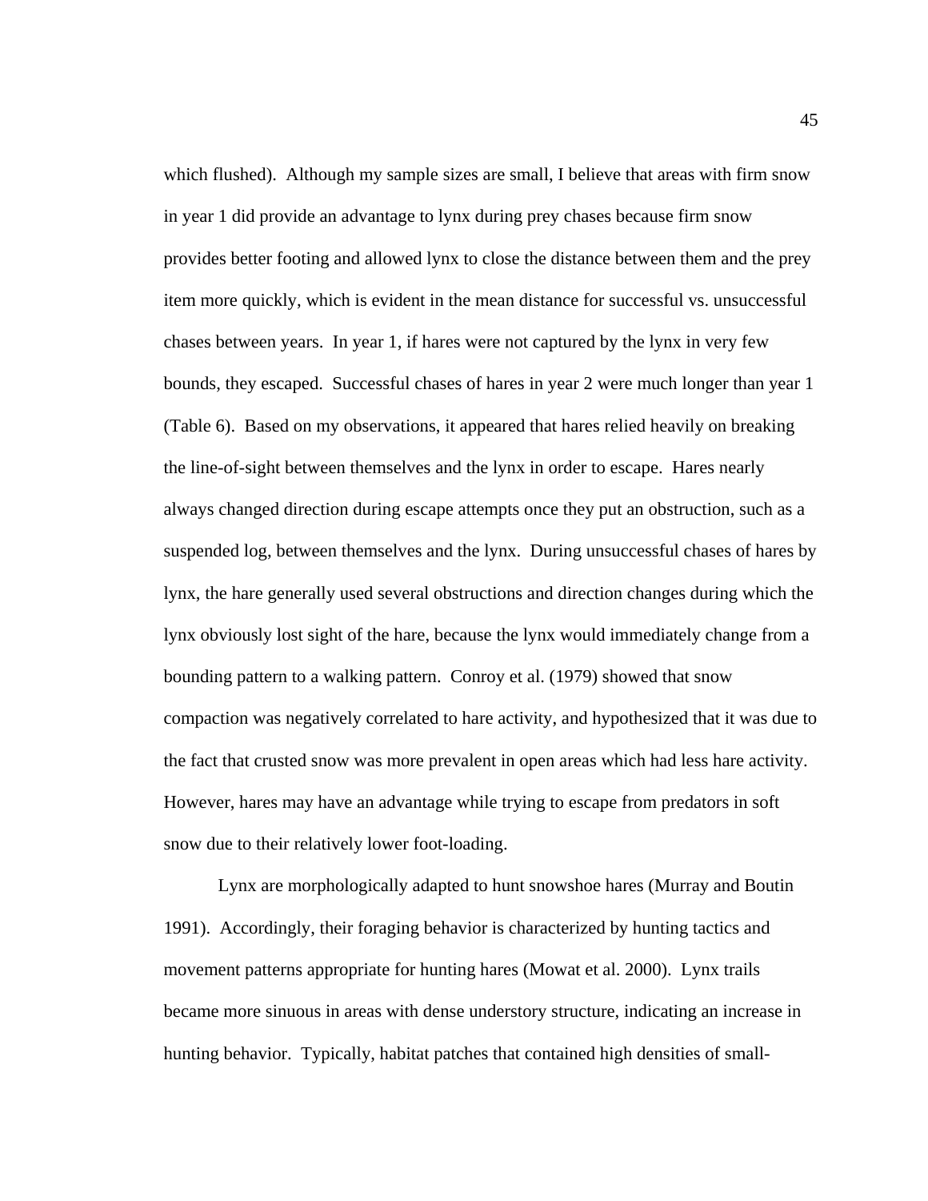which flushed). Although my sample sizes are small, I believe that areas with firm snow in year 1 did provide an advantage to lynx during prey chases because firm snow provides better footing and allowed lynx to close the distance between them and the prey item more quickly, which is evident in the mean distance for successful vs. unsuccessful chases between years. In year 1, if hares were not captured by the lynx in very few bounds, they escaped. Successful chases of hares in year 2 were much longer than year 1 (Table 6). Based on my observations, it appeared that hares relied heavily on breaking the line-of-sight between themselves and the lynx in order to escape. Hares nearly always changed direction during escape attempts once they put an obstruction, such as a suspended log, between themselves and the lynx. During unsuccessful chases of hares by lynx, the hare generally used several obstructions and direction changes during which the lynx obviously lost sight of the hare, because the lynx would immediately change from a bounding pattern to a walking pattern. Conroy et al. (1979) showed that snow compaction was negatively correlated to hare activity, and hypothesized that it was due to the fact that crusted snow was more prevalent in open areas which had less hare activity. However, hares may have an advantage while trying to escape from predators in soft snow due to their relatively lower foot-loading.

Lynx are morphologically adapted to hunt snowshoe hares (Murray and Boutin 1991). Accordingly, their foraging behavior is characterized by hunting tactics and movement patterns appropriate for hunting hares (Mowat et al. 2000). Lynx trails became more sinuous in areas with dense understory structure, indicating an increase in hunting behavior. Typically, habitat patches that contained high densities of small-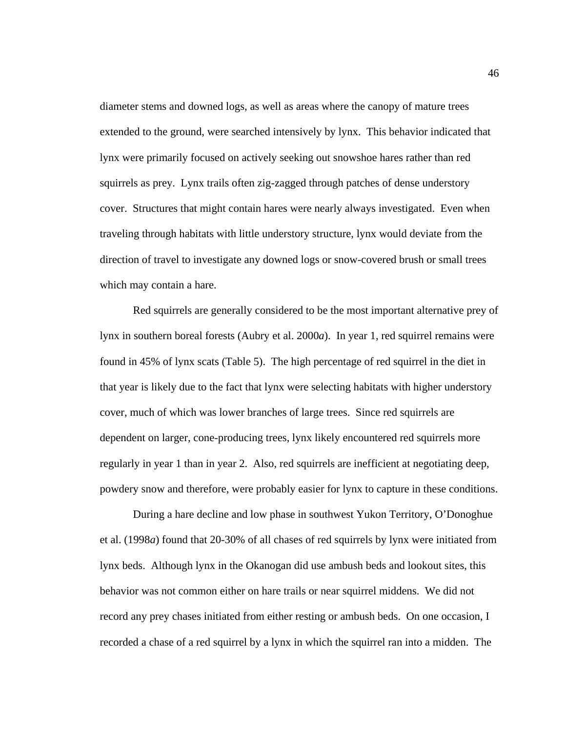diameter stems and downed logs, as well as areas where the canopy of mature trees extended to the ground, were searched intensively by lynx. This behavior indicated that lynx were primarily focused on actively seeking out snowshoe hares rather than red squirrels as prey. Lynx trails often zig-zagged through patches of dense understory cover. Structures that might contain hares were nearly always investigated. Even when traveling through habitats with little understory structure, lynx would deviate from the direction of travel to investigate any downed logs or snow-covered brush or small trees which may contain a hare.

Red squirrels are generally considered to be the most important alternative prey of lynx in southern boreal forests (Aubry et al. 2000*a*). In year 1, red squirrel remains were found in 45% of lynx scats (Table 5). The high percentage of red squirrel in the diet in that year is likely due to the fact that lynx were selecting habitats with higher understory cover, much of which was lower branches of large trees. Since red squirrels are dependent on larger, cone-producing trees, lynx likely encountered red squirrels more regularly in year 1 than in year 2. Also, red squirrels are inefficient at negotiating deep, powdery snow and therefore, were probably easier for lynx to capture in these conditions.

During a hare decline and low phase in southwest Yukon Territory, O'Donoghue et al. (1998*a*) found that 20-30% of all chases of red squirrels by lynx were initiated from lynx beds. Although lynx in the Okanogan did use ambush beds and lookout sites, this behavior was not common either on hare trails or near squirrel middens. We did not record any prey chases initiated from either resting or ambush beds. On one occasion, I recorded a chase of a red squirrel by a lynx in which the squirrel ran into a midden. The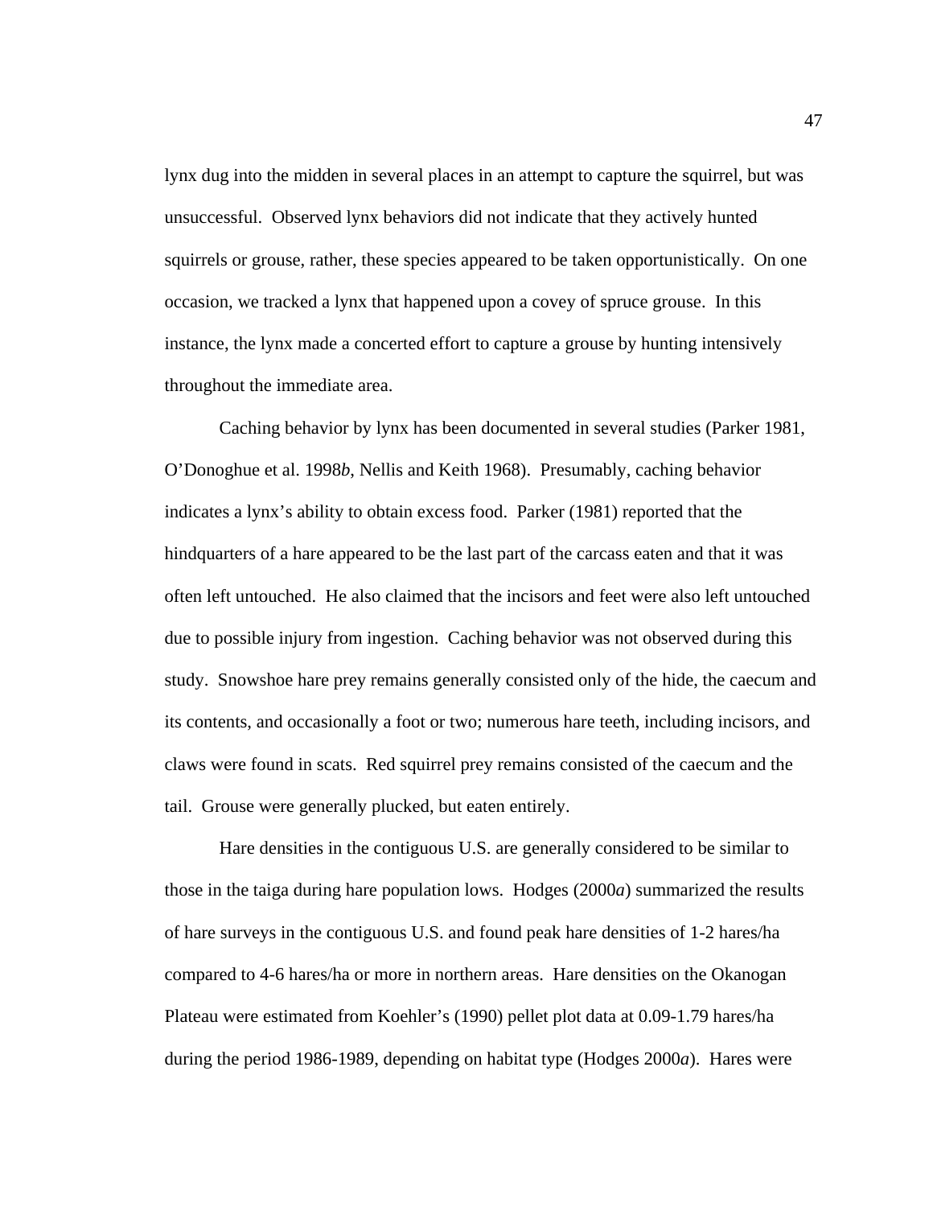lynx dug into the midden in several places in an attempt to capture the squirrel, but was unsuccessful. Observed lynx behaviors did not indicate that they actively hunted squirrels or grouse, rather, these species appeared to be taken opportunistically. On one occasion, we tracked a lynx that happened upon a covey of spruce grouse. In this instance, the lynx made a concerted effort to capture a grouse by hunting intensively throughout the immediate area.

Caching behavior by lynx has been documented in several studies (Parker 1981, O'Donoghue et al. 1998*b*, Nellis and Keith 1968). Presumably, caching behavior indicates a lynx's ability to obtain excess food. Parker (1981) reported that the hindquarters of a hare appeared to be the last part of the carcass eaten and that it was often left untouched. He also claimed that the incisors and feet were also left untouched due to possible injury from ingestion. Caching behavior was not observed during this study. Snowshoe hare prey remains generally consisted only of the hide, the caecum and its contents, and occasionally a foot or two; numerous hare teeth, including incisors, and claws were found in scats. Red squirrel prey remains consisted of the caecum and the tail. Grouse were generally plucked, but eaten entirely.

Hare densities in the contiguous U.S. are generally considered to be similar to those in the taiga during hare population lows. Hodges (2000*a*) summarized the results of hare surveys in the contiguous U.S. and found peak hare densities of 1-2 hares/ha compared to 4-6 hares/ha or more in northern areas. Hare densities on the Okanogan Plateau were estimated from Koehler's (1990) pellet plot data at 0.09-1.79 hares/ha during the period 1986-1989, depending on habitat type (Hodges 2000*a*). Hares were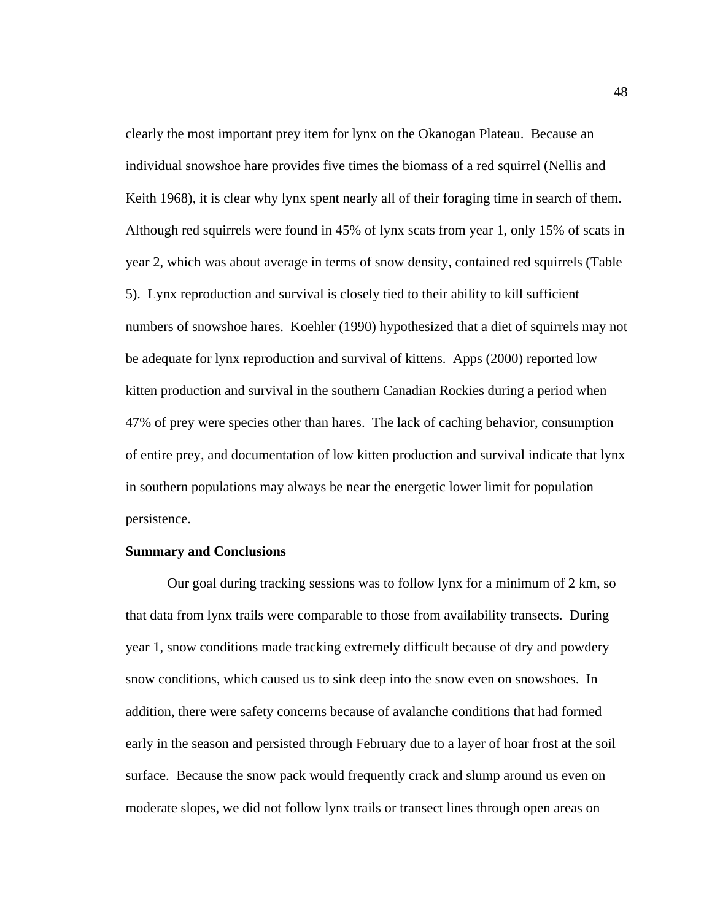clearly the most important prey item for lynx on the Okanogan Plateau. Because an individual snowshoe hare provides five times the biomass of a red squirrel (Nellis and Keith 1968), it is clear why lynx spent nearly all of their foraging time in search of them. Although red squirrels were found in 45% of lynx scats from year 1, only 15% of scats in year 2, which was about average in terms of snow density, contained red squirrels (Table 5). Lynx reproduction and survival is closely tied to their ability to kill sufficient numbers of snowshoe hares. Koehler (1990) hypothesized that a diet of squirrels may not be adequate for lynx reproduction and survival of kittens. Apps (2000) reported low kitten production and survival in the southern Canadian Rockies during a period when 47% of prey were species other than hares. The lack of caching behavior, consumption of entire prey, and documentation of low kitten production and survival indicate that lynx in southern populations may always be near the energetic lower limit for population persistence.

**Summary and Conclusions**

Our goal during tracking sessions was to follow lynx for a minimum of 2 km, so that data from lynx trails were comparable to those from availability transects. During year 1, snow conditions made tracking extremely difficult because of dry and powdery snow conditions, which caused us to sink deep into the snow even on snowshoes. In addition, there were safety concerns because of avalanche conditions that had formed early in the season and persisted through February due to a layer of hoar frost at the soil surface. Because the snow pack would frequently crack and slump around us even on moderate slopes, we did not follow lynx trails or transect lines through open areas on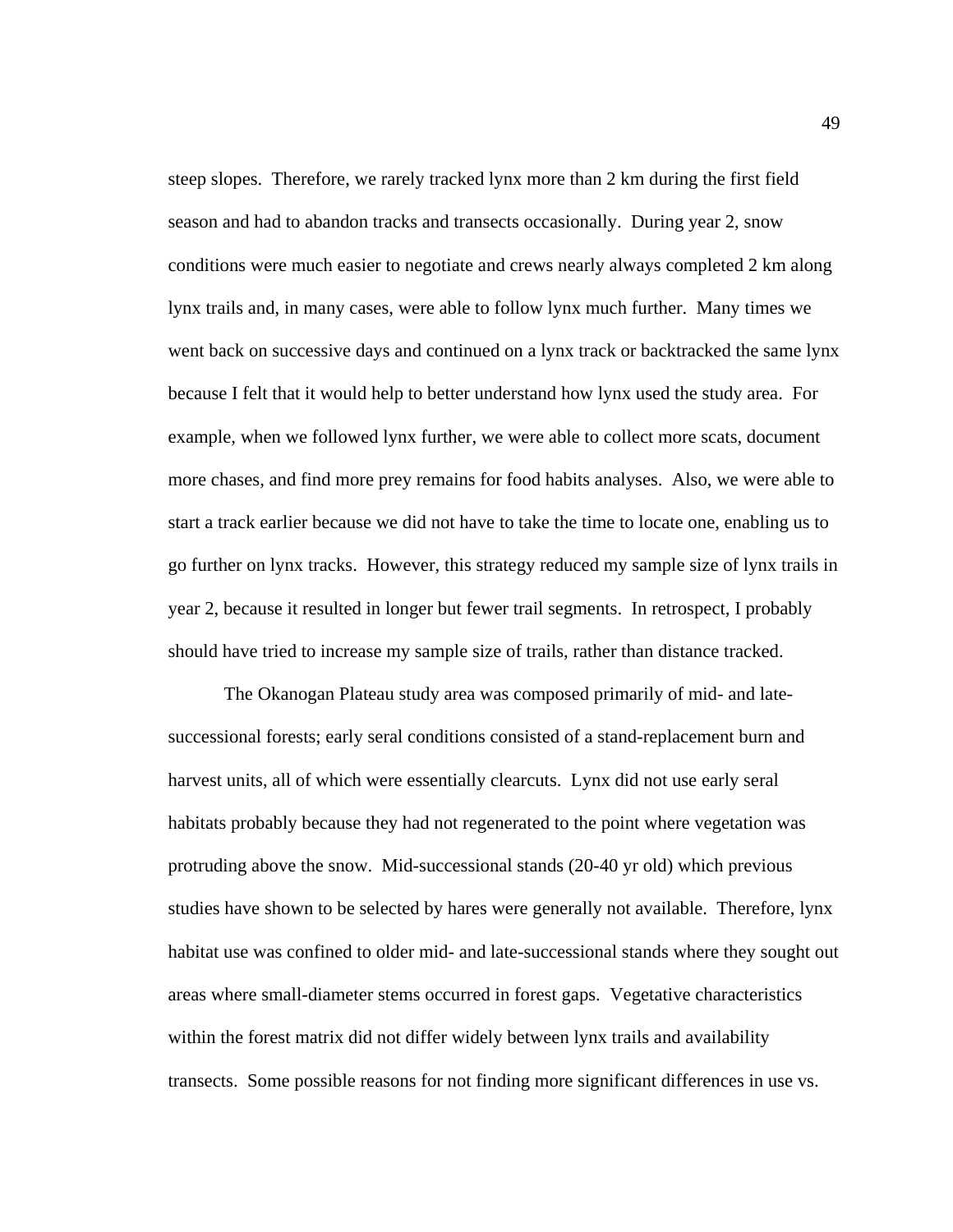steep slopes. Therefore, we rarely tracked lynx more than 2 km during the first field season and had to abandon tracks and transects occasionally. During year 2, snow conditions were much easier to negotiate and crews nearly always completed 2 km along lynx trails and, in many cases, were able to follow lynx much further. Many times we went back on successive days and continued on a lynx track or backtracked the same lynx because I felt that it would help to better understand how lynx used the study area. For example, when we followed lynx further, we were able to collect more scats, document more chases, and find more prey remains for food habits analyses. Also, we were able to start a track earlier because we did not have to take the time to locate one, enabling us to go further on lynx tracks. However, this strategy reduced my sample size of lynx trails in year 2, because it resulted in longer but fewer trail segments. In retrospect, I probably should have tried to increase my sample size of trails, rather than distance tracked.

The Okanogan Plateau study area was composed primarily of mid- and late-successional forests; early seral conditions consisted of a stand-replacement burn and harvest units, all of which were essentially clearcuts. Lynx did not use early seral habitats probably because they had not regenerated to the point where vegetation was protruding above the snow. Mid-successional stands (20-40 yr old) which previous studies have shown to be selected by hares were generally not available. Therefore, lynx habitat use was confined to older mid- and late-successional stands where they sought out areas where small-diameter stems occurred in forest gaps. Vegetative characteristics within the forest matrix did not differ widely between lynx trails and availability transects. Some possible reasons for not finding more significant differences in use vs.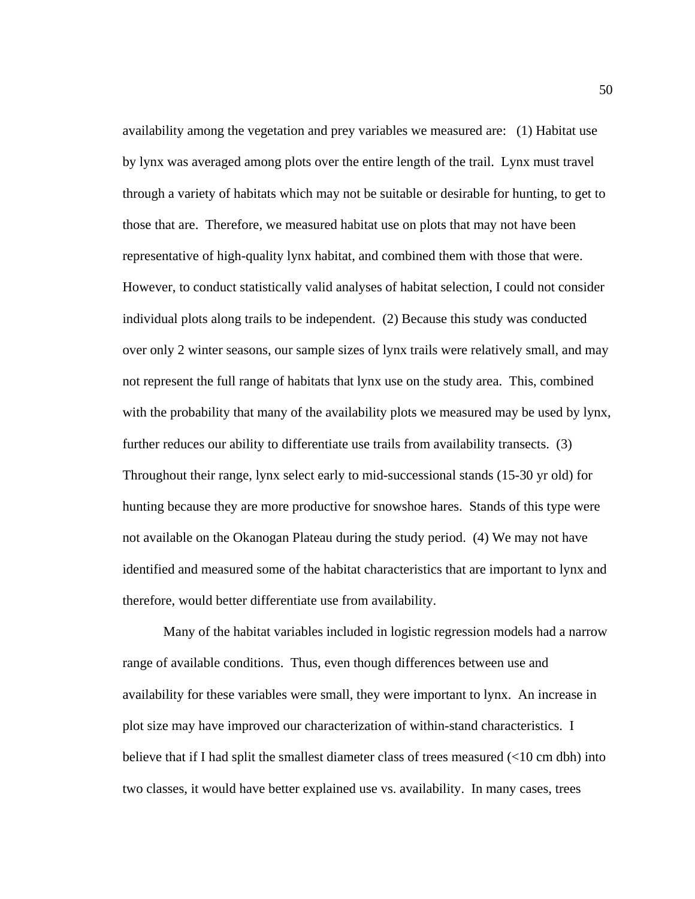availability among the vegetation and prey variables we measured are: (1) Habitat use by lynx was averaged among plots over the entire length of the trail. Lynx must travel through a variety of habitats which may not be suitable or desirable for hunting, to get to those that are. Therefore, we measured habitat use on plots that may not have been representative of high-quality lynx habitat, and combined them with those that were. However, to conduct statistically valid analyses of habitat selection, I could not consider individual plots along trails to be independent. (2) Because this study was conducted over only 2 winter seasons, our sample sizes of lynx trails were relatively small, and may not represent the full range of habitats that lynx use on the study area. This, combined with the probability that many of the availability plots we measured may be used by lynx, further reduces our ability to differentiate use trails from availability transects. (3) Throughout their range, lynx select early to mid-successional stands (15-30 yr old) for hunting because they are more productive for snowshoe hares. Stands of this type were not available on the Okanogan Plateau during the study period. (4) We may not have identified and measured some of the habitat characteristics that are important to lynx and therefore, would better differentiate use from availability.

Many of the habitat variables included in logistic regression models had a narrow range of available conditions. Thus, even though differences between use and availability for these variables were small, they were important to lynx. An increase in plot size may have improved our characterization of within-stand characteristics. I believe that if I had split the smallest diameter class of trees measured (<10 cm dbh) into two classes, it would have better explained use vs. availability. In many cases, trees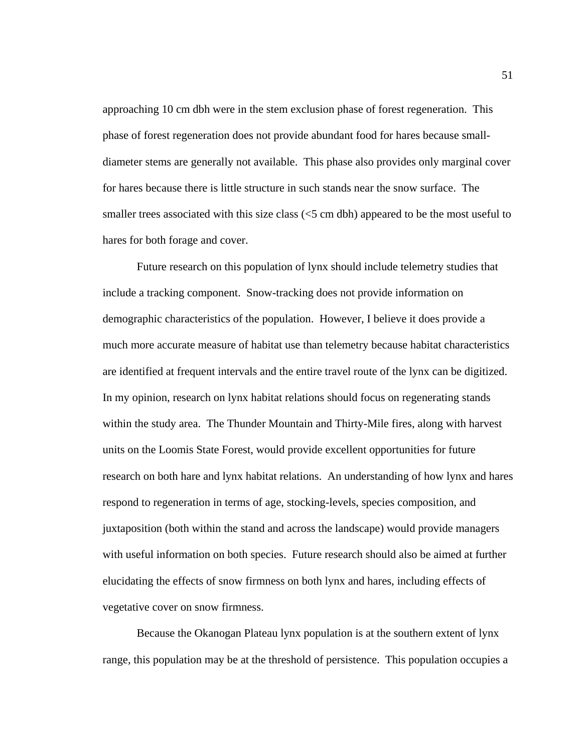approaching 10 cm dbh were in the stem exclusion phase of forest regeneration. This phase of forest regeneration does not provide abundant food for hares because small-diameter stems are generally not available. This phase also provides only marginal cover for hares because there is little structure in such stands near the snow surface. The smaller trees associated with this size class (<5 cm dbh) appeared to be the most useful to hares for both forage and cover.

Future research on this population of lynx should include telemetry studies that include a tracking component. Snow-tracking does not provide information on demographic characteristics of the population. However, I believe it does provide a much more accurate measure of habitat use than telemetry because habitat characteristics are identified at frequent intervals and the entire travel route of the lynx can be digitized. In my opinion, research on lynx habitat relations should focus on regenerating stands within the study area. The Thunder Mountain and Thirty-Mile fires, along with harvest units on the Loomis State Forest, would provide excellent opportunities for future research on both hare and lynx habitat relations. An understanding of how lynx and hares respond to regeneration in terms of age, stocking-levels, species composition, and juxtaposition (both within the stand and across the landscape) would provide managers with useful information on both species. Future research should also be aimed at further elucidating the effects of snow firmness on both lynx and hares, including effects of vegetative cover on snow firmness.

Because the Okanogan Plateau lynx population is at the southern extent of lynx range, this population may be at the threshold of persistence. This population occupies a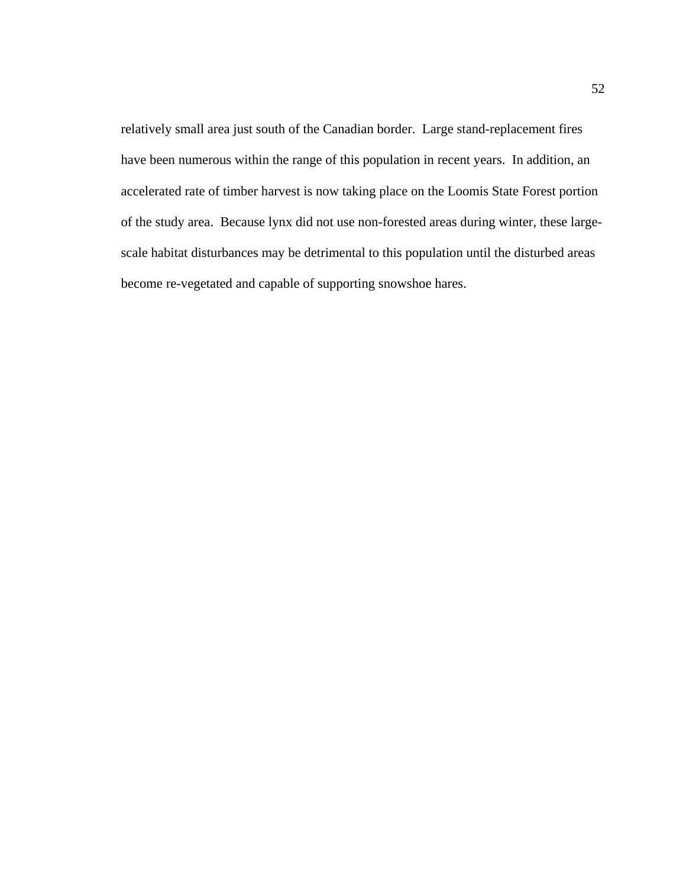relatively small area just south of the Canadian border. Large stand-replacement fires have been numerous within the range of this population in recent years. In addition, an accelerated rate of timber harvest is now taking place on the Loomis State Forest portion of the study area. Because lynx did not use non-forested areas during winter, these large-scale habitat disturbances may be detrimental to this population until the disturbed areas become re-vegetated and capable of supporting snowshoe hares.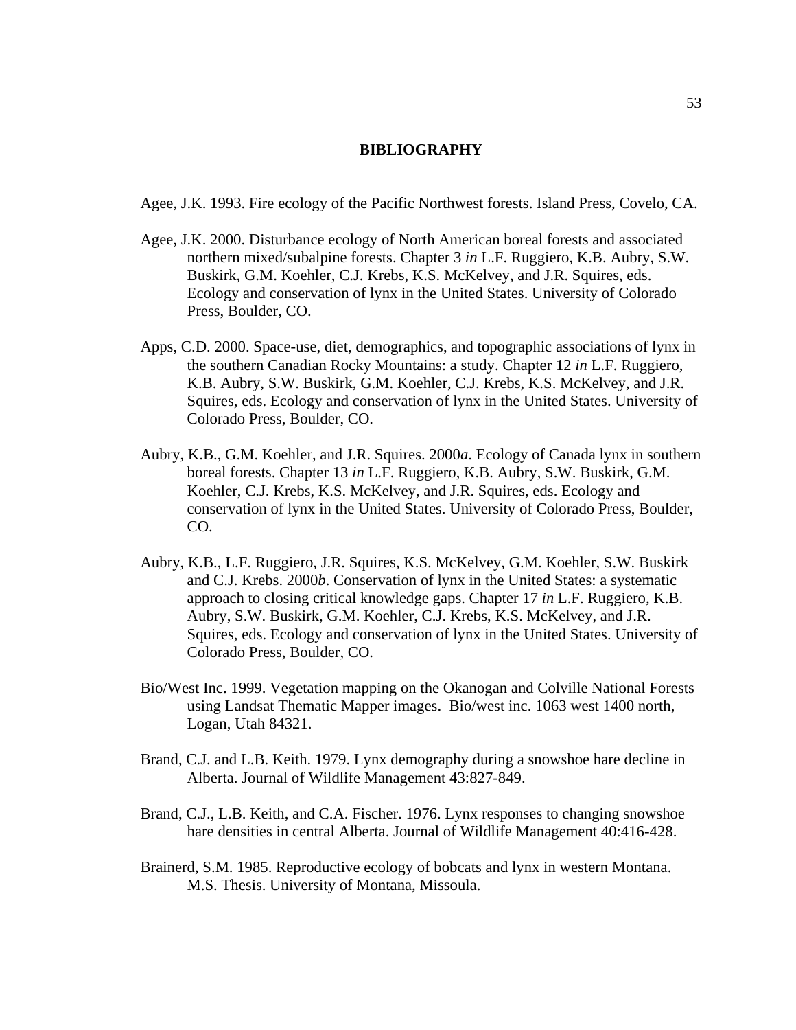# BIBLIOGRAPHY

Agee, J.K. 1993. Fire ecology of the Pacific Northwest forests. Island Press, Covelo, CA.

Agee, J.K. 2000. Disturbance ecology of North American boreal forests and associated northern mixed/subalpine forests. Chapter 3 *in* L.F. Ruggiero, K.B. Aubry, S.W. Buskirk, G.M. Koehler, C.J. Krebs, K.S. McKelvey, and J.R. Squires, eds. Ecology and conservation of lynx in the United States. University of Colorado Press, Boulder, CO.

Apps, C.D. 2000. Space-use, diet, demographics, and topographic associations of lynx in the southern Canadian Rocky Mountains: a study. Chapter 12 *in* L.F. Ruggiero, K.B. Aubry, S.W. Buskirk, G.M. Koehler, C.J. Krebs, K.S. McKelvey, and J.R. Squires, eds. Ecology and conservation of lynx in the United States. University of Colorado Press, Boulder, CO.

Aubry, K.B., G.M. Koehler, and J.R. Squires. 2000*a*. Ecology of Canada lynx in southern boreal forests. Chapter 13 *in* L.F. Ruggiero, K.B. Aubry, S.W. Buskirk, G.M. Koehler, C.J. Krebs, K.S. McKelvey, and J.R. Squires, eds. Ecology and conservation of lynx in the United States. University of Colorado Press, Boulder, CO.

Aubry, K.B., L.F. Ruggiero, J.R. Squires, K.S. McKelvey, G.M. Koehler, S.W. Buskirk and C.J. Krebs. 2000*b*. Conservation of lynx in the United States: a systematic approach to closing critical knowledge gaps. Chapter 17 *in* L.F. Ruggiero, K.B. Aubry, S.W. Buskirk, G.M. Koehler, C.J. Krebs, K.S. McKelvey, and J.R. Squires, eds. Ecology and conservation of lynx in the United States. University of Colorado Press, Boulder, CO.

Bio/West Inc. 1999. Vegetation mapping on the Okanogan and Colville National Forests using Landsat Thematic Mapper images. Bio/west inc. 1063 west 1400 north, Logan, Utah 84321.

Brand, C.J. and L.B. Keith. 1979. Lynx demography during a snowshoe hare decline in Alberta. Journal of Wildlife Management 43:827-849.

Brand, C.J., L.B. Keith, and C.A. Fischer. 1976. Lynx responses to changing snowshoe hare densities in central Alberta. Journal of Wildlife Management 40:416-428.

Brainerd, S.M. 1985. Reproductive ecology of bobcats and lynx in western Montana. M.S. Thesis. University of Montana, Missoula.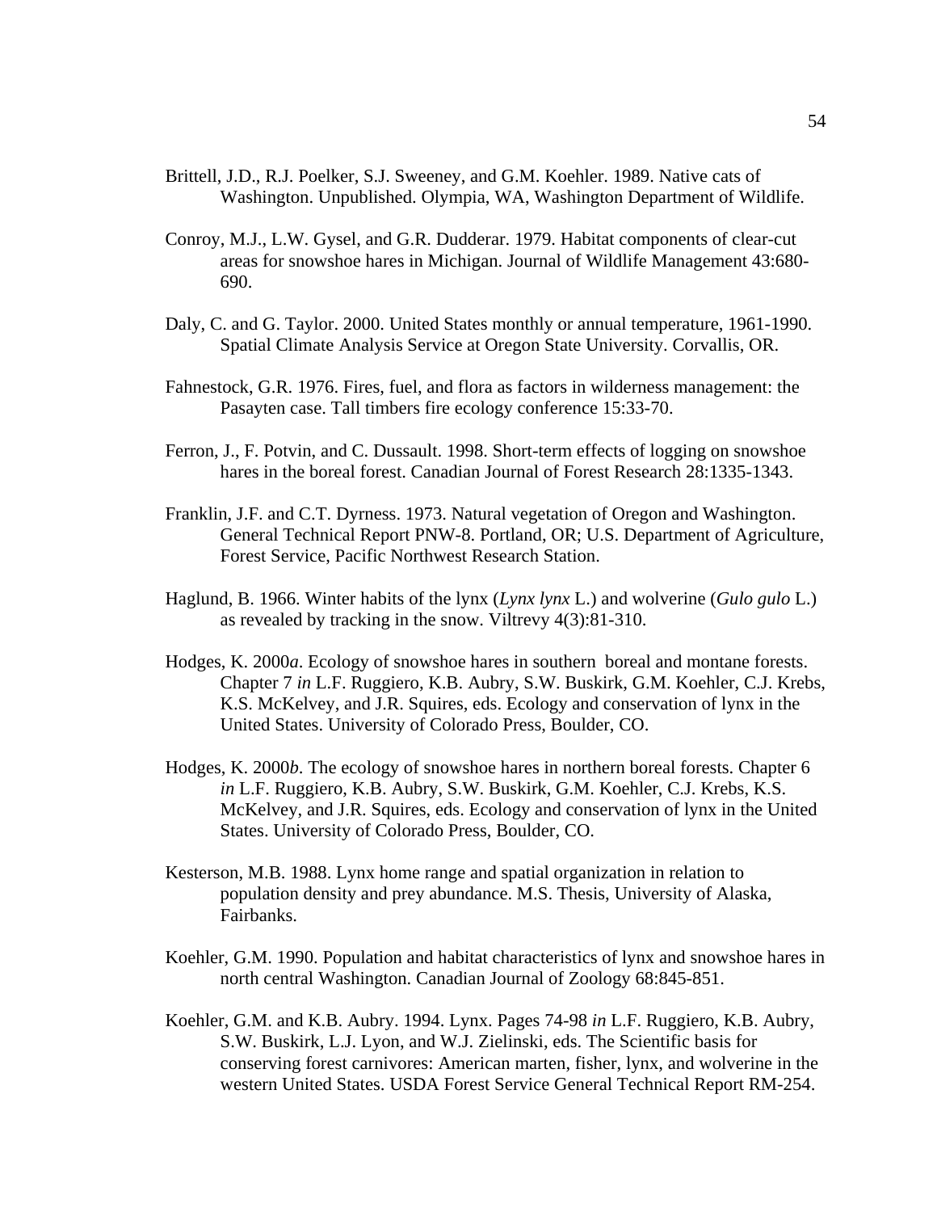Brittell, J.D., R.J. Poelker, S.J. Sweeney, and G.M. Koehler. 1989. Native cats of Washington. Unpublished. Olympia, WA, Washington Department of Wildlife.

Conroy, M.J., L.W. Gysel, and G.R. Dudderar. 1979. Habitat components of clear-cut areas for snowshoe hares in Michigan. Journal of Wildlife Management 43:680-690.

Daly, C. and G. Taylor. 2000. United States monthly or annual temperature, 1961-1990. Spatial Climate Analysis Service at Oregon State University. Corvallis, OR.

Fahnestock, G.R. 1976. Fires, fuel, and flora as factors in wilderness management: the Pasayten case. Tall timbers fire ecology conference 15:33-70.

Ferron, J., F. Potvin, and C. Dussault. 1998. Short-term effects of logging on snowshoe hares in the boreal forest. Canadian Journal of Forest Research 28:1335-1343.

Franklin, J.F. and C.T. Dyrness. 1973. Natural vegetation of Oregon and Washington. General Technical Report PNW-8. Portland, OR; U.S. Department of Agriculture, Forest Service, Pacific Northwest Research Station.

Haglund, B. 1966. Winter habits of the lynx (*Lynx lynx* L.) and wolverine (*Gulo gulo* L.) as revealed by tracking in the snow. Viltrevy 4(3):81-310.

Hodges, K. 2000*a*. Ecology of snowshoe hares in southern boreal and montane forests. Chapter 7 *in* L.F. Ruggiero, K.B. Aubry, S.W. Buskirk, G.M. Koehler, C.J. Krebs, K.S. McKelvey, and J.R. Squires, eds. Ecology and conservation of lynx in the United States. University of Colorado Press, Boulder, CO.

Hodges, K. 2000*b*. The ecology of snowshoe hares in northern boreal forests. Chapter 6 *in* L.F. Ruggiero, K.B. Aubry, S.W. Buskirk, G.M. Koehler, C.J. Krebs, K.S. McKelvey, and J.R. Squires, eds. Ecology and conservation of lynx in the United States. University of Colorado Press, Boulder, CO.

Kesterson, M.B. 1988. Lynx home range and spatial organization in relation to population density and prey abundance. M.S. Thesis, University of Alaska, Fairbanks.

Koehler, G.M. 1990. Population and habitat characteristics of lynx and snowshoe hares in north central Washington. Canadian Journal of Zoology 68:845-851.

Koehler, G.M. and K.B. Aubry. 1994. Lynx. Pages 74-98 *in* L.F. Ruggiero, K.B. Aubry, S.W. Buskirk, L.J. Lyon, and W.J. Zielinski, eds. The Scientific basis for conserving forest carnivores: American marten, fisher, lynx, and wolverine in the western United States. USDA Forest Service General Technical Report RM-254.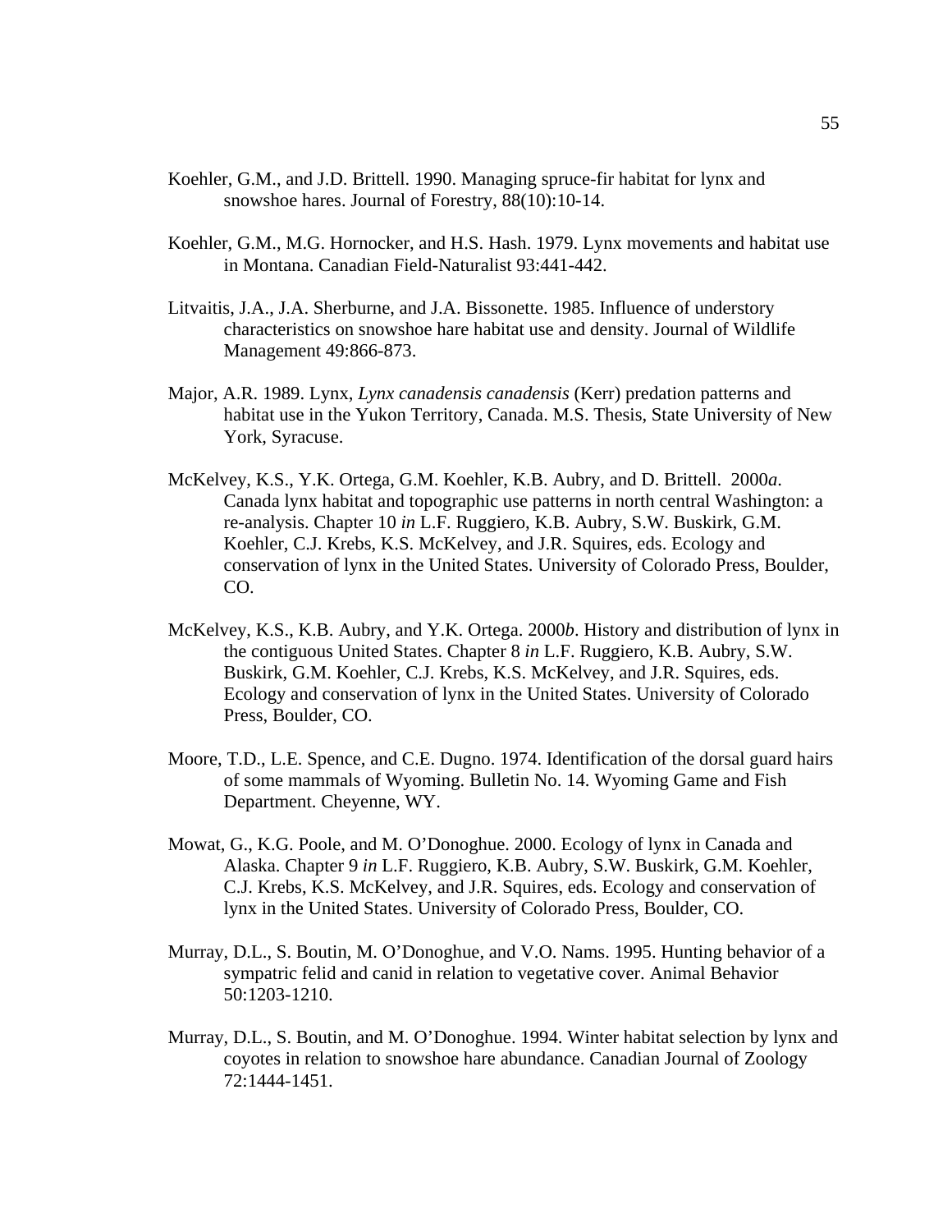Koehler, G.M., and J.D. Brittell. 1990. Managing spruce-fir habitat for lynx and snowshoe hares. Journal of Forestry, 88(10):10-14.

Koehler, G.M., M.G. Hornocker, and H.S. Hash. 1979. Lynx movements and habitat use in Montana. Canadian Field-Naturalist 93:441-442.

Litvaitis, J.A., J.A. Sherburne, and J.A. Bissonette. 1985. Influence of understory characteristics on snowshoe hare habitat use and density. Journal of Wildlife Management 49:866-873.

Major, A.R. 1989. Lynx, *Lynx canadensis canadensis* (Kerr) predation patterns and habitat use in the Yukon Territory, Canada. M.S. Thesis, State University of New York, Syracuse.

McKelvey, K.S., Y.K. Ortega, G.M. Koehler, K.B. Aubry, and D. Brittell. 2000*a*. Canada lynx habitat and topographic use patterns in north central Washington: a re-analysis. Chapter 10 *in* L.F. Ruggiero, K.B. Aubry, S.W. Buskirk, G.M. Koehler, C.J. Krebs, K.S. McKelvey, and J.R. Squires, eds. Ecology and conservation of lynx in the United States. University of Colorado Press, Boulder, CO.

McKelvey, K.S., K.B. Aubry, and Y.K. Ortega. 2000*b*. History and distribution of lynx in the contiguous United States. Chapter 8 *in* L.F. Ruggiero, K.B. Aubry, S.W. Buskirk, G.M. Koehler, C.J. Krebs, K.S. McKelvey, and J.R. Squires, eds. Ecology and conservation of lynx in the United States. University of Colorado Press, Boulder, CO.

Moore, T.D., L.E. Spence, and C.E. Dugno. 1974. Identification of the dorsal guard hairs of some mammals of Wyoming. Bulletin No. 14. Wyoming Game and Fish Department. Cheyenne, WY.

Mowat, G., K.G. Poole, and M. O'Donoghue. 2000. Ecology of lynx in Canada and Alaska. Chapter 9 *in* L.F. Ruggiero, K.B. Aubry, S.W. Buskirk, G.M. Koehler, C.J. Krebs, K.S. McKelvey, and J.R. Squires, eds. Ecology and conservation of lynx in the United States. University of Colorado Press, Boulder, CO.

Murray, D.L., S. Boutin, M. O'Donoghue, and V.O. Nams. 1995. Hunting behavior of a sympatric felid and canid in relation to vegetative cover. Animal Behavior 50:1203-1210.

Murray, D.L., S. Boutin, and M. O'Donoghue. 1994. Winter habitat selection by lynx and coyotes in relation to snowshoe hare abundance. Canadian Journal of Zoology 72:1444-1451.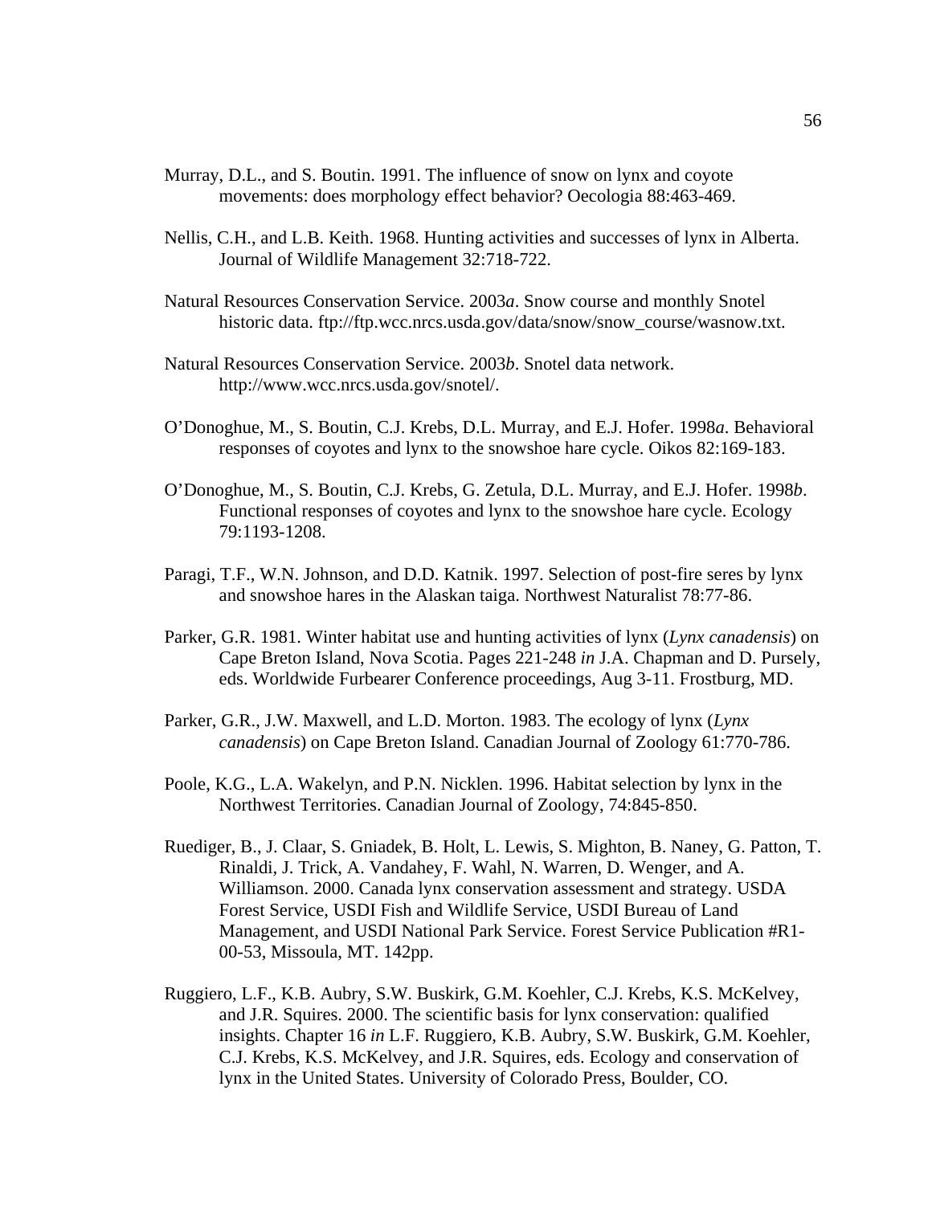Murray, D.L., and S. Boutin. 1991. The influence of snow on lynx and coyote movements: does morphology effect behavior? Oecologia 88:463-469.

Nellis, C.H., and L.B. Keith. 1968. Hunting activities and successes of lynx in Alberta. Journal of Wildlife Management 32:718-722.

Natural Resources Conservation Service. 2003*a*. Snow course and monthly Snotel historic data. ftp://ftp.wcc.nrcs.usda.gov/data/snow/snow_course/wasnow.txt.

Natural Resources Conservation Service. 2003*b*. Snotel data network. http://www.wcc.nrcs.usda.gov/snotel/.

O'Donoghue, M., S. Boutin, C.J. Krebs, D.L. Murray, and E.J. Hofer. 1998*a*. Behavioral responses of coyotes and lynx to the snowshoe hare cycle. Oikos 82:169-183.

O'Donoghue, M., S. Boutin, C.J. Krebs, G. Zetula, D.L. Murray, and E.J. Hofer. 1998*b*. Functional responses of coyotes and lynx to the snowshoe hare cycle. Ecology 79:1193-1208.

Paragi, T.F., W.N. Johnson, and D.D. Katnik. 1997. Selection of post-fire seres by lynx and snowshoe hares in the Alaskan taiga. Northwest Naturalist 78:77-86.

Parker, G.R. 1981. Winter habitat use and hunting activities of lynx (*Lynx canadensis*) on Cape Breton Island, Nova Scotia. Pages 221-248 *in* J.A. Chapman and D. Pursely, eds. Worldwide Furbearer Conference proceedings, Aug 3-11. Frostburg, MD.

Parker, G.R., J.W. Maxwell, and L.D. Morton. 1983. The ecology of lynx (*Lynx canadensis*) on Cape Breton Island. Canadian Journal of Zoology 61:770-786.

Poole, K.G., L.A. Wakelyn, and P.N. Nicklen. 1996. Habitat selection by lynx in the Northwest Territories. Canadian Journal of Zoology, 74:845-850.

Ruediger, B., J. Claar, S. Gniadek, B. Holt, L. Lewis, S. Mighton, B. Naney, G. Patton, T. Rinaldi, J. Trick, A. Vandahey, F. Wahl, N. Warren, D. Wenger, and A. Williamson. 2000. Canada lynx conservation assessment and strategy. USDA Forest Service, USDI Fish and Wildlife Service, USDI Bureau of Land Management, and USDI National Park Service. Forest Service Publication #R1-00-53, Missoula, MT. 142pp.

Ruggiero, L.F., K.B. Aubry, S.W. Buskirk, G.M. Koehler, C.J. Krebs, K.S. McKelvey, and J.R. Squires. 2000. The scientific basis for lynx conservation: qualified insights. Chapter 16 *in* L.F. Ruggiero, K.B. Aubry, S.W. Buskirk, G.M. Koehler, C.J. Krebs, K.S. McKelvey, and J.R. Squires, eds. Ecology and conservation of lynx in the United States. University of Colorado Press, Boulder, CO.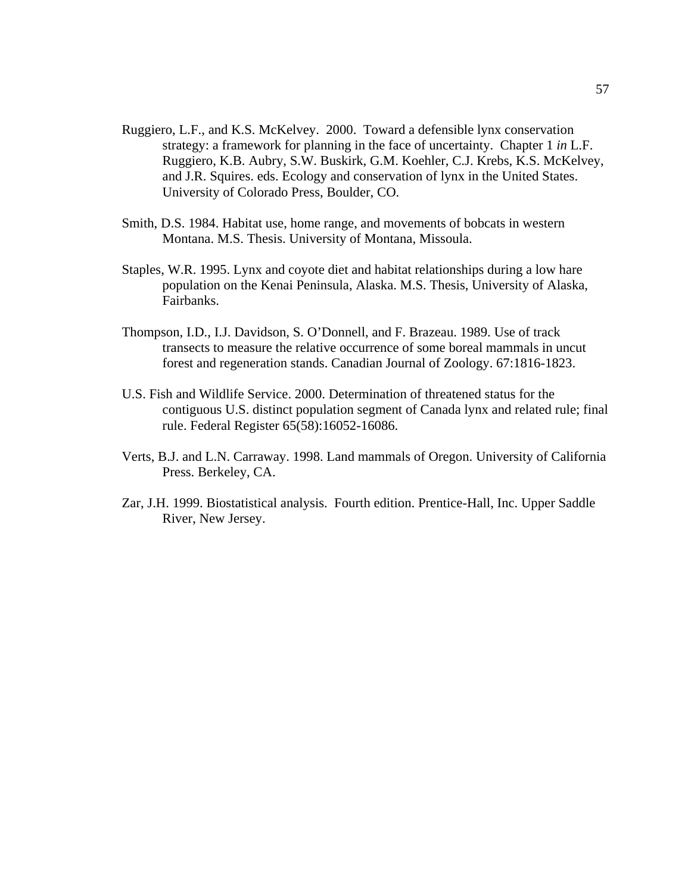Ruggiero, L.F., and K.S. McKelvey. 2000. Toward a defensible lynx conservation strategy: a framework for planning in the face of uncertainty. Chapter 1 *in* L.F. Ruggiero, K.B. Aubry, S.W. Buskirk, G.M. Koehler, C.J. Krebs, K.S. McKelvey, and J.R. Squires. eds. Ecology and conservation of lynx in the United States. University of Colorado Press, Boulder, CO.

Smith, D.S. 1984. Habitat use, home range, and movements of bobcats in western Montana. M.S. Thesis. University of Montana, Missoula.

Staples, W.R. 1995. Lynx and coyote diet and habitat relationships during a low hare population on the Kenai Peninsula, Alaska. M.S. Thesis, University of Alaska, Fairbanks.

Thompson, I.D., I.J. Davidson, S. O'Donnell, and F. Brazeau. 1989. Use of track transects to measure the relative occurrence of some boreal mammals in uncut forest and regeneration stands. Canadian Journal of Zoology. 67:1816-1823.

U.S. Fish and Wildlife Service. 2000. Determination of threatened status for the contiguous U.S. distinct population segment of Canada lynx and related rule; final rule. Federal Register 65(58):16052-16086.

Verts, B.J. and L.N. Carraway. 1998. Land mammals of Oregon. University of California Press. Berkeley, CA.

Zar, J.H. 1999. Biostatistical analysis. Fourth edition. Prentice-Hall, Inc. Upper Saddle River, New Jersey.